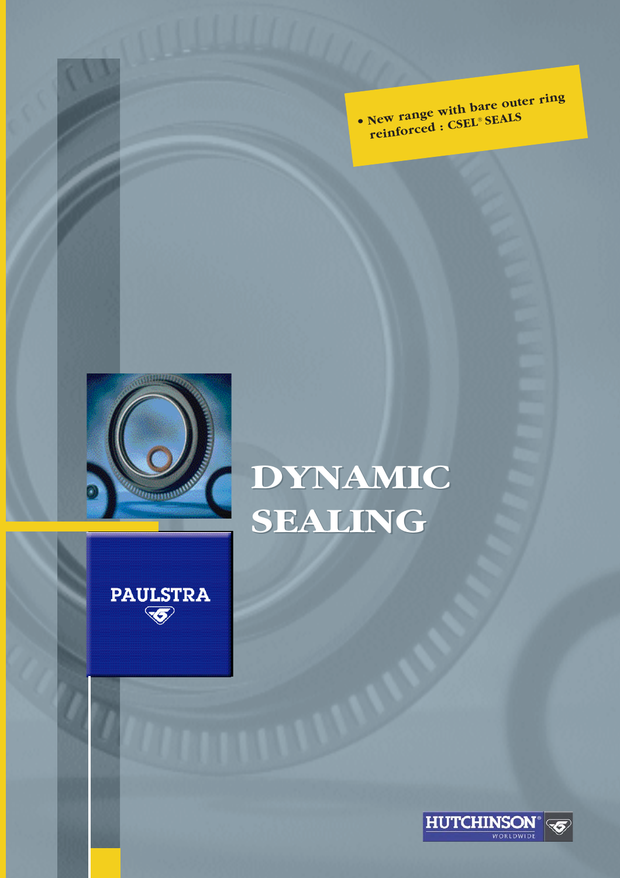• New range with bare outer ring reinforced : CSEL® SEALS

# DYNAMIC SEALING

PAULSTRA

HUTCHINSON® WORLDWIDE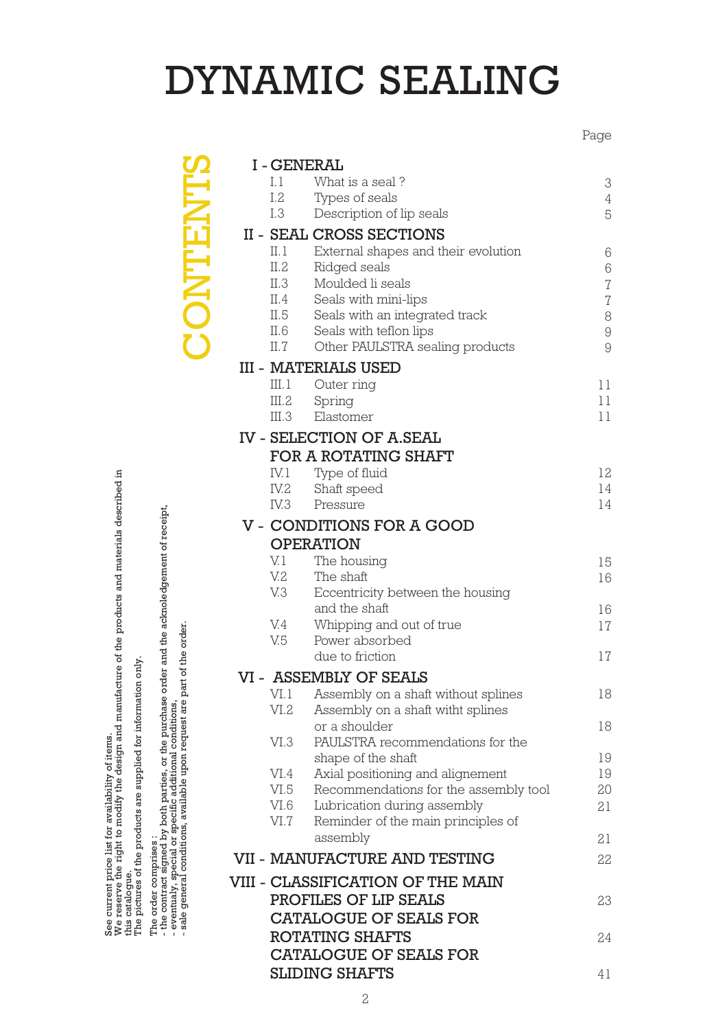# DYNAMIC SEALING

## CONTENTS

| | | Page |
|---|---|---|
| **I - GENERAL** | | |
| I.1 | What is a seal ? | 3 |
| I.2 | Types of seals | 4 |
| I.3 | Description of lip seals | 5 |
| **II - SEAL CROSS SECTIONS** | | |
| II.1 | External shapes and their evolution | 6 |
| II.2 | Ridged seals | 6 |
| II.3 | Moulded li seals | 7 |
| II.4 | Seals with mini-lips | 7 |
| II.5 | Seals with an integrated track | 8 |
| II.6 | Seals with teflon lips | 9 |
| II.7 | Other PAULSTRA sealing products | 9 |
| **III - MATERIALS USED** | | |
| III.1 | Outer ring | 11 |
| III.2 | Spring | 11 |
| III.3 | Elastomer | 11 |
| **IV - SELECTION OF A.SEAL FOR A ROTATING SHAFT** | | |
| IV.1 | Type of fluid | 12 |
| IV.2 | Shaft speed | 14 |
| IV.3 | Pressure | 14 |
| **V - CONDITIONS FOR A GOOD OPERATION** | | |
| V.1 | The housing | 15 |
| V.2 | The shaft | 16 |
| V.3 | Eccentricity between the housing and the shaft | 16 |
| V.4 | Whipping and out of true | 17 |
| V.5 | Power absorbed due to friction | 17 |
| **VI - ASSEMBLY OF SEALS** | | |
| VI.1 | Assembly on a shaft without splines | 18 |
| VI.2 | Assembly on a shaft witht splines or a shoulder | 18 |
| VI.3 | PAULSTRA recommendations for the shape of the shaft | 19 |
| VI.4 | Axial positioning and alignement | 19 |
| VI.5 | Recommendations for the assembly tool | 20 |
| VI.6 | Lubrication during assembly | 21 |
| VI.7 | Reminder of the main principles of assembly | 21 |
| **VII - MANUFACTURE AND TESTING** | | 22 |
| **VIII - CLASSIFICATION OF THE MAIN PROFILES OF LIP SEALS** | | 23 |
| **CATALOGUE OF SEALS FOR ROTATING SHAFTS** | | 24 |
| **CATALOGUE OF SEALS FOR SLIDING SHAFTS** | | 41 |

See current price list for availability of items.
We reserve the right to modify the design and manufacture of the products and materials described in this catalogue.
The pictures of the products are supplied for information only.

The order comprises :
- the contract signed by both parties, or the purchase order and the acknoledgement of receipt,
- eventualy, special or specific additional conditions,
- sale general conditions, available upon request are part of the order.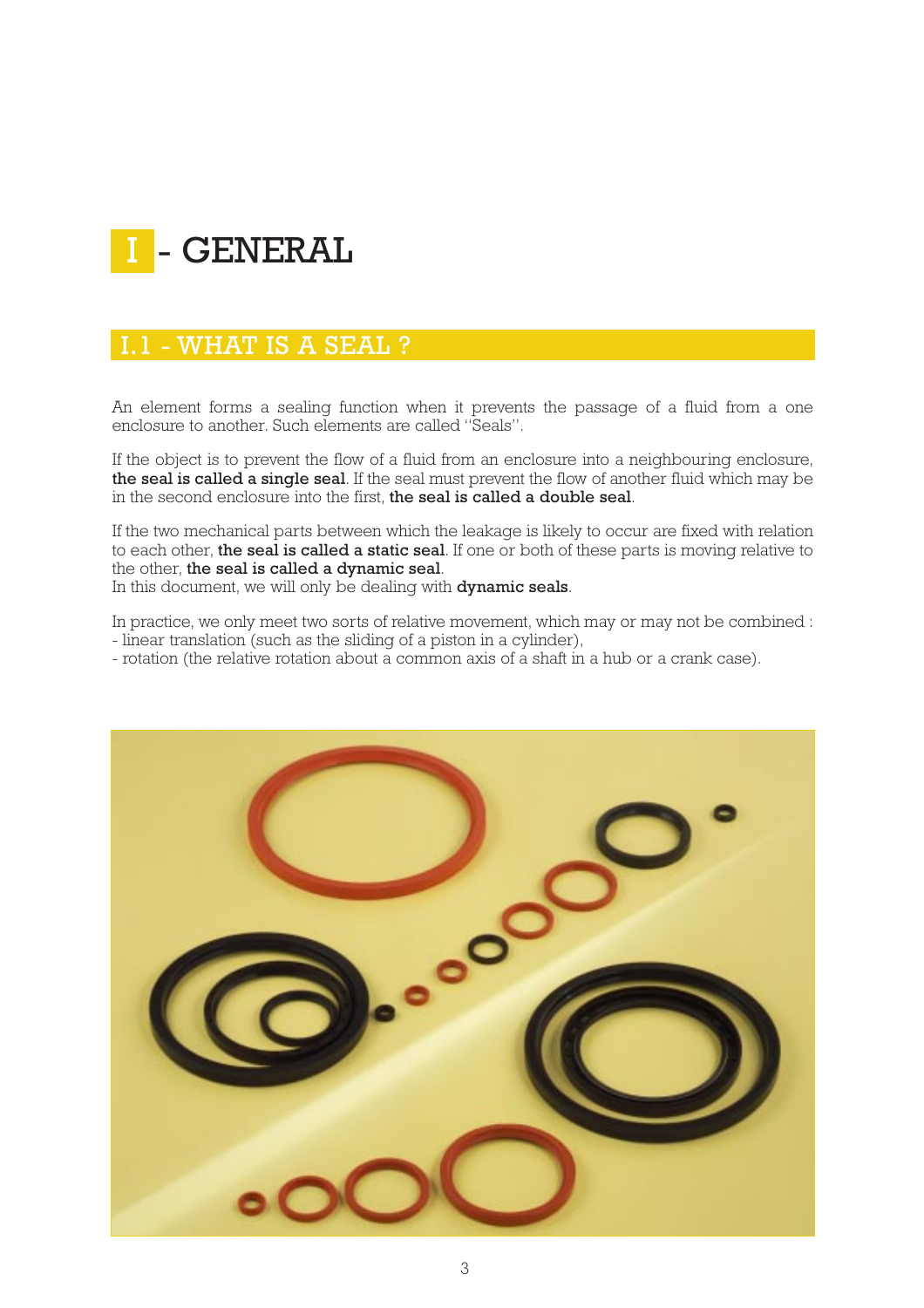# I - GENERAL

## I.1 - WHAT IS A SEAL ?

An element forms a sealing function when it prevents the passage of a fluid from a one enclosure to another. Such elements are called "Seals".

If the object is to prevent the flow of a fluid from an enclosure into a neighbouring enclosure, **the seal is called a single seal**. If the seal must prevent the flow of another fluid which may be in the second enclosure into the first, **the seal is called a double seal**.

If the two mechanical parts between which the leakage is likely to occur are fixed with relation to each other, **the seal is called a static seal**. If one or both of these parts is moving relative to the other, **the seal is called a dynamic seal**.
In this document, we will only be dealing with **dynamic seals**.

In practice, we only meet two sorts of relative movement, which may or may not be combined :
- linear translation (such as the sliding of a piston in a cylinder),
- rotation (the relative rotation about a common axis of a shaft in a hub or a crank case).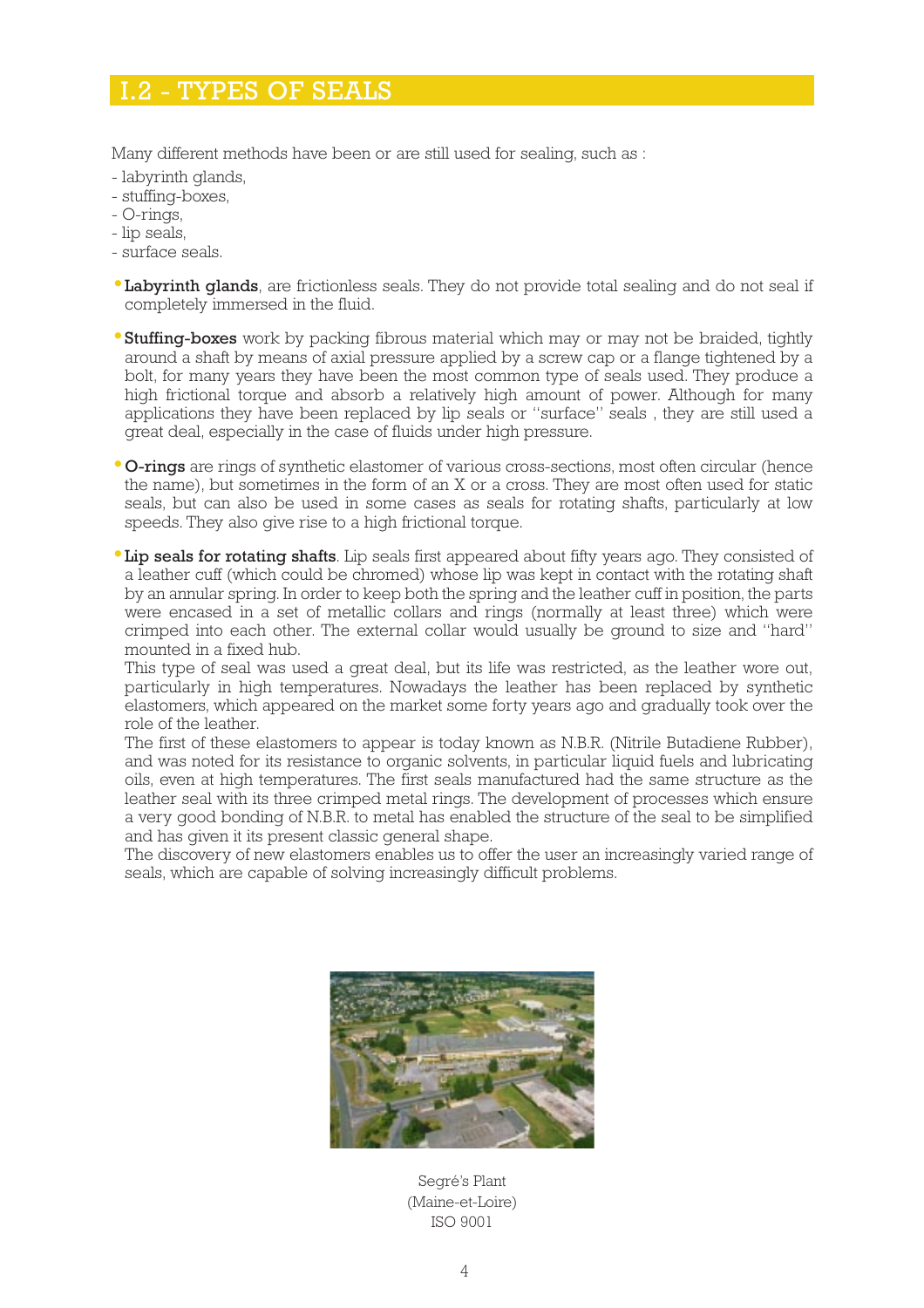## I.2 - TYPES OF SEALS

Many different methods have been or are still used for sealing, such as :

- labyrinth glands,
- stuffing-boxes,
- O-rings,
- lip seals,
- surface seals.

- **Labyrinth glands**, are frictionless seals. They do not provide total sealing and do not seal if completely immersed in the fluid.

- **Stuffing-boxes** work by packing fibrous material which may or may not be braided, tightly around a shaft by means of axial pressure applied by a screw cap or a flange tightened by a bolt, for many years they have been the most common type of seals used. They produce a high frictional torque and absorb a relatively high amount of power. Although for many applications they have been replaced by lip seals or "surface" seals , they are still used a great deal, especially in the case of fluids under high pressure.

- **O-rings** are rings of synthetic elastomer of various cross-sections, most often circular (hence the name), but sometimes in the form of an X or a cross. They are most often used for static seals, but can also be used in some cases as seals for rotating shafts, particularly at low speeds. They also give rise to a high frictional torque.

- **Lip seals for rotating shafts**. Lip seals first appeared about fifty years ago. They consisted of a leather cuff (which could be chromed) whose lip was kept in contact with the rotating shaft by an annular spring. In order to keep both the spring and the leather cuff in position, the parts were encased in a set of metallic collars and rings (normally at least three) which were crimped into each other. The external collar would usually be ground to size and "hard" mounted in a fixed hub.

  This type of seal was used a great deal, but its life was restricted, as the leather wore out, particularly in high temperatures. Nowadays the leather has been replaced by synthetic elastomers, which appeared on the market some forty years ago and gradually took over the role of the leather.

  The first of these elastomers to appear is today known as N.B.R. (Nitrile Butadiene Rubber), and was noted for its resistance to organic solvents, in particular liquid fuels and lubricating oils, even at high temperatures. The first seals manufactured had the same structure as the leather seal with its three crimped metal rings. The development of processes which ensure a very good bonding of N.B.R. to metal has enabled the structure of the seal to be simplified and has given it its present classic general shape.

  The discovery of new elastomers enables us to offer the user an increasingly varied range of seals, which are capable of solving increasingly difficult problems.

Segré's Plant
(Maine-et-Loire)
ISO 9001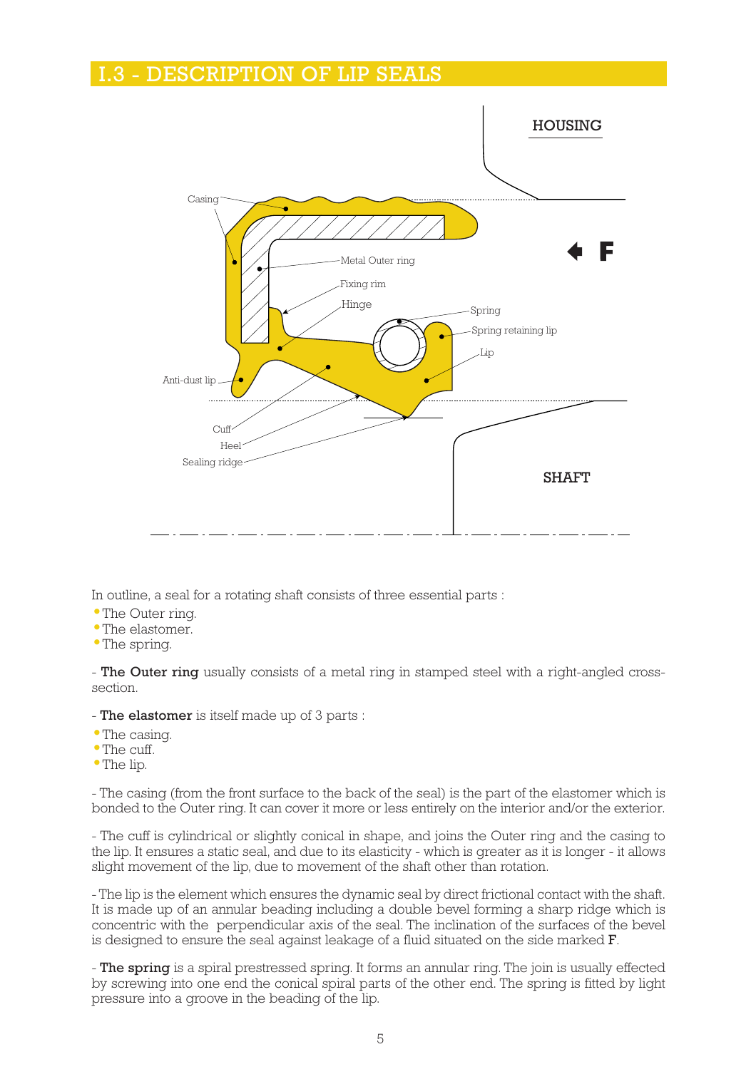# I.3 - DESCRIPTION OF LIP SEALS

In outline, a seal for a rotating shaft consists of three essential parts :

- The Outer ring.
- The elastomer.
- The spring.

- **The Outer ring** usually consists of a metal ring in stamped steel with a right-angled cross-section.

- **The elastomer** is itself made up of 3 parts :

- The casing.
- The cuff.
- The lip.

- The casing (from the front surface to the back of the seal) is the part of the elastomer which is bonded to the Outer ring. It can cover it more or less entirely on the interior and/or the exterior.

- The cuff is cylindrical or slightly conical in shape, and joins the Outer ring and the casing to the lip. It ensures a static seal, and due to its elasticity - which is greater as it is longer - it allows slight movement of the lip, due to movement of the shaft other than rotation.

- The lip is the element which ensures the dynamic seal by direct frictional contact with the shaft. It is made up of an annular beading including a double bevel forming a sharp ridge which is concentric with the perpendicular axis of the seal. The inclination of the surfaces of the bevel is designed to ensure the seal against leakage of a fluid situated on the side marked **F**.

- **The spring** is a spiral prestressed spring. It forms an annular ring. The join is usually effected by screwing into one end the conical spiral parts of the other end. The spring is fitted by light pressure into a groove in the beading of the lip.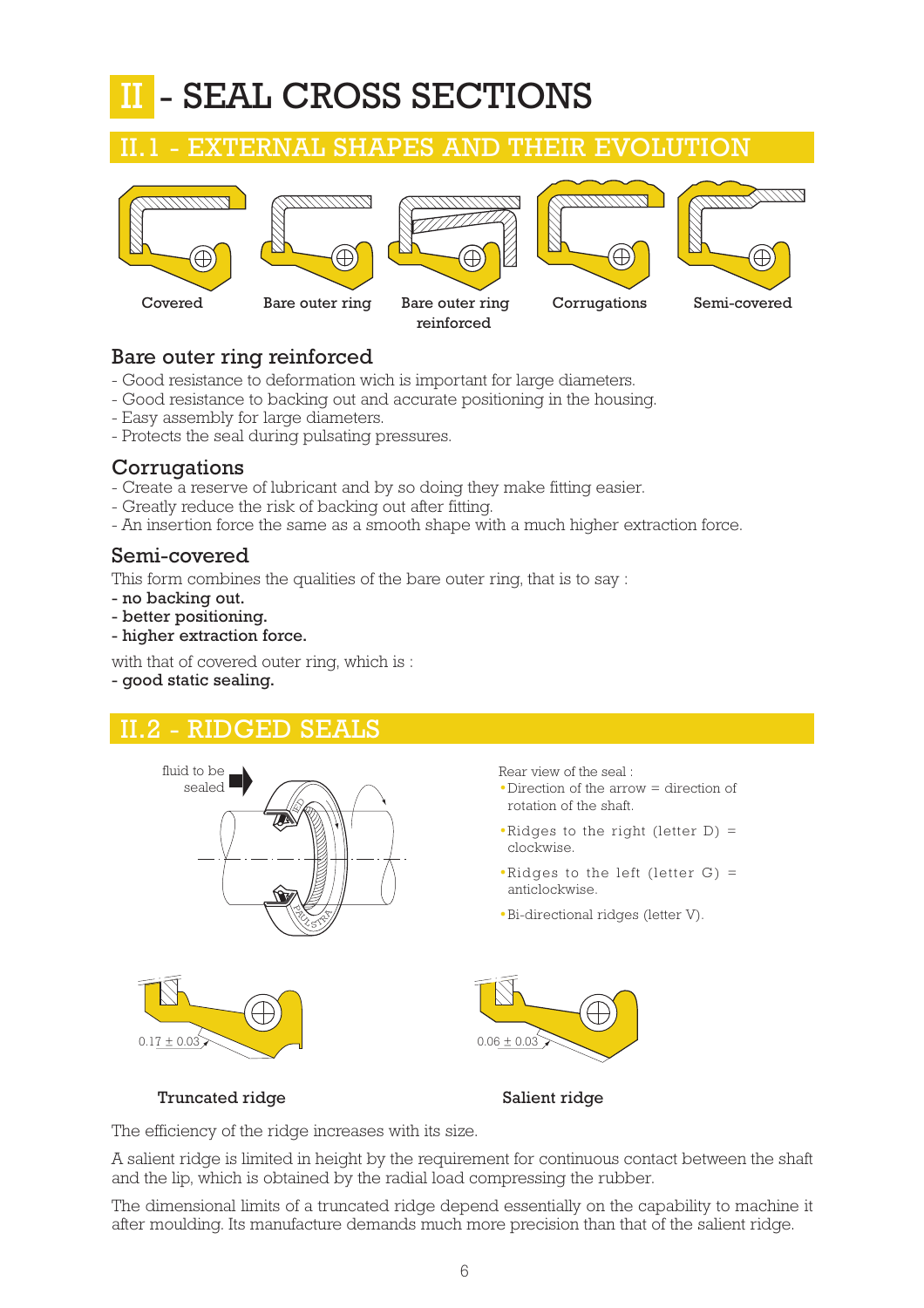# II - SEAL CROSS SECTIONS

## II.1 - EXTERNAL SHAPES AND THEIR EVOLUTION

Covered | Bare outer ring | Bare outer ring reinforced | Corrugations | Semi-covered

### Bare outer ring reinforced

- Good resistance to deformation wich is important for large diameters.
- Good resistance to backing out and accurate positioning in the housing.
- Easy assembly for large diameters.
- Protects the seal during pulsating pressures.

### Corrugations

- Create a reserve of lubricant and by so doing they make fitting easier.
- Greatly reduce the risk of backing out after fitting.
- An insertion force the same as a smooth shape with a much higher extraction force.

### Semi-covered

This form combines the qualities of the bare outer ring, that is to say :

- **no backing out.**
- **better positioning.**
- **higher extraction force.**

with that of covered outer ring, which is :

- **good static sealing.**

## II.2 - RIDGED SEALS

fluid to be sealed

Rear view of the seal :

- Direction of the arrow = direction of rotation of the shaft.
- Ridges to the right (letter D) = clockwise.
- Ridges to the left (letter G) = anticlockwise.
- Bi-directional ridges (letter V).

0.17 ± 0.03

**Truncated ridge**

0.06 ± 0.03

**Salient ridge**

The efficiency of the ridge increases with its size.

A salient ridge is limited in height by the requirement for continuous contact between the shaft and the lip, which is obtained by the radial load compressing the rubber.

The dimensional limits of a truncated ridge depend essentially on the capability to machine it after moulding. Its manufacture demands much more precision than that of the salient ridge.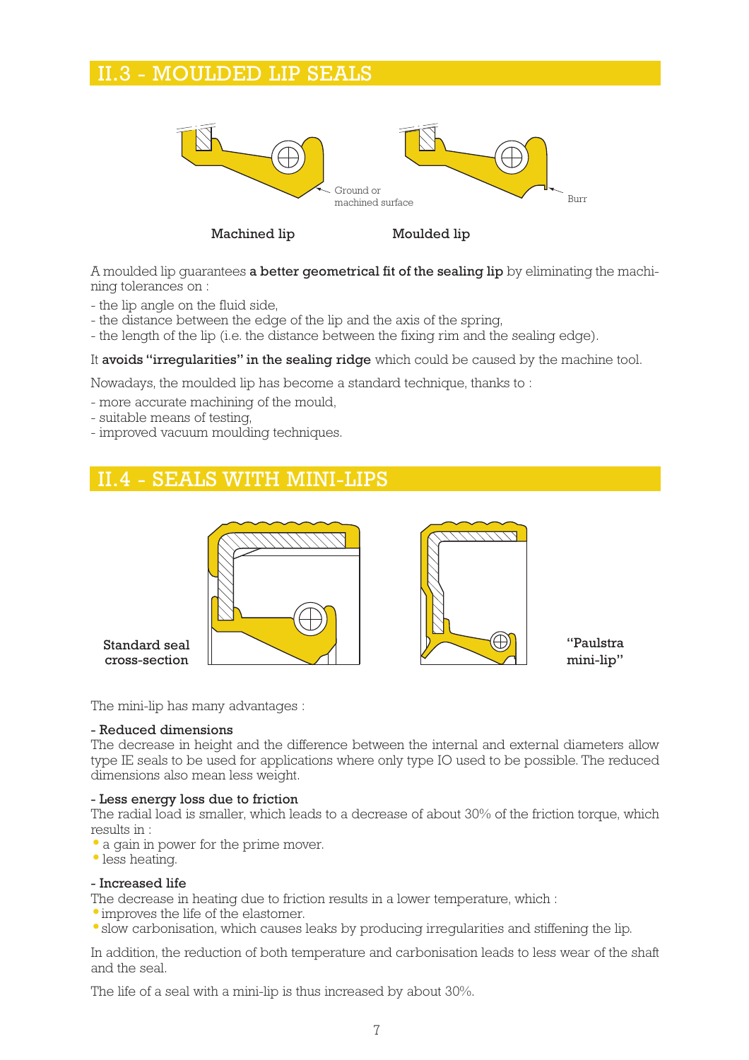## II.3 - MOULDED LIP SEALS

Ground or machined surface

Burr

**Machined lip** **Moulded lip**

A moulded lip guarantees **a better geometrical fit of the sealing lip** by eliminating the machining tolerances on :

- the lip angle on the fluid side,
- the distance between the edge of the lip and the axis of the spring,
- the length of the lip (i.e. the distance between the fixing rim and the sealing edge).

It **avoids "irregularities" in the sealing ridge** which could be caused by the machine tool.

Nowadays, the moulded lip has become a standard technique, thanks to :

- more accurate machining of the mould,
- suitable means of testing,
- improved vacuum moulding techniques.

## II.4 - SEALS WITH MINI-LIPS

**Standard seal cross-section**

**"Paulstra mini-lip"**

The mini-lip has many advantages :

**- Reduced dimensions**

The decrease in height and the difference between the internal and external diameters allow type IE seals to be used for applications where only type IO used to be possible. The reduced dimensions also mean less weight.

**- Less energy loss due to friction**

The radial load is smaller, which leads to a decrease of about 30% of the friction torque, which results in :

- a gain in power for the prime mover.
- less heating.

**- Increased life**

The decrease in heating due to friction results in a lower temperature, which :

- improves the life of the elastomer.
- slow carbonisation, which causes leaks by producing irregularities and stiffening the lip.

In addition, the reduction of both temperature and carbonisation leads to less wear of the shaft and the seal.

The life of a seal with a mini-lip is thus increased by about 30%.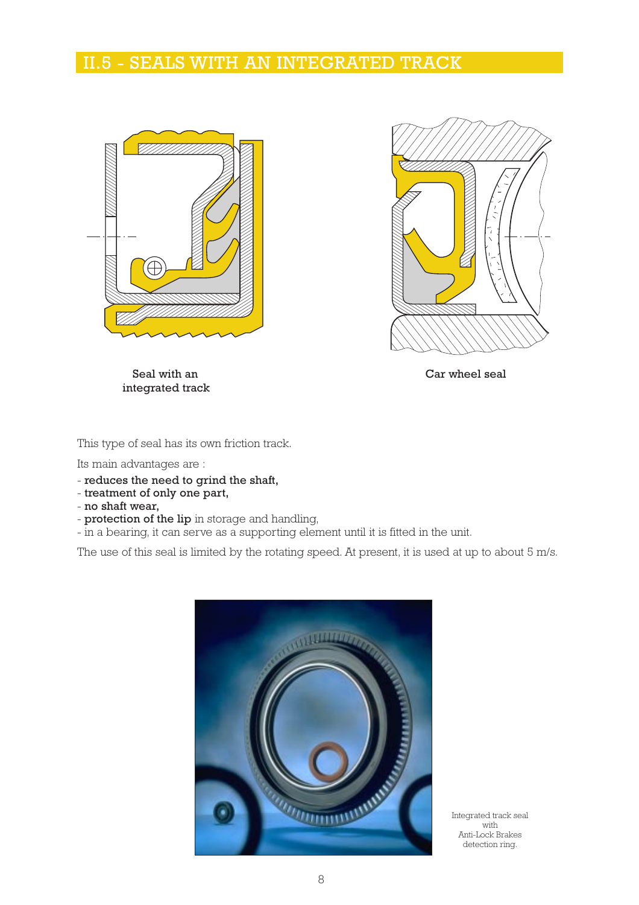## II.5 - SEALS WITH AN INTEGRATED TRACK

Seal with an integrated track

Car wheel seal

This type of seal has its own friction track.

Its main advantages are :

- **reduces the need to grind the shaft,**
- **treatment of only one part,**
- **no shaft wear,**
- **protection of the lip** in storage and handling,
- in a bearing, it can serve as a supporting element until it is fitted in the unit.

The use of this seal is limited by the rotating speed. At present, it is used at up to about 5 m/s.

Integrated track seal with Anti-Lock Brakes detection ring.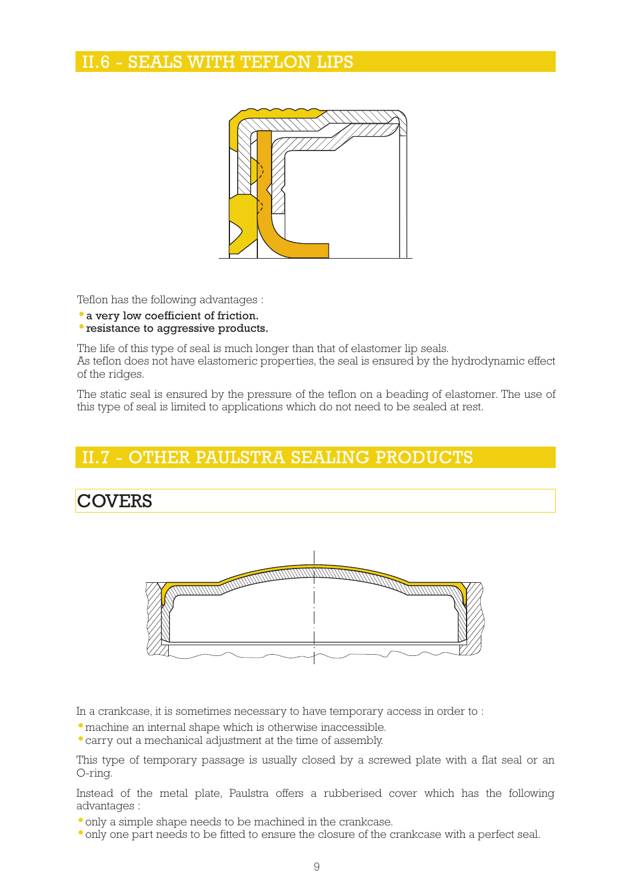## II.6 - SEALS WITH TEFLON LIPS

Teflon has the following advantages :

- **a very low coefficient of friction.**
- **resistance to aggressive products.**

The life of this type of seal is much longer than that of elastomer lip seals.
As teflon does not have elastomeric properties, the seal is ensured by the hydrodynamic effect of the ridges.

The static seal is ensured by the pressure of the teflon on a beading of elastomer. The use of this type of seal is limited to applications which do not need to be sealed at rest.

## II.7 - OTHER PAULSTRA SEALING PRODUCTS

### COVERS

In a crankcase, it is sometimes necessary to have temporary access in order to :

- machine an internal shape which is otherwise inaccessible.
- carry out a mechanical adjustment at the time of assembly.

This type of temporary passage is usually closed by a screwed plate with a flat seal or an O-ring.

Instead of the metal plate, Paulstra offers a rubberised cover which has the following advantages :

- only a simple shape needs to be machined in the crankcase.
- only one part needs to be fitted to ensure the closure of the crankcase with a perfect seal.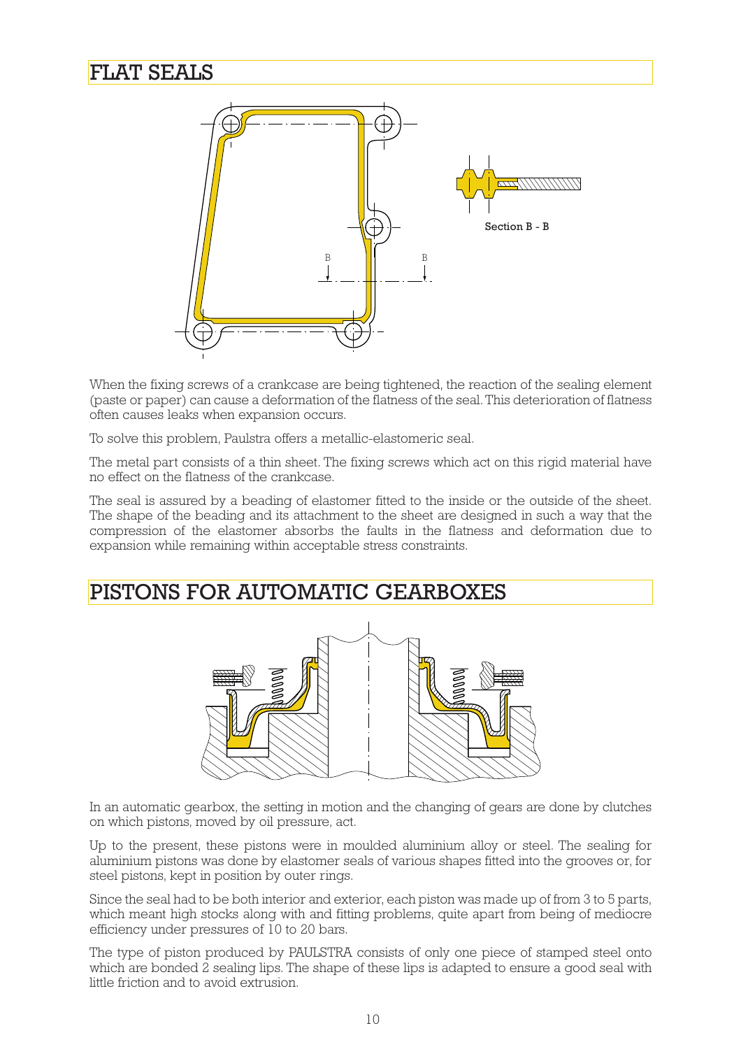# FLAT SEALS

Section B - B

When the fixing screws of a crankcase are being tightened, the reaction of the sealing element (paste or paper) can cause a deformation of the flatness of the seal. This deterioration of flatness often causes leaks when expansion occurs.

To solve this problem, Paulstra offers a metallic-elastomeric seal.

The metal part consists of a thin sheet. The fixing screws which act on this rigid material have no effect on the flatness of the crankcase.

The seal is assured by a beading of elastomer fitted to the inside or the outside of the sheet. The shape of the beading and its attachment to the sheet are designed in such a way that the compression of the elastomer absorbs the faults in the flatness and deformation due to expansion while remaining within acceptable stress constraints.

# PISTONS FOR AUTOMATIC GEARBOXES

In an automatic gearbox, the setting in motion and the changing of gears are done by clutches on which pistons, moved by oil pressure, act.

Up to the present, these pistons were in moulded aluminium alloy or steel. The sealing for aluminium pistons was done by elastomer seals of various shapes fitted into the grooves or, for steel pistons, kept in position by outer rings.

Since the seal had to be both interior and exterior, each piston was made up of from 3 to 5 parts, which meant high stocks along with and fitting problems, quite apart from being of mediocre efficiency under pressures of 10 to 20 bars.

The type of piston produced by PAULSTRA consists of only one piece of stamped steel onto which are bonded 2 sealing lips. The shape of these lips is adapted to ensure a good seal with little friction and to avoid extrusion.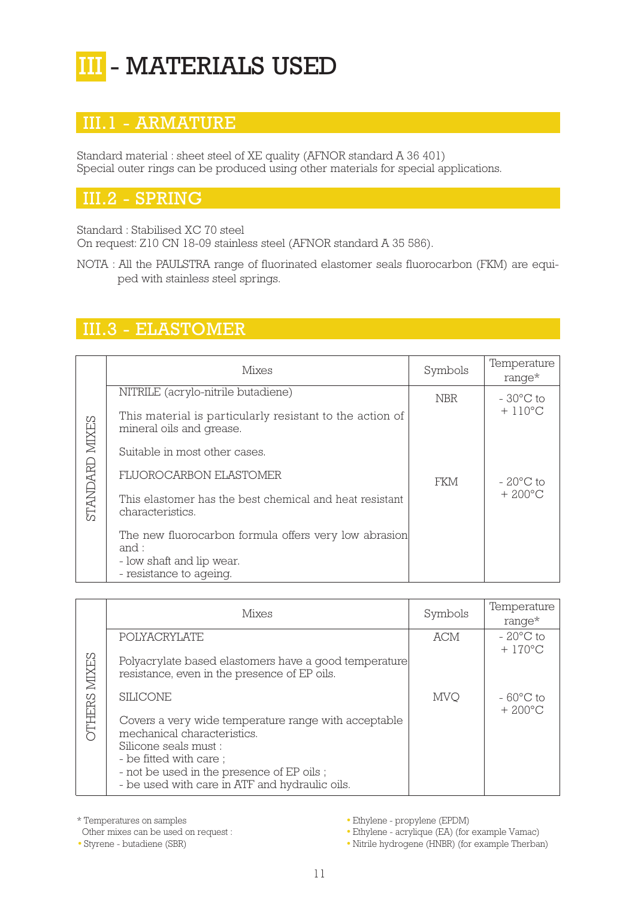# III - MATERIALS USED

## III.1 - ARMATURE

Standard material : sheet steel of XE quality (AFNOR standard A 36 401)
Special outer rings can be produced using other materials for special applications.

## III.2 - SPRING

Standard : Stabilised XC 70 steel
On request: Z10 CN 18-09 stainless steel (AFNOR standard A 35 586).

NOTA : All the PAULSTRA range of fluorinated elastomer seals fluorocarbon (FKM) are equiped with stainless steel springs.

## III.3 - ELASTOMER

| | Mixes | Symbols | Temperature range* |
|---|---|---|---|
| STANDARD MIXES | NITRILE (acrylo-nitrile butadiene)<br><br>This material is particularly resistant to the action of mineral oils and grease.<br><br>Suitable in most other cases. | NBR | - 30°C to + 110°C |
| | FLUOROCARBON ELASTOMER<br><br>This elastomer has the best chemical and heat resistant characteristics.<br><br>The new fluorocarbon formula offers very low abrasion and :<br>- low shaft and lip wear.<br>- resistance to ageing. | FKM | - 20°C to + 200°C |

| | Mixes | Symbols | Temperature range* |
|---|---|---|---|
| OTHERS MIXES | POLYACRYLATE<br><br>Polyacrylate based elastomers have a good temperature resistance, even in the presence of EP oils. | ACM | - 20°C to + 170°C |
| | SILICONE<br><br>Covers a very wide temperature range with acceptable mechanical characteristics.<br>Silicone seals must :<br>- be fitted with care ;<br>- not be used in the presence of EP oils ;<br>- be used with care in ATF and hydraulic oils. | MVQ | - 60°C to + 200°C |

\* Temperatures on samples

Other mixes can be used on request :

- Styrene - butadiene (SBR)
- Ethylene - propylene (EPDM)
- Ethylene - acrylique (EA) (for example Vamac)
- Nitrile hydrogene (HNBR) (for example Therban)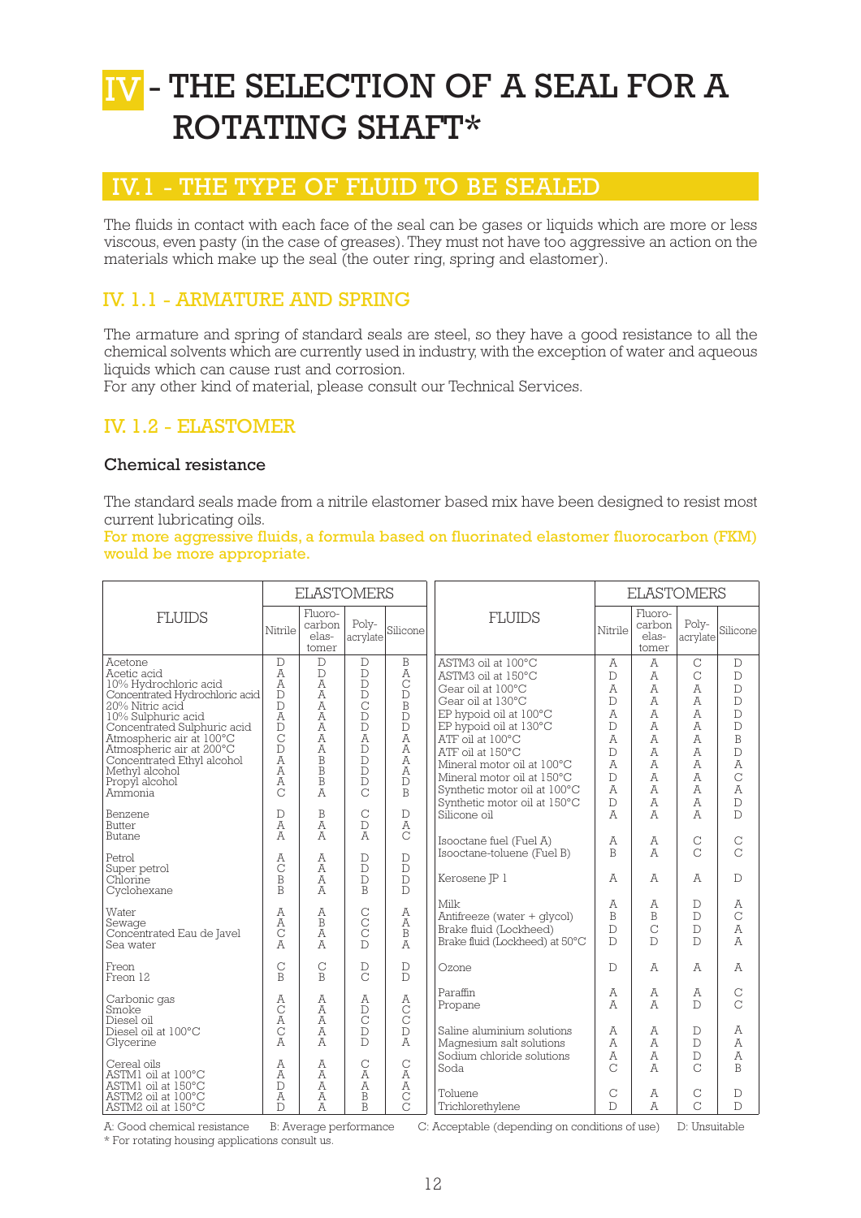# IV - THE SELECTION OF A SEAL FOR A ROTATING SHAFT*

## IV.1 - THE TYPE OF FLUID TO BE SEALED

The fluids in contact with each face of the seal can be gases or liquids which are more or less viscous, even pasty (in the case of greases). They must not have too aggressive an action on the materials which make up the seal (the outer ring, spring and elastomer).

### IV. 1.1 - ARMATURE AND SPRING

The armature and spring of standard seals are steel, so they have a good resistance to all the chemical solvents which are currently used in industry, with the exception of water and aqueous liquids which can cause rust and corrosion.
For any other kind of material, please consult our Technical Services.

### IV. 1.2 - ELASTOMER

#### Chemical resistance

The standard seals made from a nitrile elastomer based mix have been designed to resist most current lubricating oils.

**For more aggressive fluids, a formula based on fluorinated elastomer fluorocarbon (FKM) would be more appropriate.**

| FLUIDS | ELASTOMERS | | | |
|---|---|---|---|---|
| | Nitrile | Fluoro-carbon elas-tomer | Poly-acrylate | Silicone |
| Acetone | D | D | D | B |
| Acetic acid | A | D | D | A |
| 10% Hydrochloric acid | A | A | D | C |
| Concentrated Hydrochloric acid | D | A | D | D |
| 20% Nitric acid | D | A | C | B |
| 10% Sulphuric acid | A | A | D | D |
| Concentrated Sulphuric acid | D | A | D | D |
| Atmospheric air at 100°C | C | A | A | A |
| Atmospheric air at 200°C | D | A | D | A |
| Concentrated Ethyl alcohol | A | B | D | A |
| Methyl alcohol | A | B | D | A |
| Propyl alcohol | A | B | D | D |
| Ammonia | C | A | C | B |
| Benzene | D | B | C | D |
| Butter | A | A | D | A |
| Butane | A | A | A | C |
| Petrol | A | A | D | D |
| Super petrol | C | A | D | D |
| Chlorine | B | A | D | D |
| Cyclohexane | B | A | B | D |
| Water | A | A | C | A |
| Sewage | A | B | C | A |
| Concentrated Eau de Javel | C | A | C | B |
| Sea water | A | A | D | A |
| Freon | C | C | D | D |
| Freon 12 | B | B | C | D |
| Carbonic gas | A | A | A | A |
| Smoke | C | A | D | C |
| Diesel oil | A | A | C | C |
| Diesel oil at 100°C | C | A | D | D |
| Glycerine | A | A | D | A |
| Cereal oils | A | A | C | C |
| ASTM1 oil at 100°C | A | A | A | A |
| ASTM1 oil at 150°C | D | A | A | A |
| ASTM2 oil at 100°C | A | A | B | C |
| ASTM2 oil at 150°C | D | A | B | C |
| ASTM3 oil at 100°C | A | A | C | D |
| ASTM3 oil at 150°C | D | A | C | D |
| Gear oil at 100°C | A | A | A | D |
| Gear oil at 130°C | D | A | A | D |
| EP hypoid oil at 100°C | A | A | A | D |
| EP hypoid oil at 130°C | D | A | A | D |
| ATF oil at 100°C | A | A | A | B |
| ATF oil at 150°C | D | A | A | D |
| Mineral motor oil at 100°C | A | A | A | A |
| Mineral motor oil at 150°C | D | A | A | C |
| Synthetic motor oil at 100°C | A | A | A | A |
| Synthetic motor oil at 150°C | D | A | A | D |
| Silicone oil | A | A | A | D |
| Isooctane fuel (Fuel A) | A | A | C | C |
| Isooctane-toluene (Fuel B) | B | A | C | C |
| Kerosene JP 1 | A | A | A | D |
| Milk | A | A | D | A |
| Antifreeze (water + glycol) | B | B | D | C |
| Brake fluid (Lockheed) | D | C | D | A |
| Brake fluid (Lockheed) at 50°C | D | D | D | A |
| Ozone | D | A | A | A |
| Paraffin | A | A | A | C |
| Propane | A | A | D | C |
| Saline aluminium solutions | A | A | D | A |
| Magnesium salt solutions | A | A | D | A |
| Sodium chloride solutions | A | A | D | A |
| Soda | C | A | C | B |
| Toluene | C | A | C | D |
| Trichlorethylene | D | A | C | D |

A: Good chemical resistance B: Average performance C: Acceptable (depending on conditions of use) D: Unsuitable

\* For rotating housing applications consult us.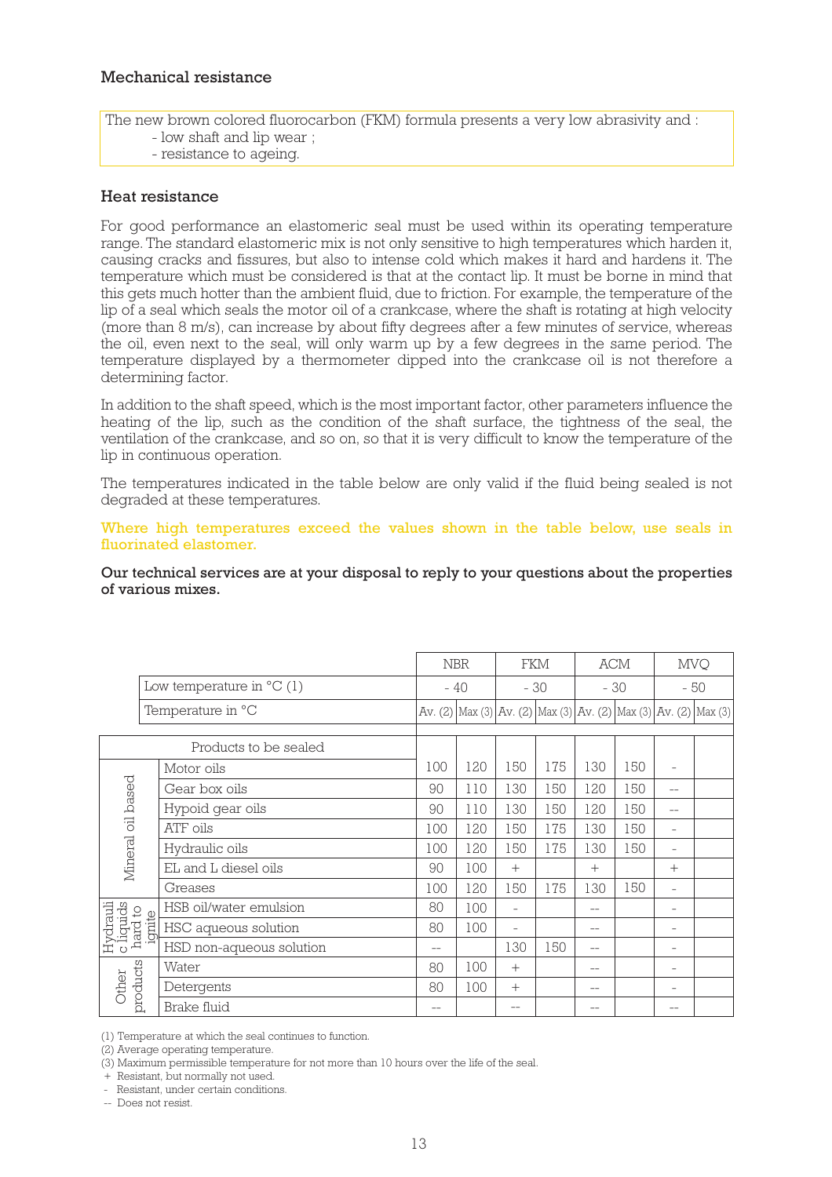## Mechanical resistance

The new brown colored fluorocarbon (FKM) formula presents a very low abrasivity and :
- low shaft and lip wear ;
- resistance to ageing.

## Heat resistance

For good performance an elastomeric seal must be used within its operating temperature range. The standard elastomeric mix is not only sensitive to high temperatures which harden it, causing cracks and fissures, but also to intense cold which makes it hard and hardens it. The temperature which must be considered is that at the contact lip. It must be borne in mind that this gets much hotter than the ambient fluid, due to friction. For example, the temperature of the lip of a seal which seals the motor oil of a crankcase, where the shaft is rotating at high velocity (more than 8 m/s), can increase by about fifty degrees after a few minutes of service, whereas the oil, even next to the seal, will only warm up by a few degrees in the same period. The temperature displayed by a thermometer dipped into the crankcase oil is not therefore a determining factor.

In addition to the shaft speed, which is the most important factor, other parameters influence the heating of the lip, such as the condition of the shaft surface, the tightness of the seal, the ventilation of the crankcase, and so on, so that it is very difficult to know the temperature of the lip in continuous operation.

The temperatures indicated in the table below are only valid if the fluid being sealed is not degraded at these temperatures.

Where high temperatures exceed the values shown in the table below, use seals in fluorinated elastomer.

**Our technical services are at your disposal to reply to your questions about the properties of various mixes.**

| | | NBR | | FKM | | ACM | | MVQ | |
|---|---|---|---|---|---|---|---|---|---|
| | Low temperature in °C (1) | - 40 | | - 30 | | - 30 | | - 50 | |
| | Temperature in °C | Av. (2) | Max (3) | Av. (2) | Max (3) | Av. (2) | Max (3) | Av. (2) | Max (3) |
| | Products to be sealed | | | | | | | | |
| Mineral oil based | Motor oils | 100 | 120 | 150 | 175 | 130 | 150 | - | |
| | Gear box oils | 90 | 110 | 130 | 150 | 120 | 150 | -- | |
| | Hypoid gear oils | 90 | 110 | 130 | 150 | 120 | 150 | -- | |
| | ATF oils | 100 | 120 | 150 | 175 | 130 | 150 | - | |
| | Hydraulic oils | 100 | 120 | 150 | 175 | 130 | 150 | - | |
| | EL and L diesel oils | 90 | 100 | + | | + | | + | |
| | Greases | 100 | 120 | 150 | 175 | 130 | 150 | - | |
| Hydraulic liquids hard to ignite | HSB oil/water emulsion | 80 | 100 | - | | -- | | - | |
| | HSC aqueous solution | 80 | 100 | - | | -- | | - | |
| | HSD non-aqueous solution | -- | | 130 | 150 | -- | | - | |
| Other products | Water | 80 | 100 | + | | -- | | - | |
| | Detergents | 80 | 100 | + | | -- | | - | |
| | Brake fluid | -- | | -- | | -- | | -- | |

(1) Temperature at which the seal continues to function.
(2) Average operating temperature.
(3) Maximum permissible temperature for not more than 10 hours over the life of the seal.
\+ Resistant, but normally not used.
\- Resistant, under certain conditions.
-- Does not resist.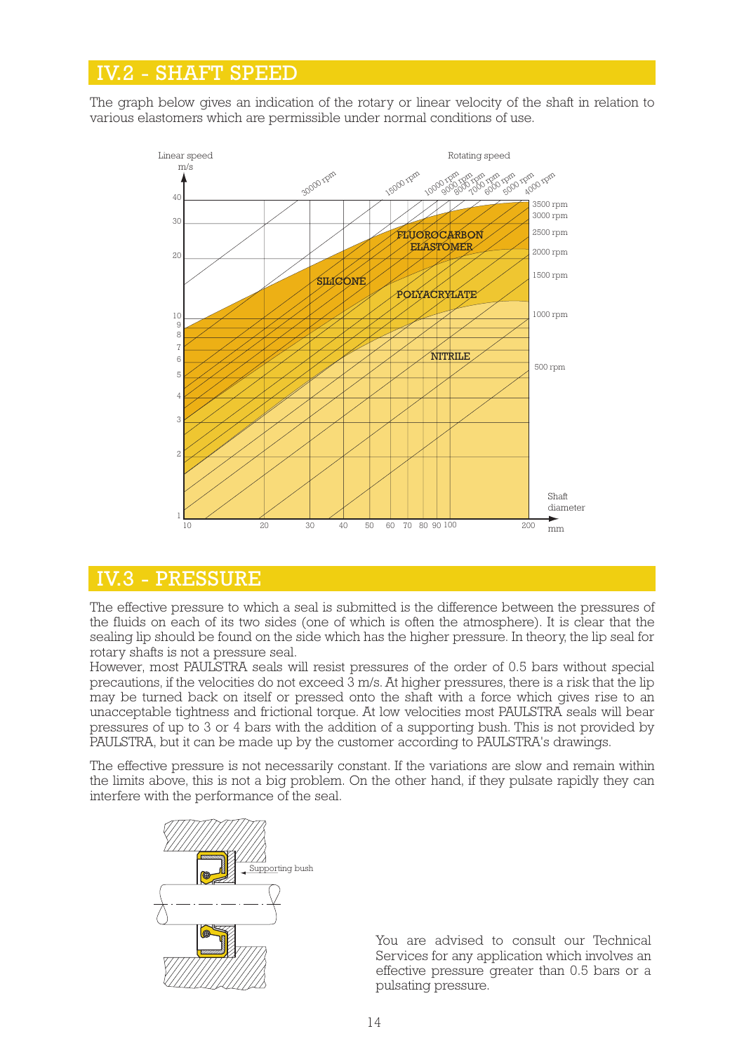## IV.2 - SHAFT SPEED

The graph below gives an indication of the rotary or linear velocity of the shaft in relation to various elastomers which are permissible under normal conditions of use.

## IV.3 - PRESSURE

The effective pressure to which a seal is submitted is the difference between the pressures of the fluids on each of its two sides (one of which is often the atmosphere). It is clear that the sealing lip should be found on the side which has the higher pressure. In theory, the lip seal for rotary shafts is not a pressure seal.

However, most PAULSTRA seals will resist pressures of the order of 0.5 bars without special precautions, if the velocities do not exceed 3 m/s. At higher pressures, there is a risk that the lip may be turned back on itself or pressed onto the shaft with a force which gives rise to an unacceptable tightness and frictional torque. At low velocities most PAULSTRA seals will bear pressures of up to 3 or 4 bars with the addition of a supporting bush. This is not provided by PAULSTRA, but it can be made up by the customer according to PAULSTRA's drawings.

The effective pressure is not necessarily constant. If the variations are slow and remain within the limits above, this is not a big problem. On the other hand, if they pulsate rapidly they can interfere with the performance of the seal.

You are advised to consult our Technical Services for any application which involves an effective pressure greater than 0.5 bars or a pulsating pressure.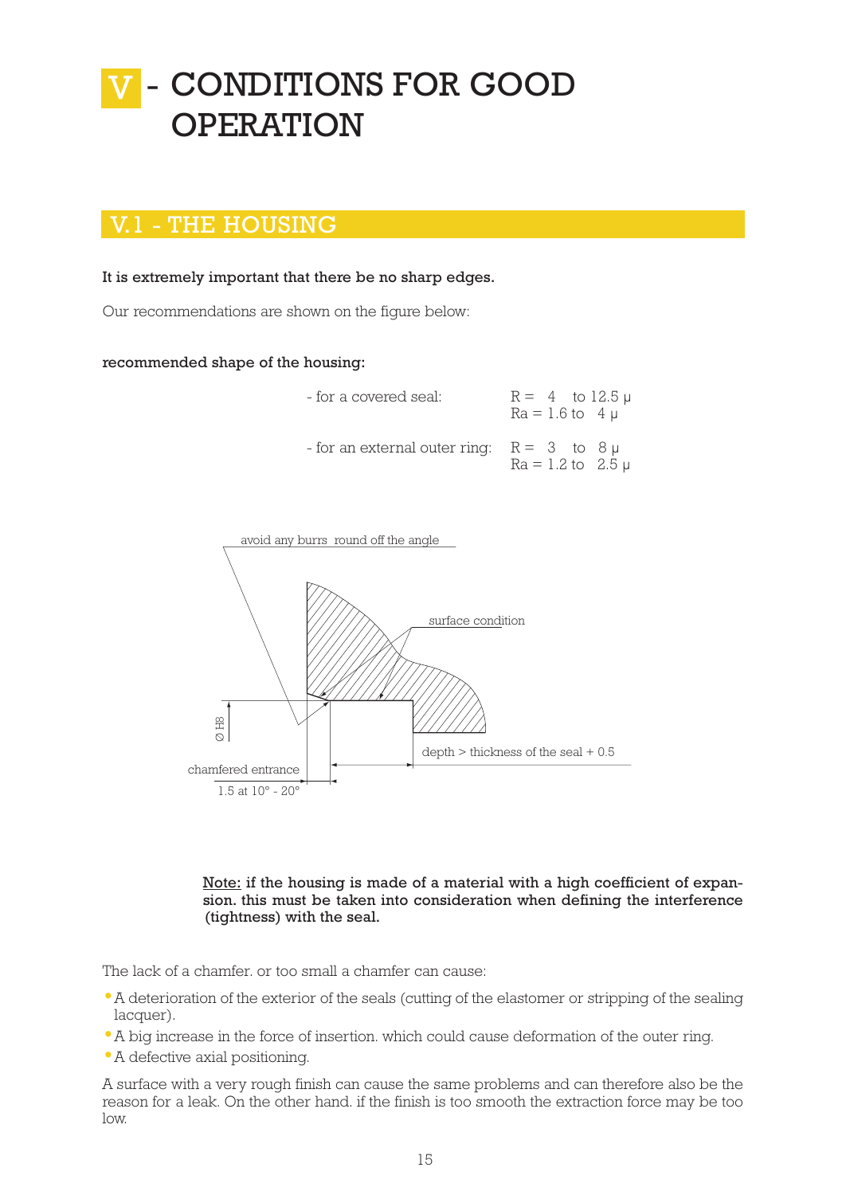# V - CONDITIONS FOR GOOD OPERATION

## V.1 - THE HOUSING

**It is extremely important that there be no sharp edges.**

Our recommendations are shown on the figure below:

**recommended shape of the housing:**

| | |
|---|---|
| - for a covered seal: | R = 4 to 12.5 μ<br>Ra = 1.6 to 4 μ |
| - for an external outer ring: | R = 3 to 8 μ<br>Ra = 1.2 to 2.5 μ |

avoid any burrs round off the angle

surface condition

Ø H8

depth > thickness of the seal + 0.5

chamfered entrance

1.5 at 10° - 20°

**Note: if the housing is made of a material with a high coefficient of expansion. this must be taken into consideration when defining the interference (tightness) with the seal.**

The lack of a chamfer. or too small a chamfer can cause:

- A deterioration of the exterior of the seals (cutting of the elastomer or stripping of the sealing lacquer).
- A big increase in the force of insertion. which could cause deformation of the outer ring.
- A defective axial positioning.

A surface with a very rough finish can cause the same problems and can therefore also be the reason for a leak. On the other hand. if the finish is too smooth the extraction force may be too low.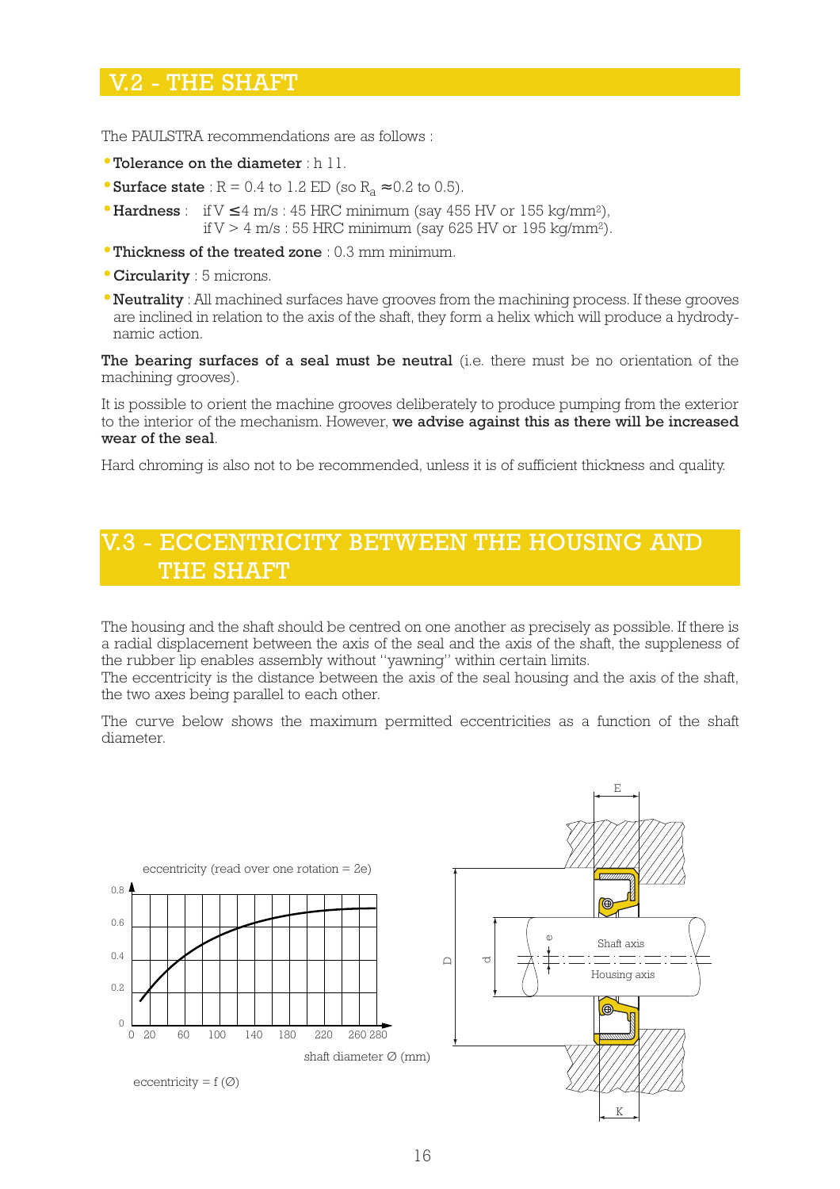## V.2 - THE SHAFT

The PAULSTRA recommendations are as follows :

- **Tolerance on the diameter** : h 11.
- **Surface state** : R = 0.4 to 1.2 ED (so $R_a \approx 0.2$ to 0.5).
- **Hardness** : if $V \leq 4$ m/s : 45 HRC minimum (say 455 HV or 155 kg/mm²), if $V > 4$ m/s : 55 HRC minimum (say 625 HV or 195 kg/mm²).
- **Thickness of the treated zone** : 0.3 mm minimum.
- **Circularity** : 5 microns.
- **Neutrality** : All machined surfaces have grooves from the machining process. If these grooves are inclined in relation to the axis of the shaft, they form a helix which will produce a hydrodynamic action.

**The bearing surfaces of a seal must be neutral** (i.e. there must be no orientation of the machining grooves).

It is possible to orient the machine grooves deliberately to produce pumping from the exterior to the interior of the mechanism. However, **we advise against this as there will be increased wear of the seal**.

Hard chroming is also not to be recommended, unless it is of sufficient thickness and quality.

## V.3 - ECCENTRICITY BETWEEN THE HOUSING AND THE SHAFT

The housing and the shaft should be centred on one another as precisely as possible. If there is a radial displacement between the axis of the seal and the axis of the shaft, the suppleness of the rubber lip enables assembly without "yawning" within certain limits.
The eccentricity is the distance between the axis of the seal housing and the axis of the shaft, the two axes being parallel to each other.

The curve below shows the maximum permitted eccentricities as a function of the shaft diameter.

eccentricity (read over one rotation = 2e)

shaft diameter Ø (mm)

eccentricity = f (Ø)

E, D, d, e, K, Shaft axis, Housing axis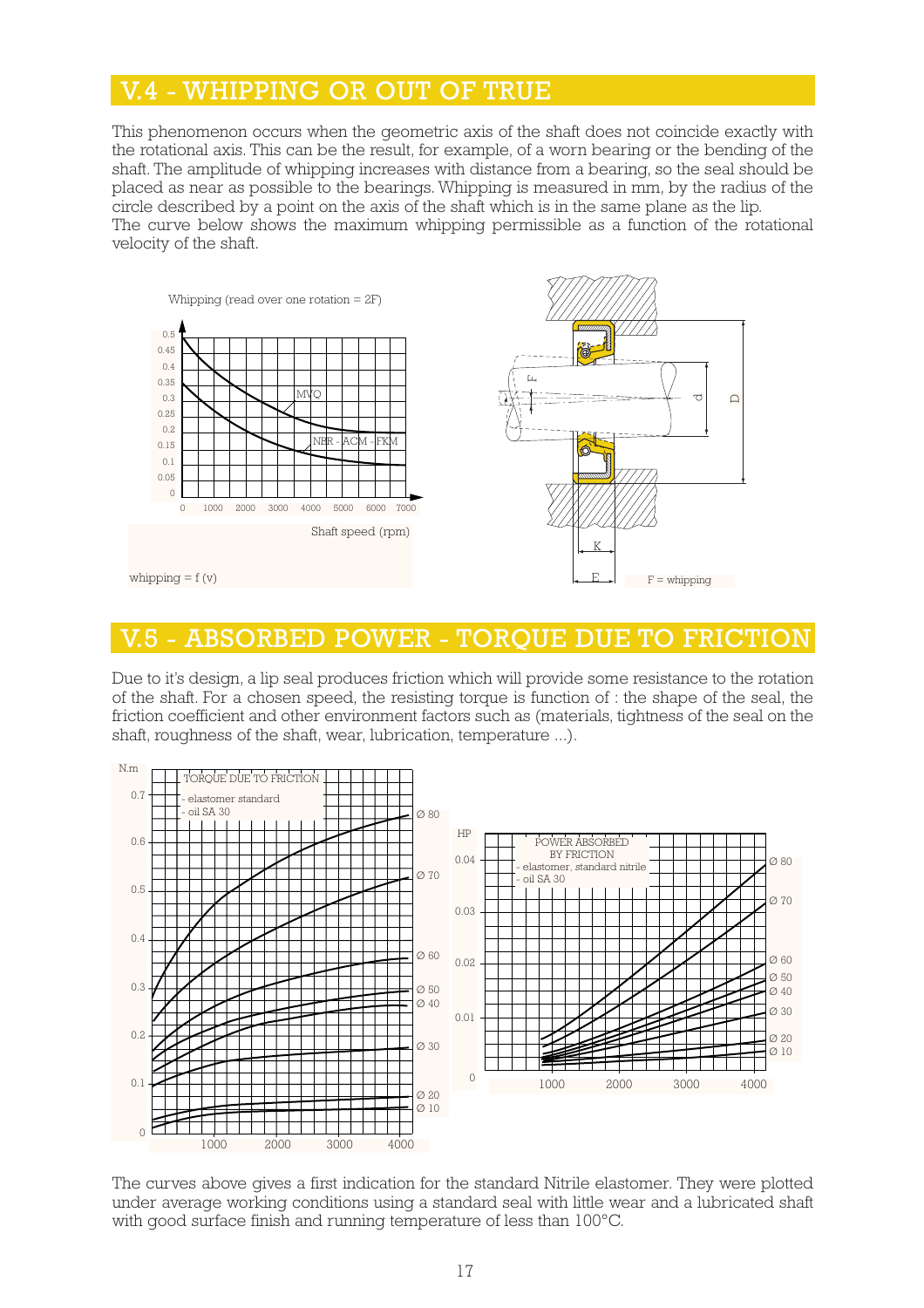## V.4 - WHIPPING OR OUT OF TRUE

This phenomenon occurs when the geometric axis of the shaft does not coincide exactly with the rotational axis. This can be the result, for example, of a worn bearing or the bending of the shaft. The amplitude of whipping increases with distance from a bearing, so the seal should be placed as near as possible to the bearings. Whipping is measured in mm, by the radius of the circle described by a point on the axis of the shaft which is in the same plane as the lip.
The curve below shows the maximum whipping permissible as a function of the rotational velocity of the shaft.

Whipping (read over one rotation = 2F)

MVQ

NBR - ACM - FKM

Shaft speed (rpm)

whipping = f (v)

F = whipping

## V.5 - ABSORBED POWER - TORQUE DUE TO FRICTION

Due to it's design, a lip seal produces friction which will provide some resistance to the rotation of the shaft. For a chosen speed, the resisting torque is function of : the shape of the seal, the friction coefficient and other environment factors such as (materials, tightness of the seal on the shaft, roughness of the shaft, wear, lubrication, temperature ...).

TORQUE DUE TO FRICTION
- elastomer standard
- oil SA 30

POWER ABSORBED BY FRICTION
- elastomer, standard nitrile
- oil SA 30

The curves above gives a first indication for the standard Nitrile elastomer. They were plotted under average working conditions using a standard seal with little wear and a lubricated shaft with good surface finish and running temperature of less than 100°C.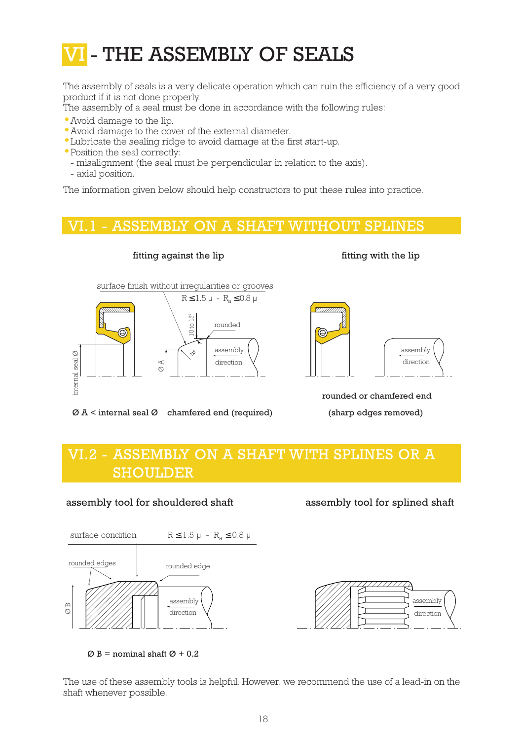# VI - THE ASSEMBLY OF SEALS

The assembly of seals is a very delicate operation which can ruin the efficiency of a very good product if it is not done properly.
The assembly of a seal must be done in accordance with the following rules:

- Avoid damage to the lip.
- Avoid damage to the cover of the external diameter.
- Lubricate the sealing ridge to avoid damage at the first start-up.
- Position the seal correctly:
  - misalignment (the seal must be perpendicular in relation to the axis).
  - axial position.

The information given below should help constructors to put these rules into practice.

## VI.1 - ASSEMBLY ON A SHAFT WITHOUT SPLINES

**fitting against the lip**

surface finish without irregularities or grooves

R ≤ 1.5 μ - $R_a$ ≤ 0.8 μ

10 to 15°

rounded

assembly direction

internal seal Ø

Ø A

**Ø A < internal seal Ø**

**chamfered end (required)**

**fitting with the lip**

assembly direction

**rounded or chamfered end**

**(sharp edges removed)**

## VI.2 - ASSEMBLY ON A SHAFT WITH SPLINES OR A SHOULDER

**assembly tool for shouldered shaft**

surface condition R ≤ 1.5 μ - $R_a$ ≤ 0.8 μ

rounded edges

rounded edge

assembly direction

Ø B

**Ø B = nominal shaft Ø + 0.2**

**assembly tool for splined shaft**

assembly direction

The use of these assembly tools is helpful. However. we recommend the use of a lead-in on the shaft whenever possible.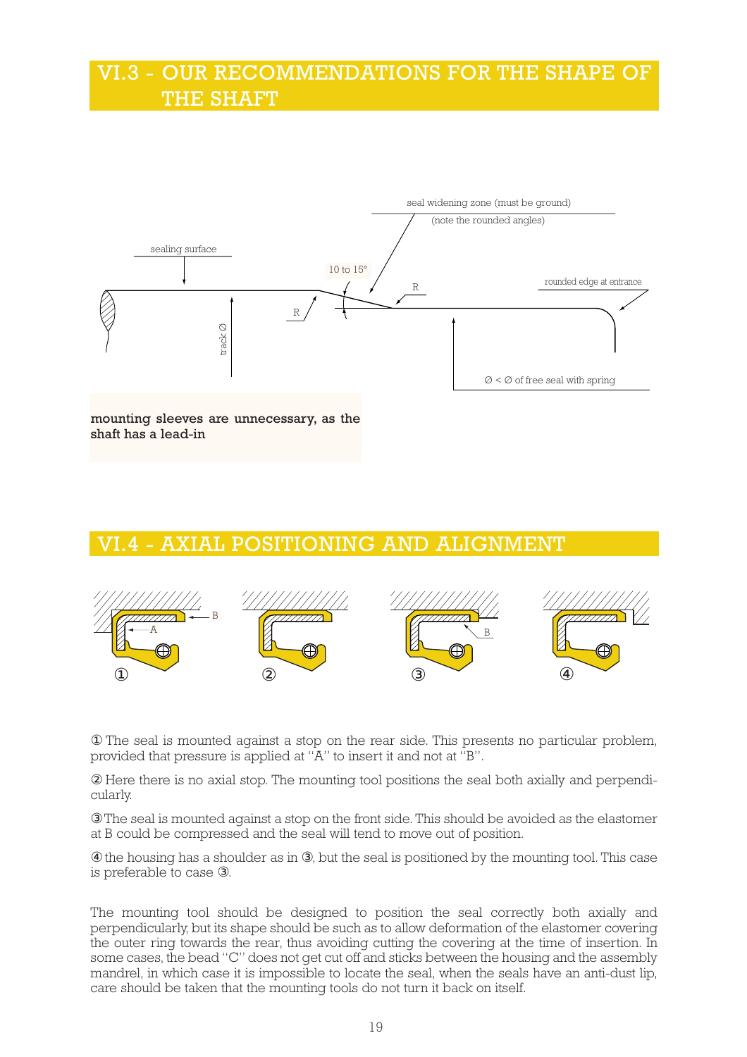## VI.3 - OUR RECOMMENDATIONS FOR THE SHAPE OF THE SHAFT

seal widening zone (must be ground)
(note the rounded angles)

sealing surface

10 to 15°

R

R

rounded edge at entrance

track Ø

Ø < Ø of free seal with spring

**mounting sleeves are unnecessary, as the shaft has a lead-in**

## VI.4 - AXIAL POSITIONING AND ALIGNMENT

B
A
①
②
B
③
④

① The seal is mounted against a stop on the rear side. This presents no particular problem, provided that pressure is applied at "A" to insert it and not at "B".

② Here there is no axial stop. The mounting tool positions the seal both axially and perpendicularly.

③ The seal is mounted against a stop on the front side. This should be avoided as the elastomer at B could be compressed and the seal will tend to move out of position.

④ the housing has a shoulder as in ③, but the seal is positioned by the mounting tool. This case is preferable to case ③.

The mounting tool should be designed to position the seal correctly both axially and perpendicularly, but its shape should be such as to allow deformation of the elastomer covering the outer ring towards the rear, thus avoiding cutting the covering at the time of insertion. In some cases, the bead "C" does not get cut off and sticks between the housing and the assembly mandrel, in which case it is impossible to locate the seal, when the seals have an anti-dust lip, care should be taken that the mounting tools do not turn it back on itself.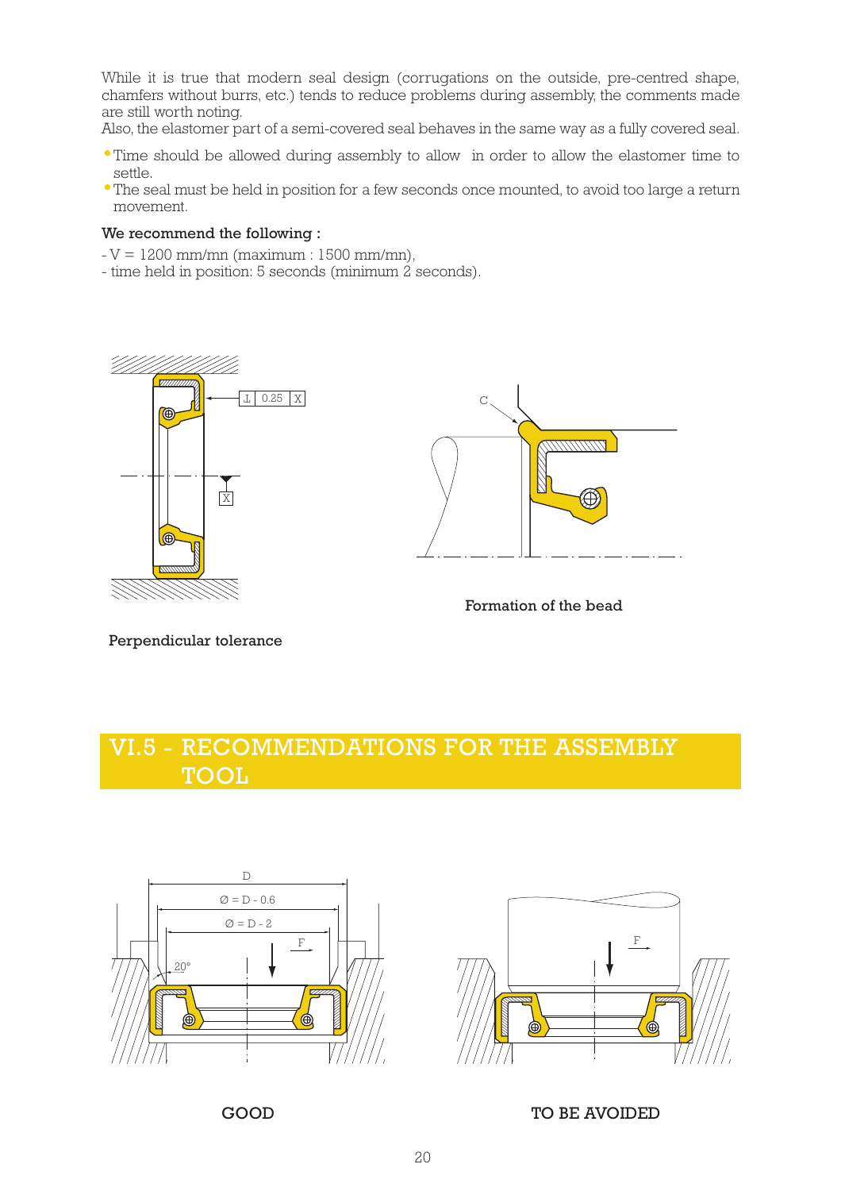While it is true that modern seal design (corrugations on the outside, pre-centred shape, chamfers without burrs, etc.) tends to reduce problems during assembly, the comments made are still worth noting.
Also, the elastomer part of a semi-covered seal behaves in the same way as a fully covered seal.

- Time should be allowed during assembly to allow  in order to allow the elastomer time to settle.
- The seal must be held in position for a few seconds once mounted, to avoid too large a return movement.

**We recommend the following :**

- V = 1200 mm/mn (maximum : 1500 mm/mn),
- time held in position: 5 seconds (minimum 2 seconds).

Perpendicular tolerance

Formation of the bead

## VI.5 - RECOMMENDATIONS FOR THE ASSEMBLY TOOL

GOOD

TO BE AVOIDED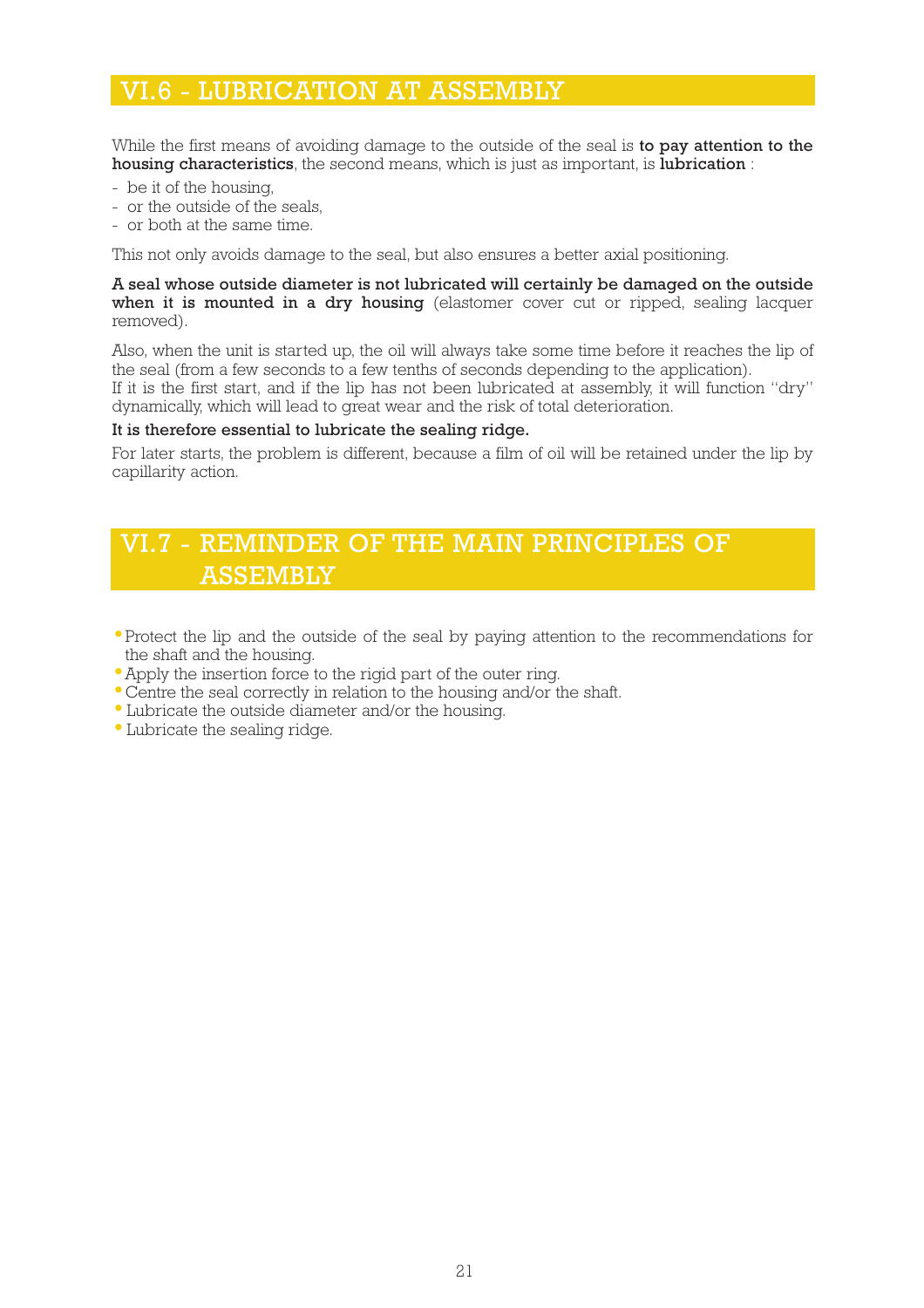## VI.6 - LUBRICATION AT ASSEMBLY

While the first means of avoiding damage to the outside of the seal is **to pay attention to the housing characteristics**, the second means, which is just as important, is **lubrication** :

- be it of the housing,
- or the outside of the seals,
- or both at the same time.

This not only avoids damage to the seal, but also ensures a better axial positioning.

**A seal whose outside diameter is not lubricated will certainly be damaged on the outside when it is mounted in a dry housing** (elastomer cover cut or ripped, sealing lacquer removed).

Also, when the unit is started up, the oil will always take some time before it reaches the lip of the seal (from a few seconds to a few tenths of seconds depending to the application).
If it is the first start, and if the lip has not been lubricated at assembly, it will function "dry" dynamically, which will lead to great wear and the risk of total deterioration.

**It is therefore essential to lubricate the sealing ridge.**

For later starts, the problem is different, because a film of oil will be retained under the lip by capillarity action.

## VI.7 - REMINDER OF THE MAIN PRINCIPLES OF ASSEMBLY

- Protect the lip and the outside of the seal by paying attention to the recommendations for the shaft and the housing.
- Apply the insertion force to the rigid part of the outer ring.
- Centre the seal correctly in relation to the housing and/or the shaft.
- Lubricate the outside diameter and/or the housing.
- Lubricate the sealing ridge.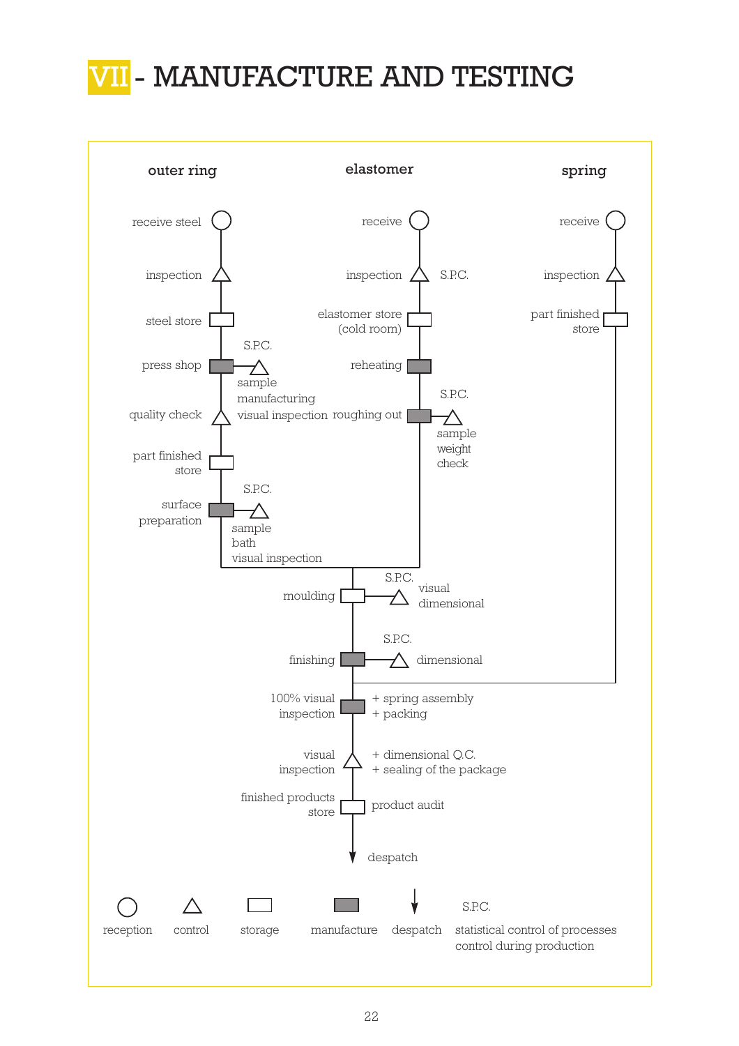# VII - MANUFACTURE AND TESTING

**outer ring**

- receive steel (reception)
- inspection (control)
- steel store (storage)
- press shop (manufacture) — S.P.C.: sample manufacturing visual inspection
- quality check (control)
- part finished store (storage)
- surface preparation (manufacture) — S.P.C.: sample bath visual inspection

**elastomer**

- receive (reception)
- inspection (control) — S.P.C.
- elastomer store (cold room) (storage)
- reheating (manufacture)
- roughing out (manufacture) — S.P.C.: sample weight check

**spring**

- receive (reception)
- inspection (control)
- part finished store (storage)

**Combined flow**

- moulding (storage) — S.P.C.: visual dimensional
- finishing (manufacture) — S.P.C.: dimensional
- 100% visual inspection (manufacture) + spring assembly + packing
- visual inspection (control) + dimensional Q.C. + sealing of the package
- finished products store (storage) — product audit
- despatch

**Legend**

| Symbol | Meaning |
| --- | --- |
| ○ | reception |
| △ | control |
| □ (white) | storage |
| ■ (grey) | manufacture |
| ↓ | despatch |
| S.P.C. | statistical control of processes control during production |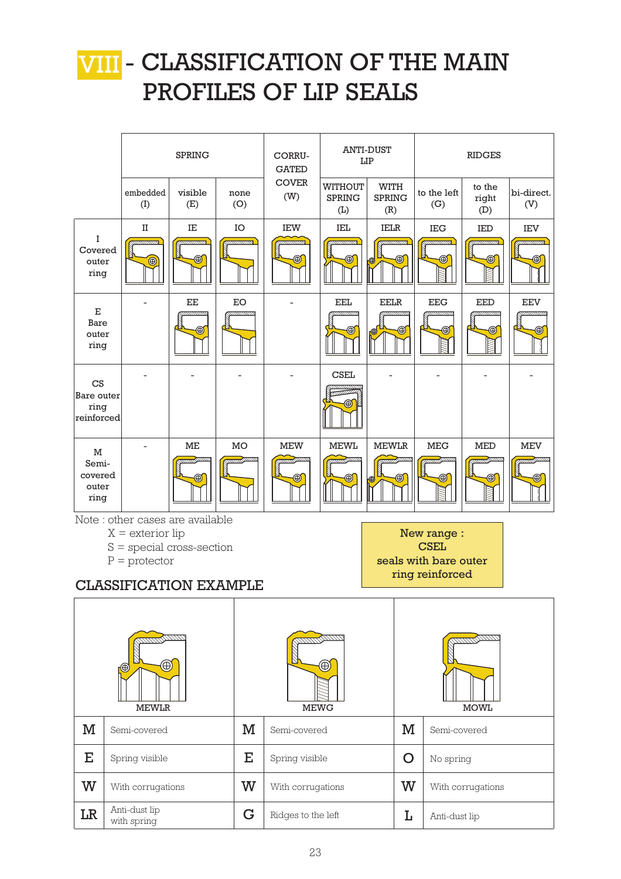# VIII - CLASSIFICATION OF THE MAIN PROFILES OF LIP SEALS

| | SPRING | | | CORRUGATED COVER (W) | ANTI-DUST LIP | | RIDGES | | |
|---|---|---|---|---|---|---|---|---|---|
| | embedded (I) | visible (E) | none (O) | | WITHOUT SPRING (L) | WITH SPRING (R) | to the left (G) | to the right (D) | bi-direct. (V) |
| I Covered outer ring | II | IE | IO | IEW | IEL | IELR | IEG | IED | IEV |
| E Bare outer ring | - | EE | EO | - | EEL | EELR | EEG | EED | EEV |
| CS Bare outer ring reinforced | - | - | - | - | CSEL | - | - | - | - |
| M Semi-covered outer ring | - | ME | MO | MEW | MEWL | MEWLR | MEG | MED | MEV |

Note : other cases are available
X = exterior lip
S = special cross-section
P = protector

**New range : CSEL seals with bare outer ring reinforced**

## CLASSIFICATION EXAMPLE

| MEWLR | | MEWG | | MOWL | |
|---|---|---|---|---|---|
| M | Semi-covered | M | Semi-covered | M | Semi-covered |
| E | Spring visible | E | Spring visible | O | No spring |
| W | With corrugations | W | With corrugations | W | With corrugations |
| LR | Anti-dust lip with spring | G | Ridges to the left | L | Anti-dust lip |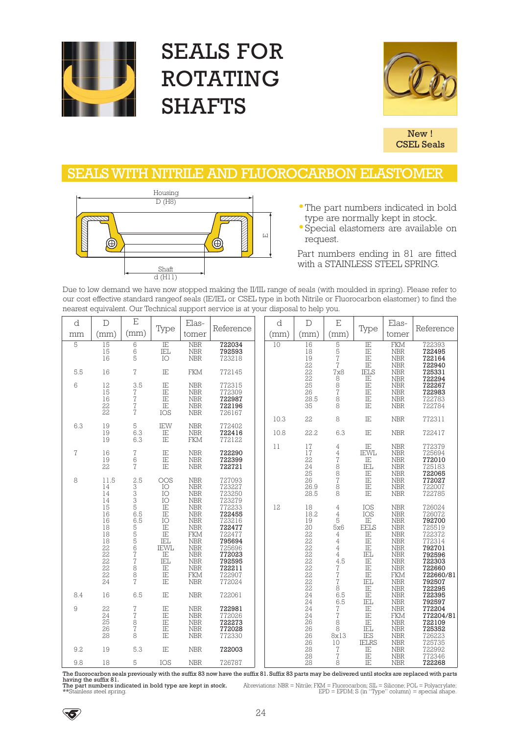# SEALS FOR ROTATING SHAFTS

**New ! CSEL Seals**

## SEALS WITH NITRILE AND FLUOROCARBON ELASTOMER

Housing D (H8)

E

Shaft d (H11)

- The part numbers indicated in bold type are normally kept in stock.
- Special elastomers are available on request.

Part numbers ending in 81 are fitted with a STAINLESS STEEL SPRING.

Due to low demand we have now stopped making the II/IIL range of seals (with moulded in spring). Please refer to our cost effective standard rangeof seals (IE/IEL or CSEL type in both Nitrile or Fluorocarbon elastomer) to find the nearest equivalent. Our Technical support service is at your disposal to help you.

| d mm | D (mm) | E (mm) | Type | Elas-tomer | Reference |
|---|---|---|---|---|---|
| 5 | 15 | 6 | IE | NBR | **722034** |
| | 15 | 6 | IEL | NBR | **792593** |
| | 16 | 5 | IO | NBR | 723218 |
| 5.5 | 16 | 7 | IE | FKM | 772145 |
| 6 | 12 | 3.5 | IE | NBR | 772315 |
| | 15 | 7 | IE | NBR | 772309 |
| | 16 | 7 | IE | NBR | **722987** |
| | 22 | 7 | IE | NBR | **722196** |
| | 22 | 7 | IOS | NBR | 726167 |
| 6.3 | 19 | 5 | IEW | NBR | 772402 |
| | 19 | 6.3 | IE | NBR | **722416** |
| | 19 | 6.3 | IE | FKM | 772122 |
| 7 | 16 | 7 | IE | NBR | **722290** |
| | 19 | 6 | IE | NBR | **722399** |
| | 22 | 7 | IE | NBR | **722721** |
| 8 | 11.5 | 2.5 | OOS | NBR | 727093 |
| | 14 | 3 | IO | NBR | 723227 |
| | 14 | 3 | IO | NBR | 723250 |
| | 14 | 3 | IO | NBR | 723279 |
| | 15 | 5 | IE | NBR | 772233 |
| | 16 | 6.5 | IE | NBR | **722455** |
| | 16 | 6.5 | IO | NBR | 723216 |
| | 18 | 5 | IE | NBR | **722477** |
| | 18 | 5 | IE | FKM | 722477 |
| | 18 | 5 | IEL | NBR | **795694** |
| | 22 | 6 | IEWL | NBR | 725696 |
| | 22 | 7 | IE | NBR | **772023** |
| | 22 | 7 | IEL | NBR | **792595** |
| | 22 | 8 | IE | NBR | **722211** |
| | 22 | 8 | IE | FKM | 722907 |
| | 24 | 7 | IE | NBR | 772024 |
| 8.4 | 16 | 6.5 | IE | NBR | 722061 |
| 9 | 22 | 7 | IE | NBR | **722981** |
| | 24 | 7 | IE | NBR | 772026 |
| | 25 | 8 | IE | NBR | **722273** |
| | 26 | 7 | IE | NBR | **772028** |
| | 28 | 8 | IE | NBR | 772330 |
| 9.2 | 19 | 5.3 | IE | NBR | **722003** |
| 9.8 | 18 | 5 | IOS | NBR | 726787 |
| 10 | 16 | 5 | IE | FKM | 722393 |
| | 18 | 5 | IE | NBR | **722495** |
| | 19 | 7 | IE | NBR | **722164** |
| | 22 | 7 | IE | NBR | **722940** |
| | 22 | 7x8 | IELS | NBR | **725331** |
| | 22 | 8 | IE | NBR | **722294** |
| | 25 | 8 | IE | NBR | **722267** |
| | 26 | 7 | IE | NBR | **722983** |
| | 28.5 | 8 | IE | NBR | 722783 |
| | 35 | 8 | IE | NBR | 722784 |
| 10.3 | 22 | 8 | IE | NBR | 772311 |
| 10.8 | 22.2 | 6.3 | IE | NBR | 722417 |
| 11 | 17 | 4 | IE | NBR | 772379 |
| | 17 | 4 | IEWL | NBR | 725694 |
| | 22 | 7 | IE | NBR | **772010** |
| | 24 | 8 | IEL | NBR | 725183 |
| | 25 | 8 | IE | NBR | **722065** |
| | 26 | 7 | IE | NBR | **772027** |
| | 26.9 | 8 | IE | NBR | 722007 |
| | 28.5 | 8 | IE | NBR | 722785 |
| 12 | 18 | 4 | IOS | NBR | 726024 |
| | 18.2 | 4 | IOS | NBR | 726072 |
| | 19 | 5 | IE | NBR | **792700** |
| | 20 | 5x6 | EELS | NBR | 725519 |
| | 22 | 4 | IE | NBR | 722372 |
| | 22 | 4 | IE | NBR | 772314 |
| | 22 | 4 | IE | NBR | **792701** |
| | 22 | 4 | IEL | NBR | **792596** |
| | 22 | 4.5 | IE | NBR | **722303** |
| | 22 | 7 | IE | NBR | **722660** |
| | 22 | 7 | IE | FKM | **722660/81** |
| | 22 | 7 | IEL | NBR | **792507** |
| | 22 | 8 | IE | NBR | **722295** |
| | 24 | 6.5 | IE | NBR | **722395** |
| | 24 | 6.5 | IEL | NBR | **792597** |
| | 24 | 7 | IE | NBR | **772204** |
| | 24 | 7 | IE | FKM | **772204/81** |
| | 26 | 8 | IE | NBR | **722109** |
| | 26 | 8 | IEL | NBR | **725352** |
| | 26 | 8x13 | IES | NBR | 726223 |
| | 26 | 10 | IELRS | NBR | 725735 |
| | 28 | 7 | IE | NBR | 722992 |
| | 28 | 7 | IE | NBR | 772346 |
| | 28 | 8 | IE | NBR | **722268** |

The fluorocarbon seals sold previously with the suffix 83 now have the suffix 81. Suffix 83 parts may be delivered until stocks are replaced with parts having the suffix 81.

**The part numbers indicated in bold type are kept in stock.**

**Stainless steel spring.

Abreviations: NBR = Nitrile; FKM = Fluorocarbon; SIL = Silicone; POL = Polyacrylate; EPD = EPDM; S (in "Type" column) = special shape.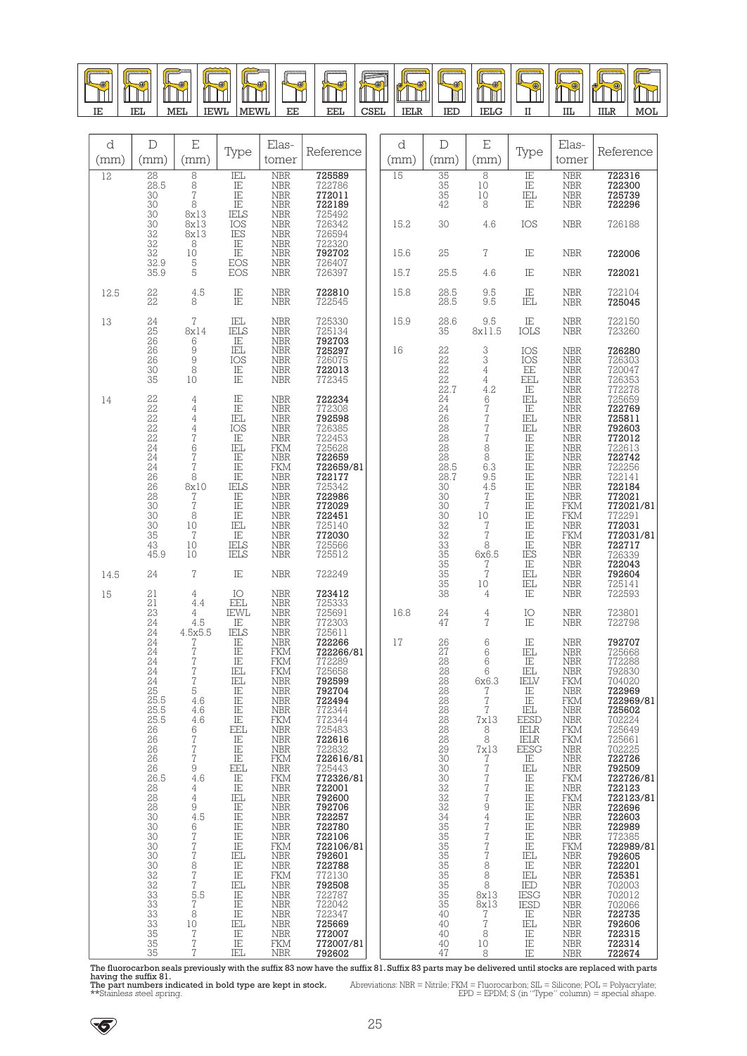| IE | IEL | MEL | IEWL | MEWL | EE | EEL | CSEL | IELR | IED | IELG | II | IIL | IILR | MOL |
|---|---|---|---|---|---|---|---|---|---|---|---|---|---|---|

| d (mm) | D (mm) | E (mm) | Type | Elastomer | Reference |
|---|---|---|---|---|---|
| 12 | 28 | 8 | IEL | NBR | **725589** |
| | 28.5 | 8 | IE | NBR | 722786 |
| | 30 | 7 | IE | NBR | **772011** |
| | 30 | 8 | IE | NBR | **722189** |
| | 30 | 8x13 | IELS | NBR | 725492 |
| | 30 | 8x13 | IOS | NBR | 726342 |
| | 32 | 8x13 | IES | NBR | 726594 |
| | 32 | 8 | IE | NBR | 722320 |
| | 32 | 10 | IE | NBR | **792702** |
| | 32.9 | 5 | EOS | NBR | 726407 |
| | 35.9 | 5 | EOS | NBR | 726397 |
| 12.5 | 22 | 4.5 | IE | NBR | **722810** |
| | 22 | 8 | IE | NBR | 722545 |
| 13 | 24 | 7 | IEL | NBR | 725330 |
| | 25 | 8x14 | IELS | NBR | 725134 |
| | 26 | 6 | IE | NBR | **792703** |
| | 26 | 9 | IEL | NBR | **725297** |
| | 26 | 9 | IOS | NBR | 726075 |
| | 30 | 8 | IE | NBR | **722013** |
| | 35 | 10 | IE | NBR | 772345 |
| 14 | 22 | 4 | IE | NBR | **722234** |
| | 22 | 4 | IE | NBR | 772308 |
| | 22 | 4 | IEL | NBR | **792598** |
| | 22 | 4 | IOS | NBR | 726385 |
| | 22 | 7 | IE | NBR | 722453 |
| | 24 | 6 | IEL | FKM | 725628 |
| | 24 | 7 | IE | NBR | **722659** |
| | 24 | 7 | IE | FKM | **722659/81** |
| | 26 | 8 | IE | NBR | **722177** |
| | 26 | 8x10 | IELS | NBR | 725342 |
| | 28 | 7 | IE | NBR | **722986** |
| | 30 | 7 | IE | NBR | **772029** |
| | 30 | 8 | IE | NBR | **722451** |
| | 30 | 10 | IEL | NBR | 725140 |
| | 35 | 7 | IE | NBR | **772030** |
| | 43 | 10 | IELS | NBR | 725566 |
| | 45.9 | 10 | IELS | NBR | 725512 |
| 14.5 | 24 | 7 | IE | NBR | 722249 |
| 15 | 21 | 4 | IO | NBR | **723412** |
| | 21 | 4.4 | EEL | NBR | 725333 |
| | 23 | 4 | IEWL | NBR | 725691 |
| | 24 | 4.5 | IE | NBR | 772303 |
| | 24 | 4.5x5.5 | IELS | NBR | 725611 |
| | 24 | 7 | IE | NBR | **722266** |
| | 24 | 7 | IE | FKM | **722266/81** |
| | 24 | 7 | IE | FKM | 772289 |
| | 24 | 7 | IEL | FKM | 725658 |
| | 24 | 7 | IEL | NBR | **792599** |
| | 25 | 5 | IE | NBR | **792704** |
| | 25.5 | 4.6 | IE | NBR | **722494** |
| | 25.5 | 4.6 | IE | NBR | 772344 |
| | 25.5 | 4.6 | IE | FKM | 772344 |
| | 26 | 6 | EEL | NBR | 725483 |
| | 26 | 7 | IE | NBR | **722616** |
| | 26 | 7 | IE | NBR | 722832 |
| | 26 | 7 | IE | FKM | **722616/81** |
| | 26 | 9 | EEL | NBR | 725443 |
| | 26.5 | 4.6 | IE | FKM | **772326/81** |
| | 28 | 4 | IE | NBR | **722001** |
| | 28 | 4 | IEL | NBR | **792600** |
| | 28 | 9 | IE | NBR | **792706** |
| | 30 | 4.5 | IE | NBR | **722257** |
| | 30 | 6 | IE | NBR | **722780** |
| | 30 | 7 | IE | NBR | **722106** |
| | 30 | 7 | IE | FKM | **722106/81** |
| | 30 | 7 | IEL | NBR | **792601** |
| | 30 | 8 | IE | NBR | **722788** |
| | 30 | 7 | IE | FKM | 772130 |
| | 32 | 7 | IEL | NBR | **792508** |
| | 32 | 5.5 | IE | NBR | 722787 |
| | 33 | 7 | IE | NBR | 722042 |
| | 33 | 8 | IE | NBR | 722347 |
| | 33 | 10 | IEL | NBR | **725669** |
| | 35 | 7 | IE | NBR | **772007** |
| | 35 | 7 | IE | FKM | **772007/81** |
| | 35 | 7 | IEL | NBR | **792602** |
| 15 | 35 | 8 | IE | NBR | **722316** |
| | 35 | 10 | IE | NBR | **722300** |
| | 35 | 10 | IEL | NBR | **725739** |
| | 42 | 8 | IE | NBR | **722296** |
| 15.2 | 30 | 4.6 | IOS | NBR | 726188 |
| 15.6 | 25 | 7 | IE | NBR | **722006** |
| 15.7 | 25.5 | 4.6 | IE | NBR | **722021** |
| 15.8 | 28.5 | 9.5 | IE | NBR | 722104 |
| | 28.5 | 9.5 | IEL | NBR | **725045** |
| 15.9 | 28.6 | 9.5 | IE | NBR | 722150 |
| | 35 | 8x11.5 | IOLS | NBR | 723260 |
| 16 | 22 | 3 | IOS | NBR | **726280** |
| | 22 | 3 | IOS | NBR | 726303 |
| | 22 | 4 | EE | NBR | 720047 |
| | 22 | 4 | EEL | NBR | 726353 |
| | 22.7 | 4.2 | IE | NBR | 772278 |
| | 24 | 6 | IEL | NBR | 725659 |
| | 24 | 7 | IE | NBR | **722769** |
| | 26 | 7 | IEL | NBR | **725811** |
| | 28 | 7 | IEL | NBR | **792603** |
| | 28 | 7 | IE | NBR | **772012** |
| | 28 | 8 | IE | NBR | 722613 |
| | 28 | 8 | IE | NBR | **722742** |
| | 28.5 | 6.3 | IE | NBR | 722256 |
| | 28.7 | 9.5 | IE | NBR | 722141 |
| | 30 | 4.5 | IE | NBR | **722184** |
| | 30 | 7 | IE | NBR | **772021** |
| | 30 | 7 | IE | FKM | **772021/81** |
| | 30 | 10 | IE | FKM | 772291 |
| | 32 | 7 | IE | NBR | **772031** |
| | 32 | 7 | IE | FKM | **772031/81** |
| | 33 | 8 | IE | NBR | **722717** |
| | 35 | 6x6.5 | IES | NBR | 726339 |
| | 35 | 7 | IE | NBR | **722043** |
| | 35 | 7 | IEL | NBR | **792604** |
| | 35 | 10 | IEL | NBR | 725141 |
| | 38 | 4 | IE | NBR | 722593 |
| 16.8 | 24 | 4 | IO | NBR | 723801 |
| | 47 | 7 | IE | NBR | 722798 |
| 17 | 26 | 6 | IE | NBR | **792707** |
| | 27 | 6 | IEL | NBR | 725668 |
| | 28 | 6 | IE | NBR | 772288 |
| | 28 | 6 | IEL | NBR | 792830 |
| | 28 | 6x6.3 | IELV | FKM | 704020 |
| | 28 | 7 | IE | NBR | **722969** |
| | 28 | 7 | IE | FKM | **722969/81** |
| | 28 | 7 | IEL | NBR | **725602** |
| | 28 | 7x13 | EESD | NBR | 702224 |
| | 28 | 8 | IELR | FKM | 725649 |
| | 28 | 8 | IELR | FKM | 725661 |
| | 29 | 7x13 | EESG | NBR | 702225 |
| | 30 | 7 | IE | NBR | **722726** |
| | 30 | 7 | IEL | NBR | **792509** |
| | 30 | 7 | IE | FKM | **722726/81** |
| | 32 | 7 | IE | NBR | **722123** |
| | 32 | 7 | IE | FKM | **722123/81** |
| | 32 | 9 | IE | NBR | **722696** |
| | 34 | 4 | IE | NBR | **722603** |
| | 35 | 7 | IE | NBR | **722989** |
| | 35 | 7 | IE | NBR | 772385 |
| | 35 | 7 | IE | FKM | **722989/81** |
| | 35 | 7 | IEL | NBR | **792605** |
| | 35 | 8 | IE | NBR | **722201** |
| | 35 | 8 | IEL | NBR | **725351** |
| | 35 | 8 | IED | NBR | 702003 |
| | 35 | 8x13 | IESG | NBR | 702012 |
| | 35 | 8x13 | IESD | NBR | 702066 |
| | 40 | 7 | IE | NBR | **722735** |
| | 40 | 7 | IEL | NBR | **792606** |
| | 40 | 8 | IE | NBR | **722315** |
| | 40 | 10 | IE | NBR | **722314** |
| | 47 | 8 | IE | NBR | **722674** |

The fluorocarbon seals previously with the suffix 83 now have the suffix 81. Suffix 83 parts may be delivered until stocks are replaced with parts having the suffix 81.

The part numbers indicated in bold type are kept in stock.

**Stainless steel spring.

Abreviations: NBR = Nitrile; FKM = Fluorocarbon; SIL = Silicone; POL = Polyacrylate; EPD = EPDM; S (in "Type" column) = special shape.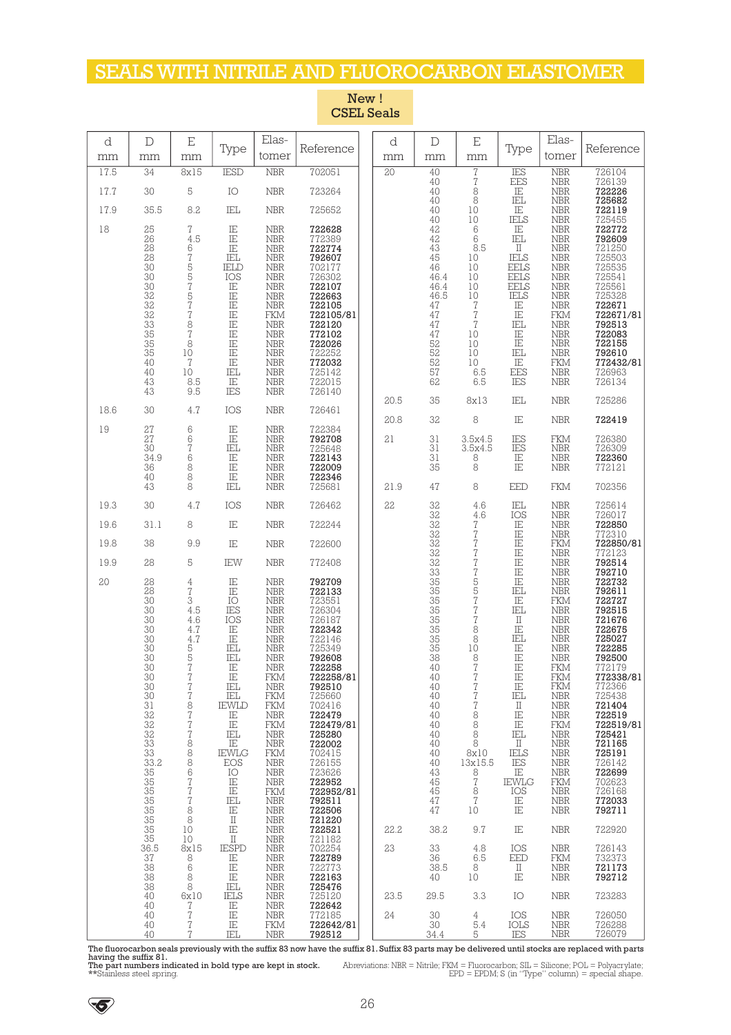# SEALS WITH NITRILE AND FLUOROCARBON ELASTOMER

**New ! CSEL Seals**

| d mm | D mm | E mm | Type | Elastomer | Reference |
|---|---|---|---|---|---|
| 17.5 | 34 | 8x15 | IESD | NBR | 702051 |
| 17.7 | 30 | 5 | IO | NBR | 723264 |
| 17.9 | 35.5 | 8.2 | IEL | NBR | 725652 |
| 18 | 25 | 7 | IE | NBR | **722628** |
| | 26 | 4.5 | IE | NBR | 772389 |
| | 28 | 6 | IE | NBR | **722774** |
| | 28 | 7 | IEL | NBR | **792607** |
| | 30 | 5 | IELD | NBR | 702177 |
| | 30 | 5 | IOS | NBR | 726302 |
| | 30 | 7 | IE | NBR | **722107** |
| | 32 | 5 | IE | NBR | **722663** |
| | 32 | 7 | IE | NBR | **722105** |
| | 32 | 7 | IE | FKM | **722105/81** |
| | 33 | 8 | IE | NBR | **722120** |
| | 35 | 7 | IE | NBR | **772102** |
| | 35 | 8 | IE | NBR | **722026** |
| | 35 | 10 | IE | NBR | 722252 |
| | 40 | 7 | IE | NBR | **772032** |
| | 40 | 10 | IEL | NBR | 725142 |
| | 43 | 8.5 | IE | NBR | 722015 |
| | 43 | 9.5 | IES | NBR | 726140 |
| 18.6 | 30 | 4.7 | IOS | NBR | 726461 |
| 19 | 27 | 6 | IE | NBR | 722384 |
| | 27 | 6 | IE | NBR | **792708** |
| | 30 | 7 | IEL | NBR | 725648 |
| | 34.9 | 6 | IE | NBR | **722143** |
| | 36 | 8 | IE | NBR | **722009** |
| | 40 | 8 | IE | NBR | **722346** |
| | 43 | 8 | IEL | NBR | 725681 |
| 19.3 | 30 | 4.7 | IOS | NBR | 726462 |
| 19.6 | 31.1 | 8 | IE | NBR | 722244 |
| 19.8 | 38 | 9.9 | IE | NBR | 722600 |
| 19.9 | 28 | 5 | IEW | NBR | 772408 |
| 20 | 28 | 4 | IE | NBR | **792709** |
| | 28 | 7 | IE | NBR | **722133** |
| | 30 | 3 | IO | NBR | 723551 |
| | 30 | 4.5 | IES | NBR | 726304 |
| | 30 | 4.6 | IOS | NBR | 726187 |
| | 30 | 4.7 | IE | NBR | **722342** |
| | 30 | 4.7 | IE | NBR | 722146 |
| | 30 | 5 | IEL | NBR | 725349 |
| | 30 | 5 | IEL | NBR | **792608** |
| | 30 | 7 | IE | NBR | **722258** |
| | 30 | 7 | IE | FKM | **722258/81** |
| | 30 | 7 | IEL | NBR | **792510** |
| | 30 | 7 | IEL | FKM | 725660 |
| | 31 | 8 | IEWLD | FKM | 702416 |
| | 32 | 7 | IE | NBR | **722479** |
| | 32 | 7 | IE | FKM | **722479/81** |
| | 32 | 7 | IEL | NBR | **725280** |
| | 33 | 8 | IE | NBR | **722002** |
| | 33 | 8 | IEWLG | FKM | 702415 |
| | 33.2 | 8 | EOS | NBR | 726155 |
| | 35 | 6 | IO | NBR | 723626 |
| | 35 | 7 | IE | NBR | **722952** |
| | 35 | 7 | IE | FKM | **722952/81** |
| | 35 | 7 | IEL | NBR | **792511** |
| | 35 | 8 | IE | NBR | **722506** |
| | 35 | 8 | II | NBR | **721220** |
| | 35 | 10 | IE | NBR | **722521** |
| | 35 | 10 | II | NBR | 721182 |
| | 36.5 | 8x15 | IESPD | NBR | 702254 |
| | 37 | 8 | IE | NBR | **722789** |
| | 38 | 6 | IE | NBR | 722773 |
| | 38 | 8 | IE | NBR | **722163** |
| | 38 | 8 | IEL | NBR | **725476** |
| | 40 | 6x10 | IELS | NBR | 725120 |
| | 40 | 7 | IE | NBR | **722642** |
| | 40 | 7 | IE | NBR | 772185 |
| | 40 | 7 | IE | FKM | **722642/81** |
| | 40 | 7 | IEL | NBR | **792512** |
| 20 | 40 | 7 | IES | NBR | 726104 |
| | 40 | 7 | EES | NBR | 726139 |
| | 40 | 8 | IE | NBR | **722226** |
| | 40 | 8 | IEL | NBR | **725682** |
| | 40 | 10 | IE | NBR | **722119** |
| | 40 | 10 | IELS | NBR | 725455 |
| | 42 | 6 | IE | NBR | **722772** |
| | 42 | 6 | IEL | NBR | **792609** |
| | 43 | 8.5 | II | NBR | 721250 |
| | 45 | 10 | IELS | NBR | 725503 |
| | 46 | 10 | EELS | NBR | 725535 |
| | 46.4 | 10 | EELS | NBR | 725541 |
| | 46.4 | 10 | EELS | NBR | 725561 |
| | 46.5 | 10 | IELS | NBR | 725328 |
| | 47 | 7 | IE | NBR | **722671** |
| | 47 | 7 | IE | FKM | **722671/81** |
| | 47 | 7 | IEL | NBR | **792513** |
| | 47 | 10 | IE | NBR | **722083** |
| | 52 | 10 | IE | NBR | **722155** |
| | 52 | 10 | IEL | NBR | **792610** |
| | 52 | 10 | IE | FKM | **772432/81** |
| | 57 | 6.5 | EES | NBR | 726963 |
| | 62 | 6.5 | IES | NBR | 726134 |
| 20.5 | 35 | 8x13 | IEL | NBR | 725286 |
| 20.8 | 32 | 8 | IE | NBR | **722419** |
| 21 | 31 | 3.5x4.5 | IES | FKM | 726380 |
| | 31 | 3.5x4.5 | IES | NBR | 726309 |
| | 31 | 8 | IE | NBR | **722360** |
| | 35 | 8 | IE | NBR | 772121 |
| 21.9 | 47 | 8 | EED | FKM | 702356 |
| 22 | 32 | 4.6 | IEL | NBR | 725614 |
| | 32 | 4.6 | IOS | NBR | 726017 |
| | 32 | 7 | IE | NBR | **722850** |
| | 32 | 7 | IE | NBR | 772310 |
| | 32 | 7 | IE | FKM | **722850/81** |
| | 32 | 7 | IE | NBR | 772123 |
| | 32 | 7 | IE | NBR | **792514** |
| | 33 | 7 | IE | NBR | **792710** |
| | 35 | 5 | IE | NBR | **722732** |
| | 35 | 5 | IEL | NBR | **792611** |
| | 35 | 7 | IE | FKM | **722727** |
| | 35 | 7 | IEL | NBR | **792515** |
| | 35 | 7 | II | NBR | **721676** |
| | 35 | 8 | IE | NBR | **722675** |
| | 35 | 8 | IEL | NBR | **725027** |
| | 35 | 10 | IE | NBR | **722285** |
| | 38 | 8 | IE | NBR | **792500** |
| | 40 | 7 | IE | FKM | 772179 |
| | 40 | 7 | IE | FKM | **772338/81** |
| | 40 | 7 | IE | FKM | 772366 |
| | 40 | 7 | IEL | NBR | 725438 |
| | 40 | 7 | II | NBR | **721404** |
| | 40 | 8 | IE | NBR | **722519** |
| | 40 | 8 | IE | FKM | **722519/81** |
| | 40 | 8 | IEL | NBR | **725421** |
| | 40 | 8 | II | NBR | **721165** |
| | 40 | 8x10 | IELS | NBR | **725191** |
| | 40 | 13x15.5 | IES | NBR | 726142 |
| | 43 | 8 | IE | NBR | **722699** |
| | 45 | 7 | IEWLG | FKM | 702623 |
| | 45 | 8 | IOS | NBR | 726168 |
| | 47 | 7 | IE | NBR | **772033** |
| | 47 | 10 | IE | NBR | **792711** |
| 22.2 | 38.2 | 9.7 | IE | NBR | 722920 |
| 23 | 33 | 4.8 | IOS | NBR | 726143 |
| | 36 | 6.5 | EED | FKM | 732373 |
| | 38.5 | 8 | II | NBR | **721173** |
| | 40 | 10 | IE | NBR | **792712** |
| 23.5 | 29.5 | 3.3 | IO | NBR | 723283 |
| 24 | 30 | 4 | IOS | NBR | 726050 |
| | 30 | 5.4 | IOLS | NBR | 726288 |
| | 34.4 | 5 | IES | NBR | 726079 |

The fluorocarbon seals previously with the suffix 83 now have the suffix 81. Suffix 83 parts may be delivered until stocks are replaced with parts having the suffix 81.
The part numbers indicated in bold type are kept in stock.
**Stainless steel spring.

Abreviations: NBR = Nitrile; FKM = Fluorocarbon; SIL = Silicone; POL = Polyacrylate; EPD = EPDM; S (in "Type" column) = special shape.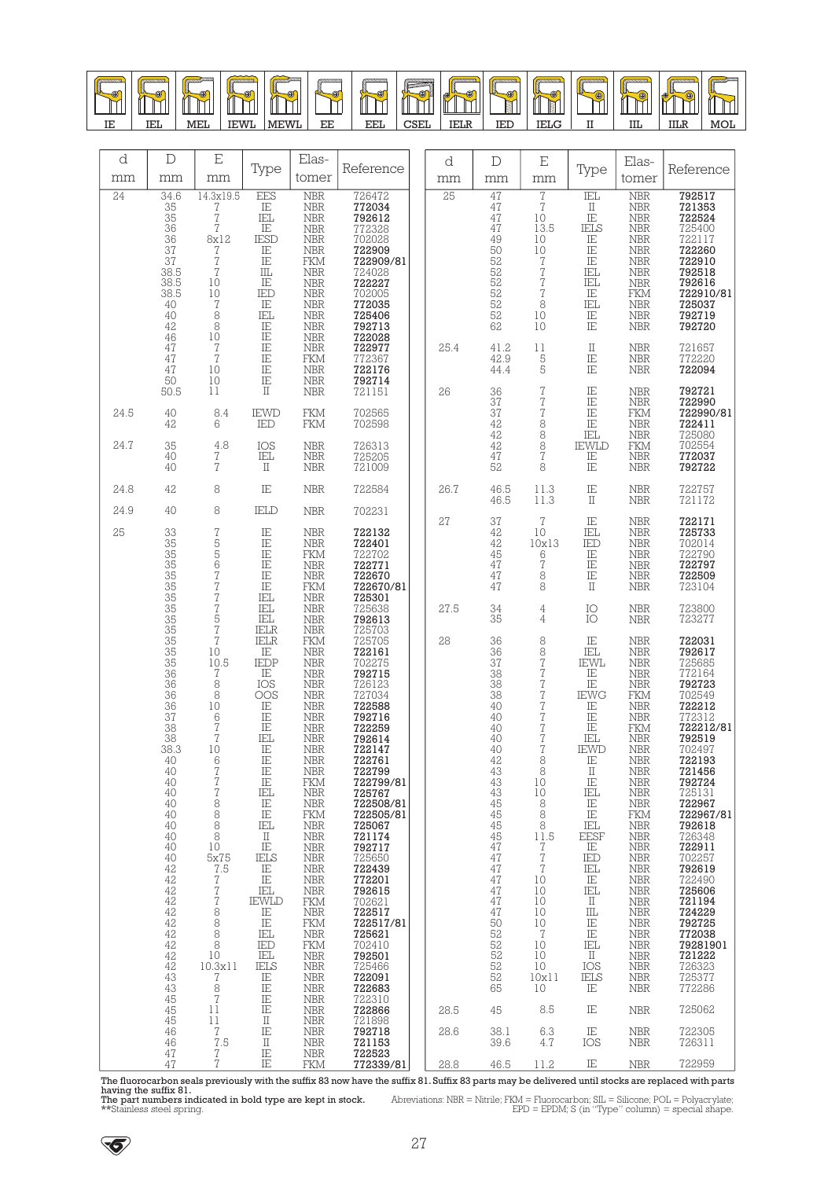| IE | IEL | MEL | IEWL | MEWL | EE | EEL | CSEL | IELR | IED | IELG | II | IIL | IILR | MOL |
|---|---|---|---|---|---|---|---|---|---|---|---|---|---|---|

| d mm | D mm | E mm | Type | Elastomer | Reference |
|---|---|---|---|---|---|
| 24 | 34.6 | 14.3x19.5 | EES | NBR | 726472 |
| | 35 | 7 | IE | NBR | **772034** |
| | 35 | 7 | IEL | NBR | **792612** |
| | 36 | 7 | IE | NBR | 772328 |
| | 36 | 8x12 | IESD | NBR | 702028 |
| | 37 | 7 | IE | NBR | **722909** |
| | 37 | 7 | IE | FKM | **722909/81** |
| | 38.5 | 7 | IIL | NBR | 724028 |
| | 38.5 | 10 | IE | NBR | **722227** |
| | 38.5 | 10 | IED | NBR | 702005 |
| | 40 | 7 | IE | NBR | **772035** |
| | 40 | 8 | IEL | NBR | **725406** |
| | 42 | 8 | IE | NBR | **792713** |
| | 46 | 10 | IE | NBR | **722028** |
| | 47 | 7 | IE | NBR | **722977** |
| | 47 | 7 | IE | FKM | 772367 |
| | 47 | 10 | IE | NBR | **722176** |
| | 50 | 10 | IE | NBR | **792714** |
| | 50.5 | 11 | II | NBR | 721151 |
| 24.5 | 40 | 8.4 | IEWD | FKM | 702565 |
| | 42 | 6 | IED | FKM | 702598 |
| 24.7 | 35 | 4.8 | IOS | NBR | 726313 |
| | 40 | 7 | IEL | NBR | 725205 |
| | 40 | 7 | II | NBR | 721009 |
| 24.8 | 42 | 8 | IE | NBR | 722584 |
| 24.9 | 40 | 8 | IELD | NBR | 702231 |
| 25 | 33 | 7 | IE | NBR | **722132** |
| | 35 | 5 | IE | NBR | **722401** |
| | 35 | 5 | IE | FKM | 722702 |
| | 35 | 6 | IE | NBR | **722771** |
| | 35 | 7 | IE | NBR | **722670** |
| | 35 | 7 | IE | FKM | **722670/81** |
| | 35 | 7 | IEL | NBR | **725301** |
| | 35 | 7 | IEL | NBR | 725638 |
| | 35 | 5 | IEL | NBR | **792613** |
| | 35 | 7 | IELR | NBR | 725703 |
| | 35 | 7 | IELR | FKM | 725705 |
| | 35 | 10 | IE | NBR | **722161** |
| | 35 | 10.5 | IEDP | NBR | 702275 |
| | 36 | 7 | IE | NBR | **792715** |
| | 36 | 8 | IOS | NBR | 726123 |
| | 36 | 8 | OOS | NBR | 727034 |
| | 36 | 10 | IE | NBR | **722588** |
| | 37 | 6 | IE | NBR | **792716** |
| | 38 | 7 | IE | NBR | **722259** |
| | 38 | 7 | IEL | NBR | **792614** |
| | 38.3 | 10 | IE | NBR | **722147** |
| | 40 | 6 | IE | NBR | **722761** |
| | 40 | 7 | IE | NBR | **722799** |
| | 40 | 7 | IE | FKM | **722799/81** |
| | 40 | 7 | IEL | NBR | **725767** |
| | 40 | 8 | IE | NBR | **722508/81** |
| | 40 | 8 | IE | FKM | **722505/81** |
| | 40 | 8 | IEL | NBR | **725067** |
| | 40 | 8 | II | NBR | **721174** |
| | 40 | 10 | IE | NBR | **792717** |
| | 40 | 5x75 | IELS | NBR | 725650 |
| | 42 | 7.5 | IE | NBR | **722439** |
| | 42 | 7 | IE | NBR | **772201** |
| | 42 | 7 | IEL | NBR | **792615** |
| | 42 | 7 | IEWLD | FKM | 702621 |
| | 42 | 8 | IE | NBR | **722517** |
| | 42 | 8 | IE | FKM | **722517/81** |
| | 42 | 8 | IEL | NBR | **725621** |
| | 42 | 8 | IED | FKM | 702410 |
| | 42 | 10 | IEL | NBR | **792501** |
| | 42 | 10.3x11 | IELS | NBR | 725466 |
| | 43 | 7 | IE | NBR | **722091** |
| | 43 | 8 | IE | NBR | **722683** |
| | 45 | 7 | IE | NBR | 722310 |
| | 45 | 11 | IE | NBR | **722866** |
| | 45 | 11 | II | NBR | 721898 |
| | 46 | 7 | IE | NBR | **792718** |
| | 46 | 7.5 | II | NBR | **721153** |
| | 47 | 7 | IE | NBR | **722523** |
| | 47 | 7 | IE | FKM | **772339/81** |
| 25 | 47 | 7 | IEL | NBR | **792517** |
| | 47 | 7 | II | NBR | **721353** |
| | 47 | 10 | IE | NBR | **722524** |
| | 47 | 13.5 | IELS | NBR | 725400 |
| | 49 | 10 | IE | NBR | 722117 |
| | 50 | 10 | IE | NBR | **722260** |
| | 52 | 7 | IE | NBR | **722910** |
| | 52 | 7 | IEL | NBR | **792518** |
| | 52 | 7 | IEL | NBR | **792616** |
| | 52 | 7 | IE | FKM | **722910/81** |
| | 52 | 8 | IEL | NBR | **725037** |
| | 52 | 10 | IE | NBR | **792719** |
| | 62 | 10 | IE | NBR | **792720** |
| 25.4 | 41.2 | 11 | II | NBR | 721657 |
| | 42.9 | 5 | IE | NBR | 772220 |
| | 44.4 | 5 | IE | NBR | **722094** |
| 26 | 36 | 7 | IE | NBR | **792721** |
| | 37 | 7 | IE | NBR | **722990** |
| | 37 | 7 | IE | FKM | **722990/81** |
| | 42 | 8 | IE | NBR | **722411** |
| | 42 | 8 | IEL | NBR | 725080 |
| | 42 | 8 | IEWLD | FKM | 702554 |
| | 47 | 7 | IE | NBR | **772037** |
| | 52 | 8 | IE | NBR | **792722** |
| 26.7 | 46.5 | 11.3 | IE | NBR | 722757 |
| | 46.5 | 11.3 | II | NBR | 721172 |
| 27 | 37 | 7 | IE | NBR | **722171** |
| | 42 | 10 | IEL | NBR | **725733** |
| | 42 | 10x13 | IED | NBR | 702014 |
| | 45 | 6 | IE | NBR | 722790 |
| | 47 | 7 | IE | NBR | **722797** |
| | 47 | 8 | IE | NBR | **722509** |
| | 47 | 8 | II | NBR | 723104 |
| 27.5 | 34 | 4 | IO | NBR | 723800 |
| | 35 | 4 | IO | NBR | 723277 |
| 28 | 36 | 8 | IE | NBR | **722031** |
| | 36 | 8 | IEL | NBR | **792617** |
| | 37 | 7 | IEWL | NBR | 725685 |
| | 38 | 7 | IE | NBR | 772164 |
| | 38 | 7 | IE | NBR | **792723** |
| | 38 | 7 | IEWG | FKM | 702549 |
| | 40 | 7 | IE | NBR | **722212** |
| | 40 | 7 | IE | NBR | 772312 |
| | 40 | 7 | IE | FKM | **722212/81** |
| | 40 | 7 | IEL | NBR | **792519** |
| | 40 | 7 | IEWD | NBR | 702497 |
| | 42 | 8 | IE | NBR | **722193** |
| | 43 | 8 | II | NBR | **721456** |
| | 43 | 10 | IE | NBR | **792724** |
| | 43 | 10 | IEL | NBR | 725131 |
| | 45 | 8 | IE | NBR | **722967** |
| | 45 | 8 | IE | FKM | **722967/81** |
| | 45 | 8 | IEL | NBR | **792618** |
| | 45 | 11.5 | EESF | NBR | 726348 |
| | 47 | 7 | IE | NBR | **722911** |
| | 47 | 7 | IED | NBR | 702257 |
| | 47 | 7 | IEL | NBR | **792619** |
| | 47 | 10 | IE | NBR | 722490 |
| | 47 | 10 | IEL | NBR | **725606** |
| | 47 | 10 | II | NBR | **721194** |
| | 47 | 10 | IIL | NBR | **724229** |
| | 50 | 10 | IE | NBR | **792725** |
| | 52 | 7 | IE | NBR | **772038** |
| | 52 | 10 | IEL | NBR | **79281901** |
| | 52 | 10 | II | NBR | **721222** |
| | 52 | 10 | IOS | NBR | 726323 |
| | 52 | 10x11 | IELS | NBR | 725377 |
| | 65 | 10 | IE | NBR | 772286 |
| 28.5 | 45 | 8.5 | IE | NBR | 725062 |
| 28.6 | 38.1 | 6.3 | IE | NBR | 722305 |
| | 39.6 | 4.7 | IOS | NBR | 726311 |
| 28.8 | 46.5 | 11.2 | IE | NBR | 722959 |

The fluorocarbon seals previously with the suffix 83 now have the suffix 81. Suffix 83 parts may be delivered until stocks are replaced with parts having the suffix 81.
**The part numbers indicated in bold type are kept in stock.**
**Stainless steel spring.

Abbreviations: NBR = Nitrile; FKM = Fluorocarbon; SIL = Silicone; POL = Polyacrylate; EPD = EPDM; S (in "Type" column) = special shape.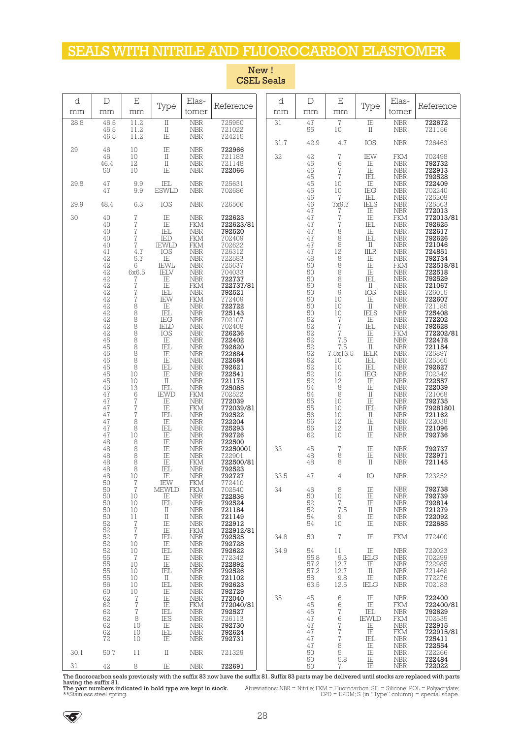# SEALS WITH NITRILE AND FLUOROCARBON ELASTOMER

**New ! CSEL Seals**

| d mm | D mm | E mm | Type | Elas-tomer | Reference |
|---|---|---|---|---|---|
| 28.8 | 46.5 | 11.2 | II | NBR | 725950 |
| | 46.5 | 11.2 | II | NBR | 721022 |
| | 46.5 | 11.2 | IE | NBR | 724215 |
| 29 | 46 | 10 | IE | NBR | **722966** |
| | 46 | 10 | II | NBR | 721183 |
| | 46.4 | 12 | II | NBR | 721148 |
| | 50 | 10 | IE | NBR | **722066** |
| 29.8 | 47 | 9.9 | IEL | NBR | 725631 |
| | 47 | 9.9 | ESWLD | NBR | 702686 |
| 29.9 | 48.4 | 6.3 | IOS | NBR | 726566 |
| 30 | 40 | 7 | IE | NBR | **722623** |
| | 40 | 7 | IE | FKM | **722623/81** |
| | 40 | 7 | IEL | NBR | **792520** |
| | 40 | 7 | IED | FKM | 702409 |
| | 40 | 7 | IEWLD | FKM | 702622 |
| | 41 | 4.7 | IOS | NBR | 726312 |
| | 42 | 5.7 | IE | NBR | 722583 |
| | 42 | 6 | IEWL | NBR | 725637 |
| | 42 | 6x6.5 | IELV | NBR | 704033 |
| | 42 | 7 | IE | NBR | **722737** |
| | 42 | 7 | IE | FKM | **722737/81** |
| | 42 | 7 | IEL | NBR | **792521** |
| | 42 | 7 | IEW | FKM | 772409 |
| | 42 | 8 | IE | NBR | **722722** |
| | 42 | 8 | IEL | NBR | **725143** |
| | 42 | 8 | IEG | NBR | 702107 |
| | 42 | 8 | IELD | NBR | 702408 |
| | 42 | 8 | IOS | NBR | **726236** |
| | 45 | 8 | IE | NBR | **722402** |
| | 45 | 8 | IEL | NBR | **792620** |
| | 45 | 8 | IE | NBR | **722684** |
| | 45 | 8 | IE | NBR | **722684** |
| | 45 | 8 | IEL | NBR | **792621** |
| | 45 | 10 | IE | NBR | **722541** |
| | 45 | 10 | II | NBR | **721175** |
| | 45 | 13 | IEL | NBR | **725085** |
| | 47 | 6 | IEWD | FKM | 702522 |
| | 47 | 7 | IE | NBR | **772039** |
| | 47 | 7 | IE | FKM | **772039/81** |
| | 47 | 7 | IEL | NBR | **792522** |
| | 47 | 8 | IE | NBR | **722204** |
| | 47 | 8 | IEL | NBR | **725293** |
| | 47 | 10 | IE | NBR | **792726** |
| | 48 | 8 | IE | NBR | **722500** |
| | 48 | 8 | IE | NBR | **72250001** |
| | 48 | 8 | IE | NBR | 722901 |
| | 48 | 8 | IE | FKM | **722500/81** |
| | 48 | 8 | IEL | NBR | **792523** |
| | 48 | 10 | IE | NBR | **792727** |
| | 50 | 7 | IEW | FKM | 772410 |
| | 50 | 7 | MEWLD | FKM | 702540 |
| | 50 | 10 | IE | NBR | **722836** |
| | 50 | 10 | IEL | NBR | **792524** |
| | 50 | 10 | II | NBR | **721184** |
| | 50 | 11 | II | NBR | **721149** |
| | 52 | 7 | IE | NBR | **722912** |
| | 52 | 7 | IE | FKM | **722912/81** |
| | 52 | 7 | IEL | NBR | **792525** |
| | 52 | 10 | IE | NBR | **792728** |
| | 52 | 10 | IEL | NBR | **792622** |
| | 55 | 7 | IE | NBR | 772342 |
| | 55 | 10 | IE | NBR | **722892** |
| | 55 | 10 | IEL | NBR | **792526** |
| | 55 | 10 | II | NBR | **721102** |
| | 56 | 10 | IEL | NBR | **792623** |
| | 60 | 10 | IE | NBR | **792729** |
| | 62 | 7 | IE | NBR | **772040** |
| | 62 | 7 | IE | FKM | **772040/81** |
| | 62 | 7 | IEL | NBR | **792527** |
| | 62 | 8 | IES | NBR | 726113 |
| | 62 | 10 | IE | NBR | **792730** |
| | 62 | 10 | IEL | NBR | **792624** |
| | 72 | 10 | IE | NBR | **792731** |
| 30.1 | 50.7 | 11 | II | NBR | 721329 |
| 31 | 42 | 8 | IE | NBR | **722691** |
| | 47 | 7 | IE | NBR | **722672** |
| | 55 | 10 | II | NBR | 721156 |
| 31.7 | 42.9 | 4.7 | IOS | NBR | 726463 |
| 32 | 42 | 7 | IEW | FKM | 702498 |
| | 45 | 6 | IE | NBR | **792732** |
| | 45 | 7 | IE | NBR | **722913** |
| | 45 | 7 | IEL | NBR | **792528** |
| | 45 | 10 | IE | NBR | **722409** |
| | 45 | 10 | IEG | NBR | 702240 |
| | 46 | 7 | IEL | NBR | 725208 |
| | 46 | 7x9.7 | IELS | NBR | 725563 |
| | 47 | 7 | IE | NBR | **772013** |
| | 47 | 7 | IE | FKM | **772013/81** |
| | 47 | 7 | IEL | NBR | **792625** |
| | 47 | 8 | IE | NBR | **722617** |
| | 47 | 8 | IEL | NBR | **792626** |
| | 47 | 8 | II | NBR | **721046** |
| | 47 | 12 | IILR | NBR | **724851** |
| | 48 | 8 | IE | NBR | **792734** |
| | 50 | 8 | IE | FKM | **722518/81** |
| | 50 | 8 | IE | NBR | **722518** |
| | 50 | 8 | IEL | NBR | **792529** |
| | 50 | 8 | II | NBR | **721067** |
| | 50 | 9 | IOS | NBR | 726015 |
| | 50 | 10 | IE | NBR | **722607** |
| | 50 | 10 | II | NBR | 721185 |
| | 50 | 10 | IELS | NBR | **725408** |
| | 52 | 7 | IE | NBR | **772202** |
| | 52 | 7 | IEL | NBR | **792628** |
| | 52 | 7 | IE | FKM | **772202/81** |
| | 52 | 7.5 | IE | NBR | **722478** |
| | 52 | 7.5 | II | NBR | **721154** |
| | 52 | 7.5x13.5 | IELR | NBR | 725897 |
| | 52 | 10 | IEL | NBR | 725565 |
| | 52 | 10 | IEL | NBR | **792627** |
| | 52 | 10 | IEG | NBR | 702342 |
| | 52 | 12 | IE | NBR | **722557** |
| | 54 | 8 | IE | NBR | **722039** |
| | 54 | 8 | II | NBR | 721068 |
| | 55 | 10 | IE | NBR | **792735** |
| | 55 | 10 | IEL | NBR | **79281801** |
| | 56 | 10 | II | NBR | **721162** |
| | 56 | 12 | IE | NBR | 722038 |
| | 56 | 12 | II | NBR | **721096** |
| | 62 | 10 | IE | NBR | **792736** |
| 33 | 45 | 7 | IE | NBR | **792737** |
| | 48 | 8 | IE | NBR | **722971** |
| | 48 | 8 | II | NBR | **721145** |
| 33.5 | 47 | 4 | IO | NBR | 723252 |
| 34 | 46 | 8 | IE | NBR | **792738** |
| | 50 | 10 | IE | NBR | **792739** |
| | 52 | 7 | IE | NBR | **792814** |
| | 52 | 7.5 | II | NBR | **721279** |
| | 54 | 9 | IE | NBR | **722092** |
| | 54 | 10 | IE | NBR | **722685** |
| 34.8 | 50 | 7 | IE | FKM | 772400 |
| 34.9 | 54 | 11 | IE | NBR | 722023 |
| | 55.8 | 9.3 | IELG | NBR | 702299 |
| | 57.2 | 12.7 | IE | NBR | 722985 |
| | 57.2 | 12.7 | II | NBR | 721468 |
| | 58 | 9.8 | IE | NBR | 772276 |
| | 63.5 | 12.5 | IELG | NBR | 702183 |
| 35 | 45 | 6 | IE | NBR | **722400** |
| | 45 | 6 | IE | FKM | **722400/81** |
| | 45 | 7 | IEL | NBR | **792629** |
| | 47 | 6 | IEWLD | FKM | 702535 |
| | 47 | 7 | IE | NBR | **722915** |
| | 47 | 7 | IE | FKM | **722915/81** |
| | 47 | 7 | IEL | NBR | **725411** |
| | 47 | 8 | IE | NBR | **722554** |
| | 50 | 5 | IE | NBR | 722266 |
| | 50 | 5.8 | IE | NBR | **722484** |
| | 50 | 7 | IE | NBR | **722022** |

The fluorocarbon seals previously with the suffix 83 now have the suffix 81. Suffix 83 parts may be delivered until stocks are replaced with parts having the suffix 81.

**The part numbers indicated in bold type are kept in stock.**

**Stainless steel spring.

Abreviations: NBR = Nitrile; FKM = Fluorocarbon; SIL = Silicone; POL = Polyacrylate; EPD = EPDM; S (in "Type" column) = special shape.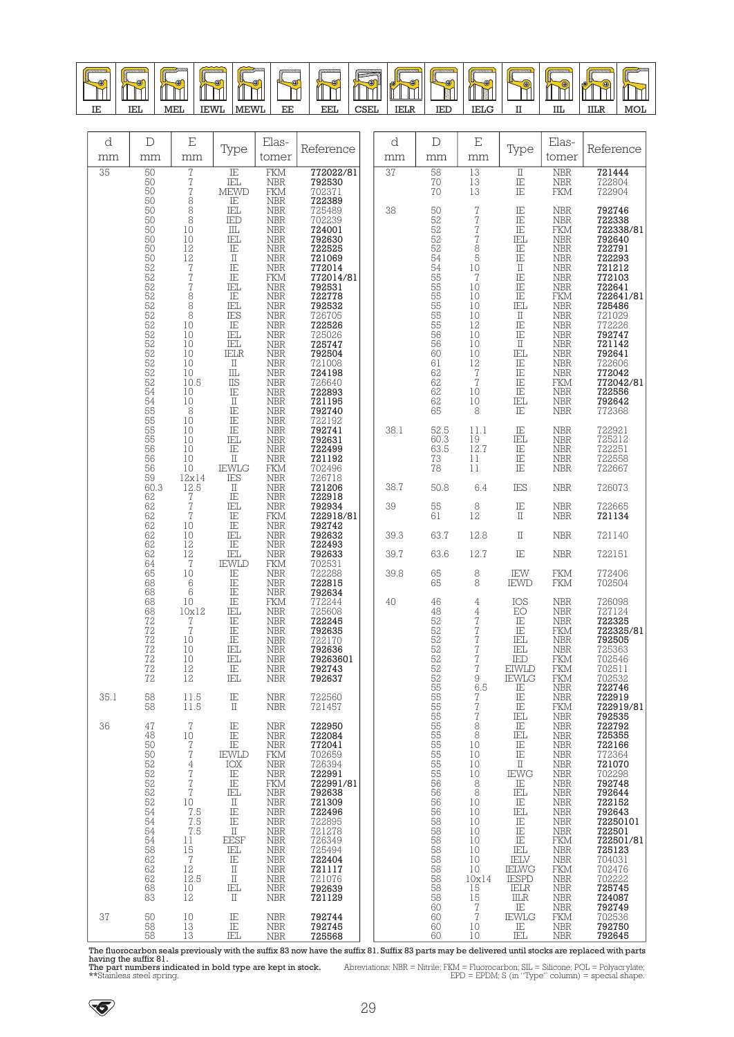| IE | IEL | MEL | IEWL | MEWL | EE | EEL | CSEL | IELR | IED | IELG | II | IIL | IILR | MOL |
|---|---|---|---|---|---|---|---|---|---|---|---|---|---|---|

| d mm | D mm | E mm | Type | Elas-tomer | Reference |
|---|---|---|---|---|---|
| 35 | 50 | 7 | IE | FKM | 772022/81 |
| | 50 | 7 | IEL | NBR | **792530** |
| | 50 | 7 | MEWD | FKM | 702371 |
| | 50 | 8 | IE | NBR | **722389** |
| | 50 | 8 | IEL | NBR | 725489 |
| | 50 | 8 | IED | NBR | 702239 |
| | 50 | 10 | IIL | NBR | **724001** |
| | 50 | 10 | IEL | NBR | **792630** |
| | 50 | 12 | IE | NBR | **722525** |
| | 50 | 12 | II | NBR | **721069** |
| | 52 | 7 | IE | NBR | **772014** |
| | 52 | 7 | IE | FKM | **772014/81** |
| | 52 | 7 | IEL | NBR | **792531** |
| | 52 | 8 | IE | NBR | **722778** |
| | 52 | 8 | IEL | NBR | **792532** |
| | 52 | 8 | IES | NBR | 726705 |
| | 52 | 10 | IE | NBR | **722526** |
| | 52 | 10 | IEL | NBR | 725026 |
| | 52 | 10 | IEL | NBR | **725747** |
| | 52 | 10 | IELR | NBR | **792504** |
| | 52 | 10 | II | NBR | 721008 |
| | 52 | 10 | IIL | NBR | **724198** |
| | 52 | 10.5 | IIS | NBR | 726640 |
| | 54 | 10 | IE | NBR | **722893** |
| | 54 | 10 | II | NBR | **721195** |
| | 55 | 8 | IE | NBR | **792740** |
| | 55 | 10 | IE | NBR | 722192 |
| | 55 | 10 | IE | NBR | **792741** |
| | 55 | 10 | IEL | NBR | **792631** |
| | 56 | 10 | IE | NBR | **722499** |
| | 56 | 10 | II | NBR | **721192** |
| | 56 | 10 | IEWLG | FKM | 702496 |
| | 59 | 12x14 | IES | NBR | 726718 |
| | 60.3 | 12.5 | II | NBR | **721206** |
| | 62 | 7 | IE | NBR | **722918** |
| | 62 | 7 | IEL | NBR | **792934** |
| | 62 | 7 | IE | FKM | **722918/81** |
| | 62 | 10 | IE | NBR | **792742** |
| | 62 | 10 | IEL | NBR | **792632** |
| | 62 | 12 | IE | NBR | **722493** |
| | 62 | 12 | IEL | NBR | **792633** |
| | 64 | 7 | IEWLD | FKM | 702531 |
| | 65 | 10 | IE | NBR | 722288 |
| | 68 | 6 | IE | NBR | **722815** |
| | 68 | 6 | IE | NBR | **792634** |
| | 68 | 10 | IE | FKM | 772244 |
| | 68 | 10x12 | IEL | NBR | 725608 |
| | 72 | 7 | IE | NBR | **722245** |
| | 72 | 7 | IE | NBR | **792635** |
| | 72 | 10 | IE | NBR | 722170 |
| | 72 | 10 | IEL | NBR | **792636** |
| | 72 | 10 | IEL | NBR | **79263601** |
| | 72 | 12 | IE | NBR | **792743** |
| | 72 | 12 | IEL | NBR | **792637** |
| 35.1 | 58 | 11.5 | IE | NBR | 722560 |
| | 58 | 11.5 | II | NBR | 721457 |
| 36 | 47 | 7 | IE | NBR | **722950** |
| | 48 | 10 | IE | NBR | **722084** |
| | 50 | 7 | IE | NBR | **772041** |
| | 50 | 7 | IEWLD | FKM | 702659 |
| | 52 | 4 | IOX | NBR | 726394 |
| | 52 | 7 | IE | NBR | **722991** |
| | 52 | 7 | IE | FKM | **722991/81** |
| | 52 | 7 | IEL | NBR | **792638** |
| | 52 | 10 | II | NBR | **721309** |
| | 54 | 7.5 | IE | NBR | **722496** |
| | 54 | 7.5 | IE | NBR | 722895 |
| | 54 | 7.5 | II | NBR | 721278 |
| | 54 | 11 | EESF | NBR | 726349 |
| | 58 | 15 | IEL | NBR | 725494 |
| | 62 | 7 | IE | NBR | **722404** |
| | 62 | 12 | II | NBR | **721117** |
| | 62 | 12.5 | II | NBR | 721076 |
| | 68 | 10 | IEL | NBR | **792639** |
| | 83 | 12 | II | NBR | **721129** |
| 37 | 50 | 10 | IE | NBR | **792744** |
| | 58 | 13 | IE | NBR | **792745** |
| | 58 | 13 | IEL | NBR | **725568** |
| 37 | 58 | 13 | II | NBR | **721444** |
| | 70 | 13 | IE | NBR | 722804 |
| | 70 | 13 | IE | FKM | 722904 |
| 38 | 50 | 7 | IE | NBR | **792746** |
| | 52 | 7 | IE | NBR | **722338** |
| | 52 | 7 | IE | FKM | **722338/81** |
| | 52 | 7 | IEL | NBR | **792640** |
| | 52 | 8 | IE | NBR | **722791** |
| | 54 | 5 | IE | NBR | **722293** |
| | 54 | 10 | II | NBR | **721212** |
| | 55 | 7 | IE | NBR | **772103** |
| | 55 | 10 | IE | NBR | **722641** |
| | 55 | 10 | IE | FKM | **722641/81** |
| | 55 | 10 | IEL | NBR | **725486** |
| | 55 | 10 | II | NBR | 721029 |
| | 55 | 12 | IE | NBR | 772226 |
| | 56 | 10 | IE | NBR | **792747** |
| | 56 | 10 | II | NBR | **721142** |
| | 60 | 10 | IEL | NBR | **792641** |
| | 61 | 12 | IE | NBR | 722606 |
| | 62 | 7 | IE | NBR | **772042** |
| | 62 | 7 | IE | FKM | **772042/81** |
| | 62 | 10 | IE | NBR | **722556** |
| | 62 | 10 | IEL | NBR | **792642** |
| | 65 | 8 | IE | NBR | 772368 |
| 38.1 | 52.5 | 11.1 | IE | NBR | 722921 |
| | 60.3 | 19 | IEL | NBR | 725212 |
| | 63.5 | 12.7 | IE | NBR | 722251 |
| | 73 | 11 | IE | NBR | 722558 |
| | 78 | 11 | IE | NBR | 722667 |
| 38.7 | 50.8 | 6.4 | IES | NBR | 726073 |
| 39 | 55 | 8 | IE | NBR | 722665 |
| | 61 | 12 | II | NBR | **721134** |
| 39.3 | 63.7 | 12.8 | II | NBR | 721140 |
| 39.7 | 63.6 | 12.7 | IE | NBR | 722151 |
| 39.8 | 65 | 8 | IEW | FKM | 772406 |
| | 65 | 8 | IEWD | FKM | 702504 |
| 40 | 46 | 4 | IOS | NBR | 726098 |
| | 48 | 4 | EO | NBR | 727124 |
| | 52 | 7 | IE | NBR | **722325** |
| | 52 | 7 | IE | FKM | **722325/81** |
| | 52 | 7 | IEL | NBR | **792505** |
| | 52 | 7 | IEL | NBR | 725363 |
| | 52 | 7 | IED | FKM | 702546 |
| | 52 | 7 | EIWLD | FKM | 702511 |
| | 52 | 9 | IEWLG | FKM | 702532 |
| | 55 | 6.5 | IE | NBR | **722746** |
| | 55 | 7 | IE | NBR | **722919** |
| | 55 | 7 | IE | FKM | **722919/81** |
| | 55 | 7 | IEL | NBR | **792535** |
| | 55 | 8 | IE | NBR | **722792** |
| | 55 | 8 | IEL | NBR | **725355** |
| | 55 | 10 | IE | NBR | **722166** |
| | 55 | 10 | IE | NBR | 772364 |
| | 55 | 10 | II | NBR | **721070** |
| | 55 | 10 | IEWG | NBR | 702298 |
| | 56 | 8 | IE | NBR | **792748** |
| | 56 | 8 | IEL | NBR | **792644** |
| | 56 | 10 | IE | NBR | **722152** |
| | 56 | 10 | IEL | NBR | **792643** |
| | 58 | 10 | IE | NBR | **72250101** |
| | 58 | 10 | IE | NBR | **722501** |
| | 58 | 10 | IE | FKM | **722501/81** |
| | 58 | 10 | IEL | NBR | **725123** |
| | 58 | 10 | IELV | NBR | 704031 |
| | 58 | 10 | IELWG | FKM | 702476 |
| | 58 | 10x14 | IESPD | NBR | 702222 |
| | 58 | 15 | IELR | NBR | **725745** |
| | 58 | 15 | IILR | NBR | **724087** |
| | 60 | 7 | IE | NBR | **792749** |
| | 60 | 7 | IEWLG | FKM | 702536 |
| | 60 | 10 | IE | NBR | **792750** |
| | 60 | 10 | IEL | NBR | **792645** |

The fluorocarbon seals previously with the suffix 83 now have the suffix 81. Suffix 83 parts may be delivered until stocks are replaced with parts having the suffix 81.
The part numbers indicated in bold type are kept in stock.
**Stainless steel spring.

Abreviations: NBR = Nitrile; FKM = Fluorocarbon; SIL = Silicone; POL = Polyacrylate; EPD = EPDM; S (in "Type" column) = special shape.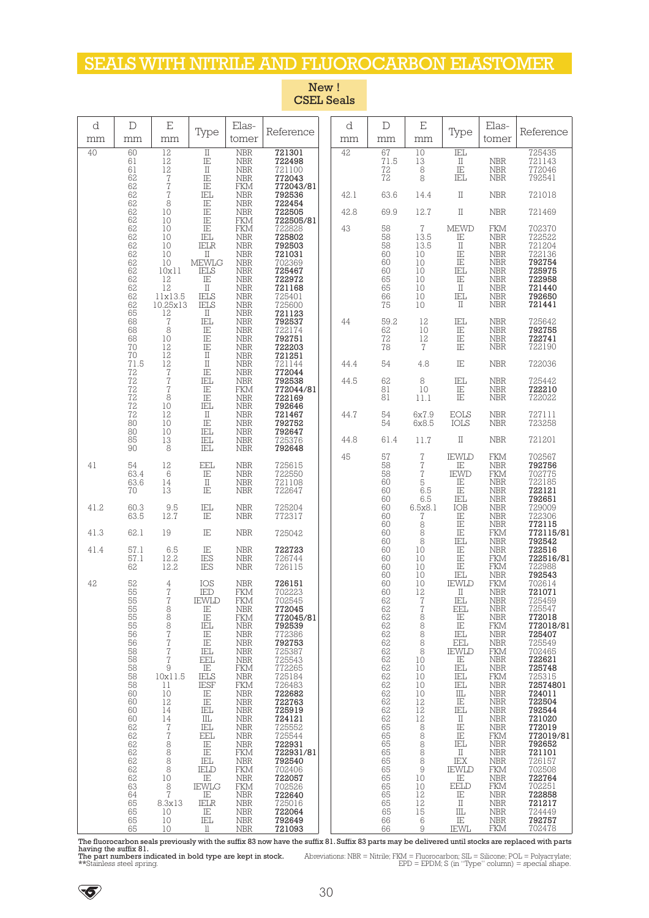# SEALS WITH NITRILE AND FLUOROCARBON ELASTOMER

**New ! CSEL Seals**

| d mm | D mm | E mm | Type | Elas-tomer | Reference |
|---|---|---|---|---|---|
| 40 | 60 | 12 | II | NBR | **721301** |
| | 61 | 12 | IE | NBR | **722498** |
| | 61 | 12 | II | NBR | 721100 |
| | 62 | 7 | IE | NBR | **772043** |
| | 62 | 7 | IE | FKM | **772043/81** |
| | 62 | 7 | IEL | NBR | **792536** |
| | 62 | 8 | IE | NBR | **722454** |
| | 62 | 10 | IE | NBR | **722505** |
| | 62 | 10 | IE | FKM | **722505/81** |
| | 62 | 10 | IE | FKM | 722828 |
| | 62 | 10 | IEL | NBR | **725802** |
| | 62 | 10 | IELR | NBR | **792503** |
| | 62 | 10 | II | NBR | **721031** |
| | 62 | 10 | MEWLG | NBR | 702369 |
| | 62 | 10x11 | IELS | NBR | **725467** |
| | 62 | 12 | IE | NBR | **722972** |
| | 62 | 12 | II | NBR | **721168** |
| | 62 | 11x13.5 | IELS | NBR | 725401 |
| | 62 | 10.25x13 | IELS | NBR | 725600 |
| | 65 | 12 | II | NBR | **721123** |
| | 68 | 7 | IEL | NBR | **792537** |
| | 68 | 8 | IE | NBR | 722174 |
| | 68 | 10 | IE | NBR | **792751** |
| | 70 | 12 | IE | NBR | **722203** |
| | 70 | 12 | II | NBR | **721251** |
| | 71.5 | 12 | II | NBR | 721144 |
| | 72 | 7 | IE | NBR | **772044** |
| | 72 | 7 | IEL | NBR | **792538** |
| | 72 | 7 | IE | FKM | **772044/81** |
| | 72 | 8 | IE | NBR | **722169** |
| | 72 | 10 | IEL | NBR | **792646** |
| | 72 | 12 | II | NBR | **721467** |
| | 80 | 10 | IE | NBR | **792752** |
| | 80 | 10 | IEL | NBR | **792647** |
| | 85 | 13 | IEL | NBR | 725376 |
| | 90 | 8 | IEL | NBR | **792648** |
| 41 | 54 | 12 | EEL | NBR | 725615 |
| | 63.4 | 6 | IE | NBR | 722550 |
| | 63.6 | 14 | II | NBR | 721108 |
| | 70 | 13 | IE | NBR | 722647 |
| 41.2 | 60.3 | 9.5 | IEL | NBR | 725204 |
| | 63.5 | 12.7 | IE | NBR | 772317 |
| 41.3 | 62.1 | 19 | IE | NBR | 725042 |
| 41.4 | 57.1 | 6.5 | IE | NBR | **722723** |
| | 57.1 | 12.2 | IES | NBR | 726744 |
| | 62 | 12.2 | IES | NBR | 726115 |
| 42 | 52 | 4 | IOS | NBR | **726151** |
| | 55 | 7 | IED | FKM | 702223 |
| | 55 | 7 | IEWLD | FKM | 702545 |
| | 55 | 8 | IE | NBR | **772045** |
| | 55 | 8 | IE | FKM | **772045/81** |
| | 55 | 8 | IEL | NBR | **792539** |
| | 56 | 7 | IE | NBR | 772386 |
| | 56 | 7 | IE | NBR | **792753** |
| | 58 | 7 | IEL | NBR | 725387 |
| | 58 | 7 | EEL | NBR | 725543 |
| | 58 | 9 | IE | FKM | 772265 |
| | 58 | 10x11.5 | IELS | NBR | 725184 |
| | 58 | 11 | IESF | FKM | 726483 |
| | 60 | 10 | IE | NBR | **722682** |
| | 60 | 12 | IE | NBR | **722763** |
| | 60 | 14 | IEL | NBR | **725919** |
| | 60 | 14 | IIL | NBR | **724121** |
| | 62 | 7 | IEL | NBR | 725552 |
| | 62 | 7 | EEL | NBR | 725544 |
| | 62 | 8 | IE | NBR | **722931** |
| | 62 | 8 | IE | FKM | **722931/81** |
| | 62 | 8 | IEL | NBR | **792540** |
| | 62 | 8 | IELD | FKM | 702406 |
| | 62 | 10 | IE | NBR | **722057** |
| | 63 | 8 | IEWLG | FKM | 702526 |
| | 64 | 7 | IE | NBR | **722640** |
| | 65 | 8.3x13 | IELR | NBR | 725016 |
| | 65 | 10 | IE | NBR | **722064** |
| | 65 | 10 | IEL | NBR | **792649** |
| | 65 | 10 | II | NBR | **721093** |
| 42 | 67 | 10 | IEL | | 725435 |
| | 71.5 | 13 | II | NBR | 721143 |
| | 72 | 8 | IE | NBR | 772046 |
| | 72 | 8 | IEL | NBR | 792541 |
| 42.1 | 63.6 | 14.4 | II | NBR | 721018 |
| 42.8 | 69.9 | 12.7 | II | NBR | 721469 |
| 43 | 58 | 7 | MEWD | FKM | 702370 |
| | 58 | 13.5 | IE | NBR | 722522 |
| | 58 | 13.5 | II | NBR | 721204 |
| | 60 | 10 | IE | NBR | 722136 |
| | 60 | 10 | IE | NBR | **792754** |
| | 60 | 10 | IEL | NBR | **725975** |
| | 65 | 10 | IE | NBR | **722958** |
| | 65 | 10 | II | NBR | **721440** |
| | 66 | 10 | IEL | NBR | **792650** |
| | 75 | 10 | II | NBR | **721441** |
| 44 | 59.2 | 12 | IEL | NBR | 725642 |
| | 62 | 10 | IE | NBR | **792755** |
| | 72 | 12 | IE | NBR | **722741** |
| | 78 | 7 | IE | NBR | 722190 |
| 44.4 | 54 | 4.8 | IE | NBR | 722036 |
| 44.5 | 62 | 8 | IEL | NBR | 725442 |
| | 81 | 10 | IE | NBR | **722210** |
| | 81 | 11.1 | IE | NBR | 722022 |
| 44.7 | 54 | 6x7.9 | EOLS | NBR | 727111 |
| | 54 | 6x8.5 | IOLS | NBR | 723258 |
| 44.8 | 61.4 | 11.7 | II | NBR | 721201 |
| 45 | 57 | 7 | IEWLD | FKM | 702567 |
| | 58 | 7 | IE | NBR | **792756** |
| | 58 | 7 | IEWD | FKM | 702775 |
| | 60 | 5 | IE | NBR | 722185 |
| | 60 | 6.5 | IE | NBR | **722121** |
| | 60 | 6.5 | IEL | NBR | **792651** |
| | 60 | 6.5x8.1 | IOB | NBR | 729009 |
| | 60 | 7 | IE | NBR | 722306 |
| | 60 | 8 | IE | NBR | **772115** |
| | 60 | 8 | IE | FKM | **772115/81** |
| | 60 | 8 | IEL | NBR | **792542** |
| | 60 | 10 | IE | NBR | **722516** |
| | 60 | 10 | IE | FKM | **722516/81** |
| | 60 | 10 | IE | FKM | 722988 |
| | 60 | 10 | IEL | NBR | **792543** |
| | 60 | 10 | IEWLD | FKM | 702614 |
| | 60 | 12 | II | NBR | **721071** |
| | 62 | 7 | IEL | NBR | 725459 |
| | 62 | 7 | EEL | NBR | 725547 |
| | 62 | 8 | IE | NBR | **772018** |
| | 62 | 8 | IE | FKM | **772018/81** |
| | 62 | 8 | IEL | NBR | **725407** |
| | 62 | 8 | EEL | NBR | 725549 |
| | 62 | 8 | IEWLD | FKM | 702465 |
| | 62 | 10 | IE | NBR | **722621** |
| | 62 | 10 | IEL | NBR | **725748** |
| | 62 | 10 | IEL | FKM | 725315 |
| | 62 | 10 | IEL | NBR | **72574801** |
| | 62 | 10 | IIL | NBR | **724011** |
| | 62 | 12 | IE | NBR | **722504** |
| | 62 | 12 | IEL | NBR | **792544** |
| | 62 | 12 | II | NBR | **721020** |
| | 65 | 8 | IE | NBR | **772019** |
| | 65 | 8 | IE | FKM | **772019/81** |
| | 65 | 8 | IEL | NBR | **792652** |
| | 65 | 8 | II | NBR | **721101** |
| | 65 | 8 | IEX | NBR | 726157 |
| | 65 | 9 | IEWLD | FKM | 702508 |
| | 65 | 10 | IE | NBR | **722764** |
| | 65 | 10 | EELD | FKM | 702251 |
| | 65 | 12 | IE | NBR | **722858** |
| | 65 | 12 | II | NBR | **721217** |
| | 65 | 15 | IIL | NBR | 724449 |
| | 66 | 6 | IE | NBR | **792757** |
| | 66 | 9 | IEWL | FKM | 702478 |

The fluorocarbon seals previously with the suffix 83 now have the suffix 81. Suffix 83 parts may be delivered until stocks are replaced with parts having the suffix 81.
**The part numbers indicated in bold type are kept in stock.**
**Stainless steel spring.

Abreviations: NBR = Nitrile; FKM = Fluorocarbon; SIL = Silicone; POL = Polyacrylate; EPD = EPDM; S (in "Type" column) = special shape.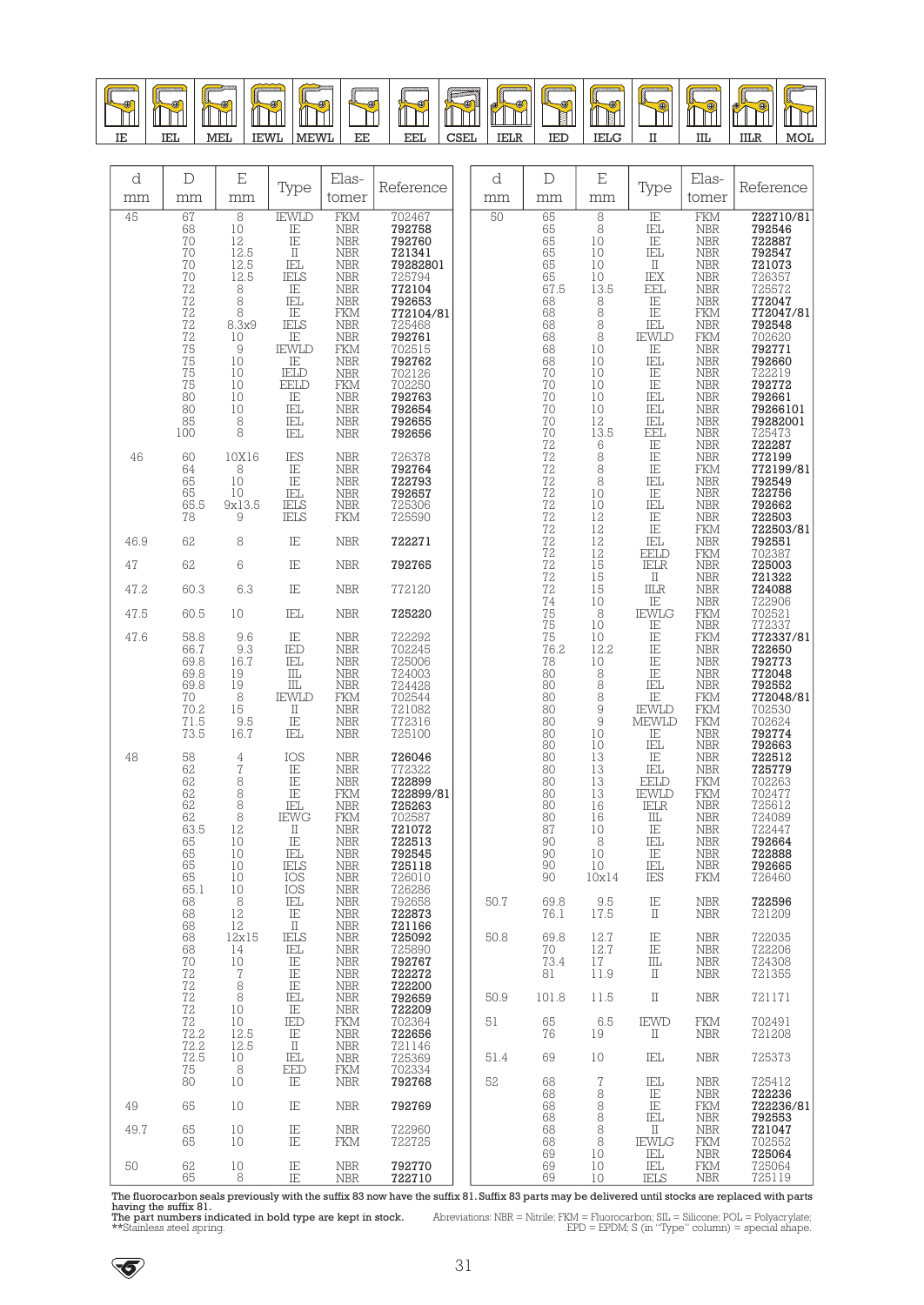| IE | IEL | MEL | IEWL | MEWL | EE | EEL | CSEL | IELR | IED | IELG | II | IIL | IILR | MOL |
|---|---|---|---|---|---|---|---|---|---|---|---|---|---|---|

| d mm | D mm | E mm | Type | Elas-tomer | Reference |
|---|---|---|---|---|---|
| 45 | 67 | 8 | IEWLD | FKM | 702467 |
| | 68 | 10 | IE | NBR | **792758** |
| | 70 | 12 | IE | NBR | **792760** |
| | 70 | 12.5 | II | NBR | **721341** |
| | 70 | 12.5 | IEL | NBR | **79282801** |
| | 70 | 12.5 | IELS | NBR | 725794 |
| | 72 | 8 | IE | NBR | **772104** |
| | 72 | 8 | IEL | NBR | **792653** |
| | 72 | 8 | IE | FKM | **772104/81** |
| | 72 | 8.3x9 | IELS | NBR | 725468 |
| | 72 | 10 | IE | NBR | **792761** |
| | 75 | 9 | IEWLD | FKM | 702515 |
| | 75 | 10 | IE | NBR | **792762** |
| | 75 | 10 | IELD | NBR | 702126 |
| | 75 | 10 | EELD | FKM | 702250 |
| | 80 | 10 | IE | NBR | **792763** |
| | 80 | 10 | IEL | NBR | **792654** |
| | 85 | 8 | IEL | NBR | **792655** |
| | 100 | 8 | IEL | NBR | **792656** |
| 46 | 60 | 10X16 | IES | NBR | 726378 |
| | 64 | 8 | IE | NBR | **792764** |
| | 65 | 10 | IE | NBR | **722793** |
| | 65 | 10 | IEL | NBR | **792657** |
| | 65.5 | 9x13.5 | IELS | NBR | 725306 |
| | 78 | 9 | IELS | FKM | 725590 |
| 46.9 | 62 | 8 | IE | NBR | **722271** |
| 47 | 62 | 6 | IE | NBR | **792765** |
| 47.2 | 60.3 | 6.3 | IE | NBR | 772120 |
| 47.5 | 60.5 | 10 | IEL | NBR | **725220** |
| 47.6 | 58.8 | 9.6 | IE | NBR | 722292 |
| | 66.7 | 9.3 | IED | NBR | 702245 |
| | 69.8 | 16.7 | IEL | NBR | 725006 |
| | 69.8 | 19 | IIL | NBR | 724003 |
| | 69.8 | 19 | IIL | NBR | 724428 |
| | 70 | 8 | IEWLD | FKM | 702544 |
| | 70.2 | 15 | II | NBR | 721082 |
| | 71.5 | 9.5 | IE | NBR | 772316 |
| | 73.5 | 16.7 | IEL | NBR | 725100 |
| 48 | 58 | 4 | IOS | NBR | **726046** |
| | 62 | 7 | IE | NBR | 772322 |
| | 62 | 8 | IE | NBR | **722899** |
| | 62 | 8 | IE | FKM | **722899/81** |
| | 62 | 8 | IEL | NBR | **725263** |
| | 62 | 8 | IEWG | FKM | 702587 |
| | 63.5 | 12 | II | NBR | **721072** |
| | 65 | 10 | IE | NBR | **722513** |
| | 65 | 10 | IEL | NBR | **792545** |
| | 65 | 10 | IELS | NBR | **725118** |
| | 65 | 10 | IOS | NBR | 726010 |
| | 65.1 | 10 | IOS | NBR | 726286 |
| | 68 | 8 | IEL | NBR | 792658 |
| | 68 | 12 | IE | NBR | **722873** |
| | 68 | 12 | II | NBR | **721166** |
| | 68 | 12x15 | IELS | NBR | **725092** |
| | 68 | 14 | IEL | NBR | 725890 |
| | 70 | 10 | IE | NBR | **792767** |
| | 72 | 7 | IE | NBR | **722272** |
| | 72 | 8 | IE | NBR | **722200** |
| | 72 | 8 | IEL | NBR | **792659** |
| | 72 | 10 | IE | NBR | **722209** |
| | 72 | 10 | IED | FKM | 702364 |
| | 72.2 | 12.5 | IE | NBR | **722656** |
| | 72.2 | 12.5 | II | NBR | 721146 |
| | 72.5 | 10 | IEL | NBR | 725369 |
| | 75 | 8 | EED | FKM | 702334 |
| | 80 | 10 | IE | NBR | **792768** |
| 49 | 65 | 10 | IE | NBR | **792769** |
| 49.7 | 65 | 10 | IE | NBR | 722960 |
| | 65 | 10 | IE | FKM | 722725 |
| 50 | 62 | 10 | IE | NBR | **792770** |
| | 65 | 8 | IE | NBR | **722710** |
| 50 | 65 | 8 | IE | FKM | **722710/81** |
| | 65 | 8 | IEL | NBR | **792546** |
| | 65 | 10 | IE | NBR | **722887** |
| | 65 | 10 | IEL | NBR | **792547** |
| | 65 | 10 | II | NBR | **721073** |
| | 65 | 10 | IEX | NBR | 726357 |
| | 67.5 | 13.5 | EEL | NBR | 725572 |
| | 68 | 8 | IE | NBR | **772047** |
| | 68 | 8 | IE | FKM | **772047/81** |
| | 68 | 8 | IEL | NBR | **792548** |
| | 68 | 8 | IEWLD | FKM | 702620 |
| | 68 | 10 | IE | NBR | **792771** |
| | 68 | 10 | IEL | NBR | **792660** |
| | 70 | 10 | IE | NBR | 722219 |
| | 70 | 10 | IE | NBR | **792772** |
| | 70 | 10 | IEL | NBR | **792661** |
| | 70 | 10 | IEL | NBR | **79266101** |
| | 70 | 12 | IEL | NBR | **79282001** |
| | 70 | 13.5 | EEL | NBR | 725473 |
| | 72 | 6 | IE | NBR | **722287** |
| | 72 | 8 | IE | NBR | **772199** |
| | 72 | 8 | IE | FKM | **772199/81** |
| | 72 | 8 | IEL | NBR | **792549** |
| | 72 | 10 | IE | NBR | **722756** |
| | 72 | 10 | IEL | NBR | **792662** |
| | 72 | 12 | IE | NBR | **722503** |
| | 72 | 12 | IE | FKM | **722503/81** |
| | 72 | 12 | IEL | NBR | **792551** |
| | 72 | 12 | EELD | FKM | 702387 |
| | 72 | 15 | IELR | NBR | **725003** |
| | 72 | 15 | II | NBR | **721322** |
| | 72 | 15 | IILR | NBR | **724088** |
| | 74 | 10 | IE | NBR | 722906 |
| | 75 | 8 | IEWLG | FKM | 702521 |
| | 75 | 10 | IE | NBR | 772337 |
| | 75 | 10 | IE | FKM | **772337/81** |
| | 76.2 | 12.2 | IE | NBR | **722650** |
| | 78 | 10 | IE | NBR | **792773** |
| | 80 | 8 | IE | NBR | **772048** |
| | 80 | 8 | IEL | NBR | **792552** |
| | 80 | 8 | IE | FKM | **772048/81** |
| | 80 | 9 | IEWLD | FKM | 702530 |
| | 80 | 9 | MEWLD | FKM | 702624 |
| | 80 | 10 | IE | NBR | **792774** |
| | 80 | 10 | IEL | NBR | **792663** |
| | 80 | 13 | IE | NBR | **722512** |
| | 80 | 13 | IEL | NBR | **725779** |
| | 80 | 13 | EELD | FKM | 702263 |
| | 80 | 13 | IEWLD | FKM | 702477 |
| | 80 | 16 | IELR | NBR | 725612 |
| | 80 | 16 | IIL | NBR | 724089 |
| | 87 | 10 | IE | NBR | 722447 |
| | 90 | 8 | IEL | NBR | **792664** |
| | 90 | 10 | IE | NBR | **722888** |
| | 90 | 10 | IEL | NBR | **792665** |
| | 90 | 10x14 | IES | FKM | 726460 |
| 50.7 | 69.8 | 9.5 | IE | NBR | **722596** |
| | 76.1 | 17.5 | II | NBR | 721209 |
| 50.8 | 69.8 | 12.7 | IE | NBR | 722035 |
| | 70 | 12.7 | IE | NBR | 722206 |
| | 73.4 | 17 | IIL | NBR | 724308 |
| | 81 | 11.9 | II | NBR | 721355 |
| 50.9 | 101.8 | 11.5 | II | NBR | 721171 |
| 51 | 65 | 6.5 | IEWD | FKM | 702491 |
| | 76 | 19 | II | NBR | 721208 |
| 51.4 | 69 | 10 | IEL | NBR | 725373 |
| 52 | 68 | 7 | IEL | NBR | 725412 |
| | 68 | 8 | IE | NBR | **722236** |
| | 68 | 8 | IE | FKM | **722236/81** |
| | 68 | 8 | IEL | NBR | **792553** |
| | 68 | 8 | II | NBR | **721047** |
| | 68 | 8 | IEWLG | FKM | 702552 |
| | 69 | 10 | IEL | NBR | **725064** |
| | 69 | 10 | IEL | FKM | 725064 |
| | 69 | 10 | IELS | NBR | 725119 |

The fluorocarbon seals previously with the suffix 83 now have the suffix 81. Suffix 83 parts may be delivered until stocks are replaced with parts having the suffix 81.
The part numbers indicated in bold type are kept in stock.
**Stainless steel spring.

Abbreviations: NBR = Nitrile; FKM = Fluorocarbon; SIL = Silicone; POL = Polyacrylate; EPD = EPDM; S (in "Type" column) = special shape.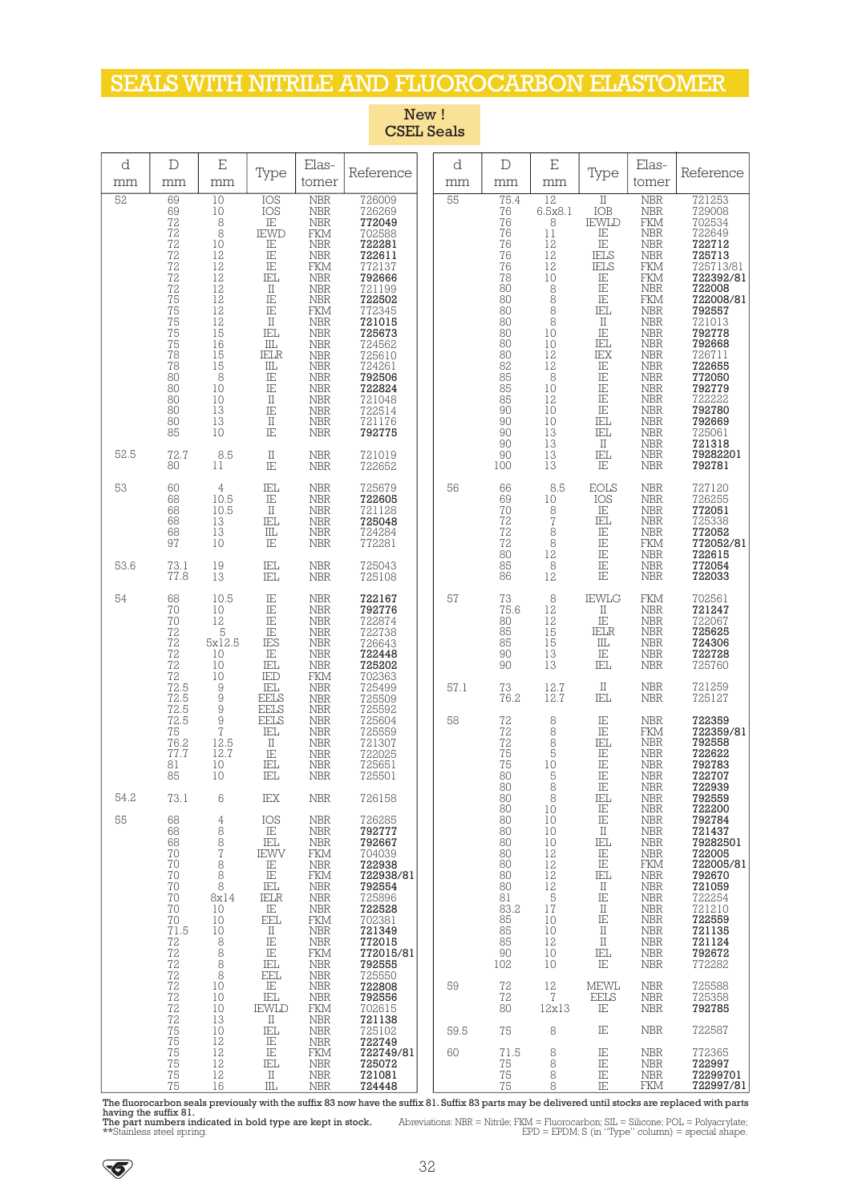# SEALS WITH NITRILE AND FLUOROCARBON ELASTOMER

**New ! CSEL Seals**

| d mm | D mm | E mm | Type | Elas-tomer | Reference |
|---|---|---|---|---|---|
| 52 | 69 | 10 | IOS | NBR | 726009 |
| | 69 | 10 | IOS | NBR | 726269 |
| | 72 | 8 | IE | NBR | **772049** |
| | 72 | 8 | IEWD | FKM | 702588 |
| | 72 | 10 | IE | NBR | **722281** |
| | 72 | 12 | IE | NBR | **722611** |
| | 72 | 12 | IE | FKM | 772137 |
| | 72 | 12 | IEL | NBR | **792666** |
| | 72 | 12 | II | NBR | 721199 |
| | 75 | 12 | IE | NBR | **722502** |
| | 75 | 12 | IE | FKM | 772345 |
| | 75 | 12 | II | NBR | **721015** |
| | 75 | 15 | IEL | NBR | **725673** |
| | 75 | 16 | IIL | NBR | 724562 |
| | 78 | 15 | IELR | NBR | 725610 |
| | 78 | 15 | IIL | NBR | 724261 |
| | 80 | 8 | IE | NBR | **792506** |
| | 80 | 10 | IE | NBR | **722824** |
| | 80 | 10 | II | NBR | 721048 |
| | 80 | 13 | IE | NBR | 722514 |
| | 80 | 13 | II | NBR | 721176 |
| | 85 | 10 | IE | NBR | **792775** |
| 52.5 | 72.7 | 8.5 | II | NBR | 721019 |
| | 80 | 11 | IE | NBR | 722652 |
| 53 | 60 | 4 | IEL | NBR | 725679 |
| | 68 | 10.5 | IE | NBR | **722605** |
| | 68 | 10.5 | II | NBR | 721128 |
| | 68 | 13 | IEL | NBR | **725048** |
| | 68 | 13 | IIL | NBR | 724284 |
| | 97 | 10 | IE | NBR | 772281 |
| 53.6 | 73.1 | 19 | IEL | NBR | 725043 |
| | 77.8 | 13 | IEL | NBR | 725108 |
| 54 | 68 | 10.5 | IE | NBR | **722167** |
| | 70 | 10 | IE | NBR | **792776** |
| | 70 | 12 | IE | NBR | 722874 |
| | 72 | 5 | IE | NBR | 722738 |
| | 72 | 5x12.5 | IES | NBR | 726643 |
| | 72 | 10 | IE | NBR | **722448** |
| | 72 | 10 | IEL | NBR | **725202** |
| | 72 | 10 | IED | FKM | 702363 |
| | 72.5 | 9 | IEL | NBR | 725499 |
| | 72.5 | 9 | EELS | NBR | 725509 |
| | 72.5 | 9 | EELS | NBR | 725592 |
| | 72.5 | 9 | EELS | NBR | 725604 |
| | 75 | 7 | IEL | NBR | 725559 |
| | 76.2 | 12.5 | II | NBR | 721307 |
| | 77.7 | 12.7 | IE | NBR | 722025 |
| | 81 | 10 | IEL | NBR | 725651 |
| | 85 | 10 | IEL | NBR | 725501 |
| 54.2 | 73.1 | 6 | IEX | NBR | 726158 |
| 55 | 68 | 4 | IOS | NBR | 726285 |
| | 68 | 8 | IE | NBR | **792777** |
| | 68 | 8 | IEL | NBR | **792667** |
| | 70 | 7 | IEWV | FKM | 704039 |
| | 70 | 8 | IE | NBR | **722938** |
| | 70 | 8 | IE | FKM | **722938/81** |
| | 70 | 8 | IEL | NBR | **792554** |
| | 70 | 8x14 | IELR | NBR | 725896 |
| | 70 | 10 | IE | NBR | **722528** |
| | 70 | 10 | EEL | FKM | 702381 |
| | 71.5 | 10 | II | NBR | **721349** |
| | 72 | 8 | IE | NBR | **772015** |
| | 72 | 8 | IE | FKM | **772015/81** |
| | 72 | 8 | IEL | NBR | **792555** |
| | 72 | 8 | EEL | NBR | 725550 |
| | 72 | 10 | IE | NBR | **722808** |
| | 72 | 10 | IEL | NBR | **792556** |
| | 72 | 10 | IEWLD | FKM | 702615 |
| | 72 | 13 | II | NBR | **721138** |
| | 75 | 10 | IEL | NBR | 725102 |
| | 75 | 12 | IE | NBR | **722749** |
| | 75 | 12 | IE | FKM | **722749/81** |
| | 75 | 12 | IEL | NBR | **725072** |
| | 75 | 12 | II | NBR | **721081** |
| | 75 | 16 | IIL | NBR | **724448** |
| 55 | 75.4 | 12 | II | NBR | 721253 |
| | 76 | 6.5x8.1 | IOB | NBR | 729008 |
| | 76 | 8 | IEWLD | FKM | 702534 |
| | 76 | 11 | IE | NBR | 722649 |
| | 76 | 12 | IE | NBR | **722712** |
| | 76 | 12 | IELS | NBR | **725713** |
| | 76 | 12 | IELS | FKM | 725713/81 |
| | 78 | 10 | IE | FKM | **722392/81** |
| | 80 | 8 | IE | NBR | **722008** |
| | 80 | 8 | IE | FKM | **722008/81** |
| | 80 | 8 | IEL | NBR | **792557** |
| | 80 | 8 | II | NBR | 721013 |
| | 80 | 10 | IE | NBR | **792778** |
| | 80 | 10 | IEL | NBR | **792668** |
| | 80 | 12 | IEX | NBR | 726711 |
| | 82 | 12 | IE | NBR | **722655** |
| | 85 | 8 | IE | NBR | **772050** |
| | 85 | 10 | IE | NBR | **792779** |
| | 85 | 12 | IE | NBR | 722222 |
| | 90 | 10 | IE | NBR | **792780** |
| | 90 | 10 | IEL | NBR | **792669** |
| | 90 | 13 | IEL | NBR | 725061 |
| | 90 | 13 | II | NBR | **721318** |
| | 90 | 13 | IEL | NBR | **79282201** |
| | 100 | 13 | IE | NBR | **792781** |
| 56 | 66 | 8.5 | EOLS | NBR | 727120 |
| | 69 | 10 | IOS | NBR | 726255 |
| | 70 | 8 | IE | NBR | **772051** |
| | 72 | 7 | IEL | NBR | 725338 |
| | 72 | 8 | IE | NBR | **772052** |
| | 72 | 8 | IE | FKM | **772052/81** |
| | 80 | 12 | IE | NBR | **722615** |
| | 85 | 8 | IE | NBR | **772054** |
| | 86 | 12 | IE | NBR | **722033** |
| 57 | 73 | 8 | IEWLG | FKM | 702561 |
| | 75.6 | 12 | II | NBR | **721247** |
| | 80 | 12 | IE | NBR | 722067 |
| | 85 | 15 | IELR | NBR | **725625** |
| | 85 | 15 | IIL | NBR | **724306** |
| | 90 | 13 | IE | NBR | **722728** |
| | 90 | 13 | IEL | NBR | 725760 |
| 57.1 | 73 | 12.7 | II | NBR | 721259 |
| | 76.2 | 12.7 | IEL | NBR | 725127 |
| 58 | 72 | 8 | IE | NBR | **722359** |
| | 72 | 8 | IE | FKM | **722359/81** |
| | 72 | 8 | IEL | NBR | **792558** |
| | 75 | 5 | IE | NBR | **722622** |
| | 75 | 10 | IE | NBR | **792783** |
| | 80 | 5 | IE | NBR | **722707** |
| | 80 | 8 | IE | NBR | **722939** |
| | 80 | 8 | IEL | NBR | **792559** |
| | 80 | 10 | IE | NBR | **722200** |
| | 80 | 10 | IE | NBR | **792784** |
| | 80 | 10 | II | NBR | **721437** |
| | 80 | 10 | IEL | NBR | **79282501** |
| | 80 | 12 | IE | NBR | **722005** |
| | 80 | 12 | IE | FKM | **722005/81** |
| | 80 | 12 | IEL | NBR | **792670** |
| | 80 | 12 | II | NBR | **721059** |
| | 81 | 5 | IE | NBR | 722254 |
| | 83.2 | 17 | II | NBR | 721210 |
| | 85 | 10 | IE | NBR | **722559** |
| | 85 | 10 | II | NBR | **721135** |
| | 85 | 12 | II | NBR | **721124** |
| | 90 | 10 | IEL | NBR | **792672** |
| | 102 | 10 | IE | NBR | 772282 |
| 59 | 72 | 12 | MEWL | NBR | 725588 |
| | 72 | 7 | EELS | NBR | 725358 |
| | 80 | 12x13 | IE | NBR | **792785** |
| 59.5 | 75 | 8 | IE | NBR | 722587 |
| 60 | 71.5 | 8 | IE | NBR | 772365 |
| | 75 | 8 | IE | NBR | **722997** |
| | 75 | 8 | IE | NBR | **72299701** |
| | 75 | 8 | IE | FKM | **722997/81** |

The fluorocarbon seals previously with the suffix 83 now have the suffix 81. Suffix 83 parts may be delivered until stocks are replaced with parts having the suffix 81.
The part numbers indicated in bold type are kept in stock.
**Stainless steel spring.

Abreviations: NBR = Nitrile; FKM = Fluorocarbon; SIL = Silicone; POL = Polyacrylate; EPD = EPDM; S (in "Type" column) = special shape.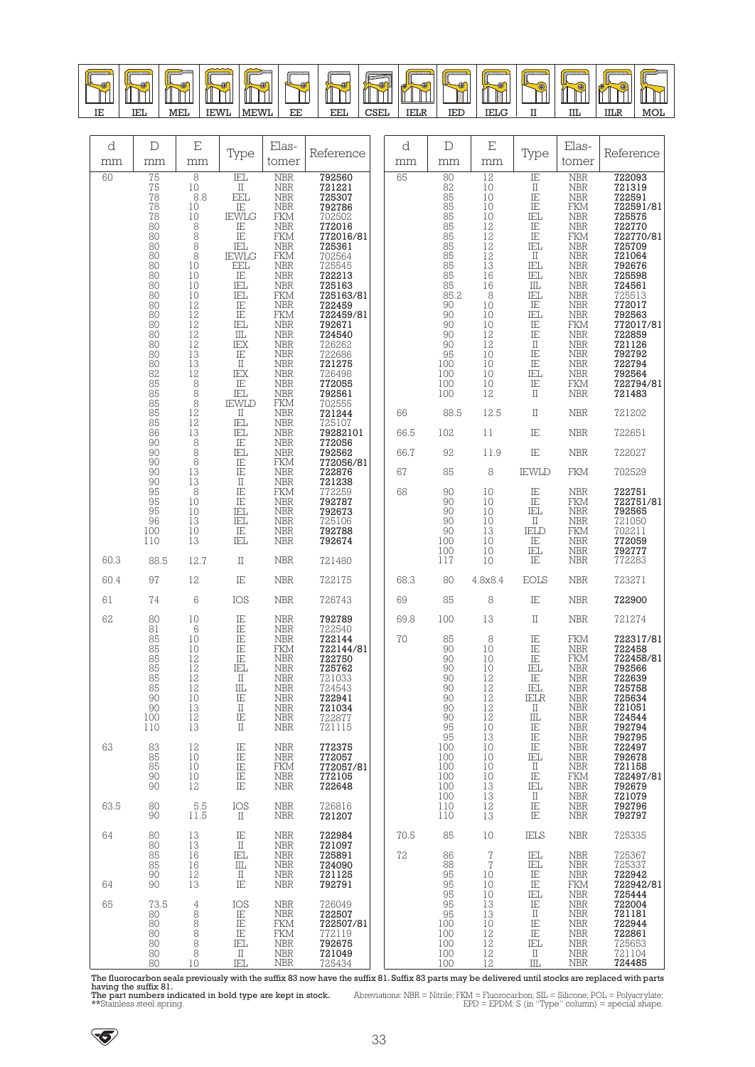| IE | IEL | MEL | IEWL | MEWL | EE | EEL | CSEL | IELR | IED | IELG | II | IIL | IILR | MOL |
|---|---|---|---|---|---|---|---|---|---|---|---|---|---|---|

| d mm | D mm | E mm | Type | Elas- tomer | Reference |
|---|---|---|---|---|---|
| 60 | 75 | 8 | IEL | NBR | **792560** |
| | 75 | 10 | II | NBR | **721221** |
| | 78 | 8.8 | EEL | NBR | **725307** |
| | 78 | 10 | IE | NBR | **792786** |
| | 78 | 10 | IEWLG | FKM | 702502 |
| | 80 | 8 | IE | NBR | **772016** |
| | 80 | 8 | IE | FKM | **772016/81** |
| | 80 | 8 | IEL | NBR | **725361** |
| | 80 | 8 | IEWLG | FKM | 702564 |
| | 80 | 10 | EEL | NBR | 725545 |
| | 80 | 10 | IE | NBR | **722213** |
| | 80 | 10 | IEL | NBR | **725163** |
| | 80 | 10 | IEL | FKM | **725163/81** |
| | 80 | 12 | IE | NBR | **722459** |
| | 80 | 12 | IE | FKM | **722459/81** |
| | 80 | 12 | IEL | NBR | **792671** |
| | 80 | 12 | IIL | NBR | **724540** |
| | 80 | 12 | IEX | NBR | 726262 |
| | 80 | 13 | IE | NBR | 722686 |
| | 80 | 13 | II | NBR | **721275** |
| | 82 | 12 | IEX | NBR | 726498 |
| | 85 | 8 | IE | NBR | **772055** |
| | 85 | 8 | IEL | NBR | **792561** |
| | 85 | 8 | IEWLD | FKM | 702555 |
| | 85 | 12 | II | NBR | **721244** |
| | 85 | 12 | IEL | NBR | 725107 |
| | 86 | 13 | IEL | NBR | **79282101** |
| | 90 | 8 | IE | NBR | **772056** |
| | 90 | 8 | IEL | NBR | **792562** |
| | 90 | 8 | IE | FKM | **772056/81** |
| | 90 | 13 | IE | NBR | **722876** |
| | 90 | 13 | II | NBR | **721238** |
| | 95 | 8 | IE | FKM | 772259 |
| | 95 | 10 | IE | NBR | **792787** |
| | 95 | 10 | IEL | NBR | **792673** |
| | 96 | 13 | IEL | NBR | 725106 |
| | 100 | 10 | IE | NBR | **792788** |
| | 110 | 13 | IEL | NBR | **792674** |
| 60.3 | 88.5 | 12.7 | II | NBR | 721480 |
| 60.4 | 97 | 12 | IE | NBR | 722175 |
| 61 | 74 | 6 | IOS | NBR | 726743 |
| 62 | 80 | 10 | IE | NBR | **792789** |
| | 81 | 6 | IE | NBR | 722540 |
| | 85 | 10 | IE | NBR | **722144** |
| | 85 | 10 | IE | FKM | **722144/81** |
| | 85 | 12 | IE | NBR | **722750** |
| | 85 | 12 | IEL | NBR | **725762** |
| | 85 | 12 | II | NBR | 721033 |
| | 85 | 12 | IIL | NBR | 724543 |
| | 90 | 10 | IE | NBR | **722941** |
| | 90 | 13 | II | NBR | **721034** |
| | 100 | 12 | IE | NBR | 722877 |
| | 110 | 13 | II | NBR | 721115 |
| 63 | 83 | 12 | IE | NBR | **772375** |
| | 85 | 10 | IE | NBR | **772057** |
| | 85 | 10 | IE | FKM | **772057/81** |
| | 90 | 10 | IE | NBR | **772105** |
| | 90 | 12 | IE | NBR | **722648** |
| 63.5 | 80 | 5.5 | IOS | NBR | 726816 |
| | 90 | 11.5 | II | NBR | **721207** |
| 64 | 80 | 13 | IE | NBR | **722984** |
| | 80 | 13 | II | NBR | **721097** |
| | 85 | 16 | IEL | NBR | **725891** |
| | 85 | 16 | IIL | NBR | **724090** |
| | 90 | 12 | II | NBR | **721125** |
| 64 | 90 | 13 | IE | NBR | **792791** |
| 65 | 73.5 | 4 | IOS | NBR | 726049 |
| | 80 | 8 | IE | NBR | **722507** |
| | 80 | 8 | IE | FKM | **722507/81** |
| | 80 | 8 | IE | FKM | 772119 |
| | 80 | 8 | IEL | NBR | **792675** |
| | 80 | 8 | II | NBR | **721049** |
| | 80 | 10 | IEL | NBR | 725434 |
| 65 | 80 | 12 | IE | NBR | **722093** |
| | 82 | 10 | II | NBR | **721319** |
| | 85 | 10 | IE | NBR | **722591** |
| | 85 | 10 | IE | FKM | **722591/81** |
| | 85 | 10 | IEL | NBR | **725575** |
| | 85 | 12 | IE | NBR | **722770** |
| | 85 | 12 | IE | FKM | **722770/81** |
| | 85 | 12 | IEL | NBR | **725709** |
| | 85 | 12 | II | NBR | **721064** |
| | 85 | 13 | IEL | NBR | **792676** |
| | 85 | 16 | IEL | NBR | **725598** |
| | 85 | 16 | IIL | NBR | **724561** |
| | 85.2 | 8 | IEL | NBR | 725513 |
| | 90 | 10 | IE | NBR | **772017** |
| | 90 | 10 | IEL | NBR | **792563** |
| | 90 | 10 | IE | FKM | **772017/81** |
| | 90 | 12 | IE | NBR | **722859** |
| | 90 | 12 | II | NBR | **721126** |
| | 95 | 10 | IE | NBR | **792792** |
| | 100 | 10 | IE | NBR | **722794** |
| | 100 | 10 | IEL | NBR | **792564** |
| | 100 | 10 | IE | FKM | **722794/81** |
| | 100 | 12 | II | NBR | **721483** |
| 66 | 88.5 | 12.5 | II | NBR | 721202 |
| 66.5 | 102 | 11 | IE | NBR | 722651 |
| 66.7 | 92 | 11.9 | IE | NBR | 722027 |
| 67 | 85 | 8 | IEWLD | FKM | 702529 |
| 68 | 90 | 10 | IE | NBR | **722751** |
| | 90 | 10 | IE | FKM | **722751/81** |
| | 90 | 10 | IEL | NBR | **792565** |
| | 90 | 10 | II | NBR | 721050 |
| | 90 | 13 | IELD | FKM | 702211 |
| | 100 | 10 | IE | NBR | **772059** |
| | 100 | 10 | IEL | NBR | **792777** |
| | 117 | 10 | IE | NBR | 772283 |
| 68.3 | 80 | 4.8x8.4 | EOLS | NBR | 723271 |
| 69 | 85 | 8 | IE | NBR | **722900** |
| 69.8 | 100 | 13 | II | NBR | 721274 |
| 70 | 85 | 8 | IE | FKM | **722317/81** |
| | 90 | 10 | IE | NBR | **722458** |
| | 90 | 10 | IE | FKM | **722458/81** |
| | 90 | 10 | IEL | NBR | **792566** |
| | 90 | 12 | IE | NBR | **722639** |
| | 90 | 12 | IEL | NBR | **725758** |
| | 90 | 12 | IELR | NBR | **725634** |
| | 90 | 12 | II | NBR | **721051** |
| | 90 | 12 | IIL | NBR | **724544** |
| | 95 | 10 | IE | NBR | **792794** |
| | 95 | 13 | IE | NBR | **792795** |
| | 100 | 10 | IE | NBR | **722497** |
| | 100 | 10 | IEL | NBR | **792678** |
| | 100 | 10 | II | NBR | **721158** |
| | 100 | 10 | IE | FKM | **722497/81** |
| | 100 | 13 | IEL | NBR | **792679** |
| | 100 | 13 | II | NBR | **721079** |
| | 110 | 12 | IE | NBR | **792796** |
| | 110 | 13 | IE | NBR | **792797** |
| 70.5 | 85 | 10 | IELS | NBR | 725335 |
| 72 | 86 | 7 | IEL | NBR | 725367 |
| | 88 | 7 | IEL | NBR | 725337 |
| | 95 | 10 | IE | NBR | **722942** |
| | 95 | 10 | IE | FKM | **722942/81** |
| | 95 | 10 | IEL | NBR | **725444** |
| | 95 | 13 | IE | NBR | **722004** |
| | 95 | 13 | II | NBR | **721181** |
| | 100 | 10 | IE | NBR | **722944** |
| | 100 | 12 | IE | NBR | **722861** |
| | 100 | 12 | IEL | NBR | 725653 |
| | 100 | 12 | II | NBR | 721104 |
| | 100 | 12 | IIL | NBR | **724485** |

The fluorocarbon seals previously with the suffix 83 now have the suffix 81. Suffix 83 parts may be delivered until stocks are replaced with parts having the suffix 81.
The part numbers indicated in bold type are kept in stock.
**Stainless steel spring.

Abreviations: NBR = Nitrile; FKM = Fluorocarbon; SIL = Silicone; POL = Polyacrylate; EPD = EPDM; S (in "Type" column) = special shape.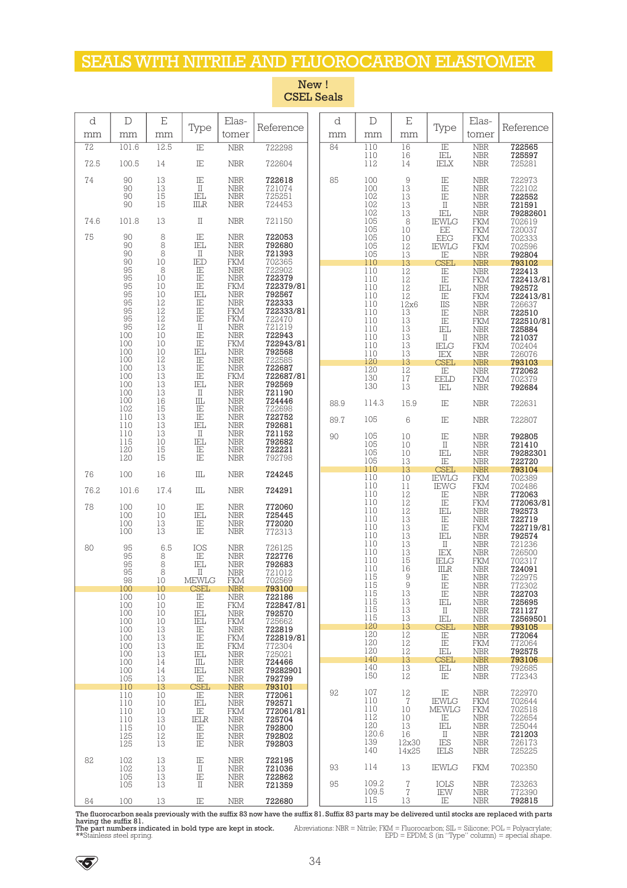# SEALS WITH NITRILE AND FLUOROCARBON ELASTOMER

**New ! CSEL Seals**

| d mm | D mm | E mm | Type | Elas-tomer | Reference |
|---|---|---|---|---|---|
| 72 | 101.6 | 12.5 | IE | NBR | 722298 |
| 72.5 | 100.5 | 14 | IE | NBR | 722604 |
| 74 | 90 | 13 | IE | NBR | **722618** |
| | 90 | 13 | II | NBR | 721074 |
| | 90 | 15 | IEL | NBR | 725251 |
| | 90 | 15 | IILR | NBR | 724453 |
| 74.6 | 101.8 | 13 | II | NBR | 721150 |
| 75 | 90 | 8 | IE | NBR | **722053** |
| | 90 | 8 | IEL | NBR | **792680** |
| | 90 | 8 | II | NBR | **721393** |
| | 90 | 10 | IED | FKM | 702365 |
| | 95 | 8 | IE | NBR | 722902 |
| | 95 | 10 | IE | NBR | **722379** |
| | 95 | 10 | IE | FKM | **722379/81** |
| | 95 | 10 | IEL | NBR | **792567** |
| | 95 | 12 | IE | NBR | **722333** |
| | 95 | 12 | IE | FKM | **722333/81** |
| | 95 | 12 | IE | FKM | 722470 |
| | 95 | 12 | II | NBR | 721219 |
| | 100 | 10 | IE | NBR | **722943** |
| | 100 | 10 | IE | FKM | **722943/81** |
| | 100 | 10 | IEL | NBR | **792568** |
| | 100 | 12 | IE | NBR | 722585 |
| | 100 | 13 | IE | NBR | **722687** |
| | 100 | 13 | IE | FKM | **722687/81** |
| | 100 | 13 | IEL | NBR | **792569** |
| | 100 | 13 | II | NBR | **721190** |
| | 100 | 16 | IIL | NBR | **724446** |
| | 102 | 15 | IE | NBR | 722698 |
| | 110 | 13 | IE | NBR | **722752** |
| | 110 | 13 | IEL | NBR | **792681** |
| | 110 | 13 | II | NBR | **721152** |
| | 115 | 10 | IEL | NBR | **792682** |
| | 120 | 15 | IE | NBR | **722221** |
| | 120 | 15 | IE | NBR | 792798 |
| 76 | 100 | 16 | IIL | NBR | **724245** |
| 76.2 | 101.6 | 17.4 | IIL | NBR | **724291** |
| 78 | 100 | 10 | IE | NBR | **772060** |
| | 100 | 10 | IEL | NBR | **725445** |
| | 100 | 13 | IE | NBR | **772020** |
| | 100 | 13 | IE | NBR | 772313 |
| 80 | 95 | 6.5 | IOS | NBR | 726125 |
| | 95 | 8 | IE | NBR | **722776** |
| | 95 | 8 | IEL | NBR | **792683** |
| | 95 | 8 | II | NBR | 721012 |
| | 98 | 10 | MEWLG | FKM | 702569 |
| | 100 | 10 | CSEL | NBR | **793100** |
| | 100 | 10 | IE | NBR | **722186** |
| | 100 | 10 | IE | FKM | **722847/81** |
| | 100 | 10 | IEL | NBR | **792570** |
| | 100 | 10 | IEL | FKM | 725662 |
| | 100 | 13 | IE | NBR | **722819** |
| | 100 | 13 | IE | FKM | **722819/81** |
| | 100 | 13 | IE | FKM | 772304 |
| | 100 | 13 | IEL | NBR | 725021 |
| | 100 | 14 | IIL | NBR | **724466** |
| | 100 | 14 | IEL | NBR | **79282901** |
| | 105 | 13 | IE | NBR | **792799** |
| | 110 | 13 | CSEL | NBR | **793101** |
| | 110 | 10 | IE | NBR | **772061** |
| | 110 | 10 | IEL | NBR | **792571** |
| | 110 | 10 | IE | FKM | **772061/81** |
| | 110 | 13 | IELR | NBR | **725704** |
| | 115 | 10 | IE | NBR | **792800** |
| | 125 | 12 | IE | NBR | **792802** |
| | 125 | 13 | IE | NBR | **792803** |
| 82 | 102 | 13 | IE | NBR | **722195** |
| | 102 | 13 | II | NBR | **721036** |
| | 105 | 13 | IE | NBR | **722862** |
| | 105 | 13 | II | NBR | **721359** |
| 84 | 100 | 13 | IE | NBR | **722680** |
| 84 | 110 | 16 | IE | NBR | **722565** |
| | 110 | 16 | IEL | NBR | **725597** |
| | 112 | 14 | IELX | NBR | 725281 |
| 85 | 100 | 9 | IE | NBR | 722973 |
| | 100 | 13 | IE | NBR | 722102 |
| | 102 | 13 | IE | NBR | **722552** |
| | 102 | 13 | II | NBR | **721591** |
| | 102 | 13 | IEL | NBR | **79282601** |
| | 105 | 8 | IEWLG | FKM | 702619 |
| | 105 | 10 | EE | FKM | 720037 |
| | 105 | 10 | EEG | FKM | 702333 |
| | 105 | 12 | IEWLG | FKM | 702596 |
| | 105 | 13 | IE | NBR | **792804** |
| | 110 | 13 | CSEL | NBR | **793102** |
| | 110 | 12 | IE | NBR | **722413** |
| | 110 | 12 | IE | FKM | **722413/81** |
| | 110 | 12 | IEL | NBR | **792572** |
| | 110 | 12 | IE | FKM | **722413/81** |
| | 110 | 12x6 | IIS | NBR | 726637 |
| | 110 | 13 | IE | NBR | **722510** |
| | 110 | 13 | IE | FKM | **722510/81** |
| | 110 | 13 | IEL | NBR | **725884** |
| | 110 | 13 | II | NBR | **721037** |
| | 110 | 13 | IELG | FKM | 702404 |
| | 110 | 13 | IEX | NBR | 726076 |
| | 120 | 13 | CSEL | NBR | **793103** |
| | 120 | 12 | IE | NBR | **772062** |
| | 130 | 17 | EELD | FKM | 702379 |
| | 130 | 13 | IEL | NBR | **792684** |
| 88.9 | 114.3 | 15.9 | IE | NBR | 722631 |
| 89.7 | 105 | 6 | IE | NBR | 722807 |
| 90 | 105 | 10 | IE | NBR | **792805** |
| | 105 | 10 | II | NBR | **721410** |
| | 105 | 10 | IEL | NBR | **79282301** |
| | 105 | 13 | IE | NBR | **722720** |
| | 110 | 13 | CSEL | NBR | **793104** |
| | 110 | 10 | IEWLG | FKM | 702389 |
| | 110 | 11 | IEWG | FKM | 702486 |
| | 110 | 12 | IE | NBR | **772063** |
| | 110 | 12 | IE | FKM | **772063/81** |
| | 110 | 12 | IEL | NBR | **792573** |
| | 110 | 13 | IE | NBR | **722719** |
| | 110 | 13 | IE | FKM | **722719/81** |
| | 110 | 13 | IEL | NBR | **792574** |
| | 110 | 13 | II | NBR | 721236 |
| | 110 | 13 | IEX | NBR | 726500 |
| | 110 | 15 | IELG | FKM | 702317 |
| | 110 | 16 | IILR | NBR | **724091** |
| | 115 | 9 | IE | NBR | 722975 |
| | 115 | 9 | IE | NBR | 772302 |
| | 115 | 13 | IE | NBR | **722703** |
| | 115 | 13 | IEL | NBR | **725695** |
| | 115 | 13 | II | NBR | **721127** |
| | 115 | 13 | IEL | NBR | **72569501** |
| | 120 | 13 | CSEL | NBR | **793105** |
| | 120 | 12 | IE | NBR | **772064** |
| | 120 | 12 | IE | FKM | 772064 |
| | 120 | 12 | IEL | NBR | **792575** |
| | 140 | 13 | CSEL | NBR | **793106** |
| | 140 | 13 | IEL | NBR | 792685 |
| | 150 | 12 | IE | NBR | 772343 |
| 92 | 107 | 12 | IE | NBR | 722970 |
| | 110 | 7 | IEWLG | FKM | 702644 |
| | 110 | 10 | MEWLG | FKM | 702518 |
| | 112 | 10 | IE | NBR | 722654 |
| | 120 | 13 | IEL | NBR | 725044 |
| | 120.6 | 16 | II | NBR | **721203** |
| | 139 | 12x30 | IES | NBR | 726173 |
| | 140 | 14x25 | IELS | NBR | 725225 |
| 93 | 114 | 13 | IEWLG | FKM | 702350 |
| 95 | 109.2 | 7 | IOLS | NBR | 723263 |
| | 109.5 | 7 | IEW | NBR | 772390 |
| | 115 | 13 | IE | NBR | **792815** |

The fluorocarbon seals previously with the suffix 83 now have the suffix 81. Suffix 83 parts may be delivered until stocks are replaced with parts having the suffix 81.

**The part numbers indicated in bold type are kept in stock.**

**Stainless steel spring.

Abreviations: NBR = Nitrile; FKM = Fluorocarbon; SIL = Silicone; POL = Polyacrylate; EPD = EPDM; S (in "Type" column) = special shape.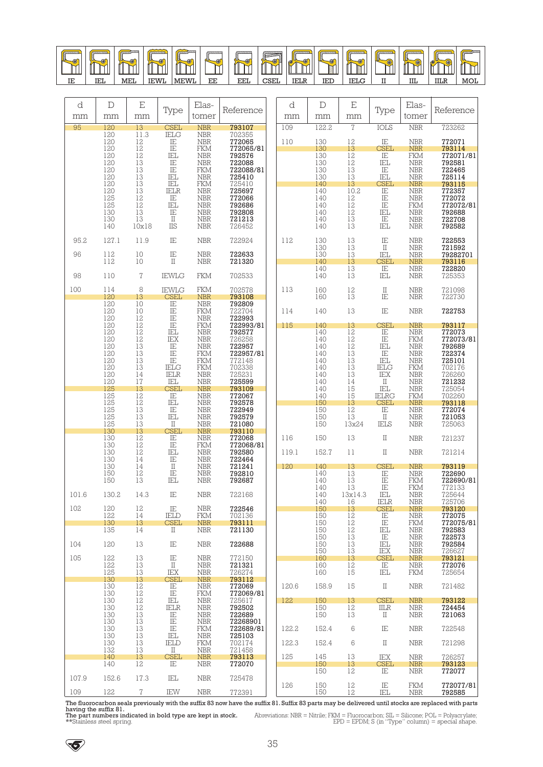IE | IEL | MEL | IEWL | MEWL | EE | EEL | CSEL | IELR | IED | IELG | II | IIL | IILR | MOL

| d mm | D mm | E mm | Type | Elas-tomer | Reference |
|---|---|---|---|---|---|
| 95 | 120 | 13 | CSEL | NBR | **793107** |
| | 120 | 11.3 | IELG | NBR | 702355 |
| | 120 | 12 | IE | NBR | **772065** |
| | 120 | 12 | IE | FKM | **772065/81** |
| | 120 | 12 | IEL | NBR | **792576** |
| | 120 | 13 | IE | NBR | **722088** |
| | 120 | 13 | IE | FKM | **722088/81** |
| | 120 | 13 | IEL | NBR | **725410** |
| | 120 | 13 | IEL | FKM | 725410 |
| | 120 | 13 | IELR | NBR | **725697** |
| | 125 | 12 | IE | NBR | **772066** |
| | 125 | 12 | IEL | NBR | **792686** |
| | 130 | 13 | IE | NBR | **792808** |
| | 130 | 13 | II | NBR | **721213** |
| | 140 | 10x18 | IIS | NBR | 726452 |
| 95.2 | 127.1 | 11.9 | IE | NBR | 722924 |
| 96 | 112 | 10 | IE | NBR | **722633** |
| | 112 | 10 | II | NBR | **721320** |
| 98 | 110 | 7 | IEWLG | FKM | 702533 |
| 100 | 114 | 8 | IEWLG | FKM | 702578 |
| | 120 | 13 | CSEL | NBR | **793108** |
| | 120 | 10 | IE | NBR | **792809** |
| | 120 | 10 | IE | FKM | 722704 |
| | 120 | 12 | IE | NBR | **722993** |
| | 120 | 12 | IE | FKM | **722993/81** |
| | 120 | 12 | IEL | NBR | **792577** |
| | 120 | 12 | IEX | NBR | 726258 |
| | 120 | 13 | IE | NBR | **722957** |
| | 120 | 13 | IE | FKM | **722957/81** |
| | 120 | 13 | IE | FKM | 772148 |
| | 120 | 13 | IELG | FKM | 702338 |
| | 120 | 14 | IELR | NBR | 725231 |
| | 120 | 17 | IEL | NBR | **725599** |
| | 125 | 13 | CSEL | NBR | **793109** |
| | 125 | 12 | IE | NBR | **772067** |
| | 125 | 12 | IEL | NBR | **792578** |
| | 125 | 13 | IE | NBR | **722949** |
| | 125 | 13 | IEL | NBR | **792579** |
| | 125 | 13 | II | NBR | **721080** |
| | 130 | 13 | CSEL | NBR | **793110** |
| | 130 | 12 | IE | NBR | **772068** |
| | 130 | 12 | IE | FKM | **772068/81** |
| | 130 | 12 | IEL | NBR | **792580** |
| | 130 | 14 | IE | NBR | **722464** |
| | 130 | 14 | II | NBR | **721241** |
| | 150 | 12 | IE | NBR | **792810** |
| | 150 | 13 | IEL | NBR | **792687** |
| 101.6 | 130.2 | 14.3 | IE | NBR | 722168 |
| 102 | 120 | 12 | IE | NBR | **722546** |
| | 122 | 14 | IELD | FKM | 702136 |
| | 130 | 13 | CSEL | NBR | **793111** |
| | 135 | 14 | II | NBR | **721130** |
| 104 | 120 | 13 | IE | NBR | **722688** |
| 105 | 122 | 13 | IE | NBR | 772150 |
| | 122 | 13 | II | NBR | **721321** |
| | 125 | 13 | IEX | NBR | 726274 |
| | 130 | 13 | CSEL | NBR | **793112** |
| | 130 | 12 | IE | NBR | **772069** |
| | 130 | 12 | IE | FKM | **772069/81** |
| | 130 | 12 | IEL | NBR | 725617 |
| | 130 | 12 | IELR | NBR | **792502** |
| | 130 | 13 | IE | NBR | **722689** |
| | 130 | 13 | IE | NBR | **72268901** |
| | 130 | 13 | IE | FKM | **722689/81** |
| | 130 | 13 | IEL | NBR | **725103** |
| | 130 | 13 | IELD | FKM | 702174 |
| | 132 | 13 | II | NBR | 721458 |
| | 140 | 13 | CSEL | NBR | **793113** |
| | 140 | 12 | IE | NBR | **772070** |
| 107.9 | 152.6 | 17.3 | IEL | NBR | 725478 |
| 109 | 122 | 7 | IEW | NBR | 772391 |
| 109 | 122.2 | 7 | IOLS | NBR | 723262 |
| 110 | 130 | 12 | IE | NBR | **772071** |
| | 130 | 13 | CSEL | NBR | **793114** |
| | 130 | 12 | IE | FKM | **772071/81** |
| | 130 | 12 | IEL | NBR | **792581** |
| | 130 | 13 | IE | NBR | **722465** |
| | 130 | 13 | IEL | NBR | **725114** |
| | 140 | 13 | CSEL | NBR | **793115** |
| | 140 | 10.2 | IE | NBR | **772357** |
| | 140 | 12 | IE | NBR | **772072** |
| | 140 | 12 | IE | FKM | **772072/81** |
| | 140 | 12 | IEL | NBR | **792688** |
| | 140 | 13 | IE | NBR | **722708** |
| | 140 | 13 | IEL | NBR | **792582** |
| 112 | 130 | 13 | IE | NBR | **722553** |
| | 130 | 13 | II | NBR | **721592** |
| | 130 | 13 | IEL | NBR | **79282701** |
| | 140 | 13 | CSEL | NBR | **793116** |
| | 140 | 13 | IE | NBR | **722820** |
| | 140 | 13 | IEL | NBR | 725353 |
| 113 | 160 | 12 | II | NBR | 721098 |
| | 160 | 13 | IE | NBR | 722730 |
| 114 | 140 | 13 | IE | NBR | **722753** |
| 115 | 140 | 13 | CSEL | NBR | **793117** |
| | 140 | 12 | IE | NBR | **772073** |
| | 140 | 12 | IE | FKM | **772073/81** |
| | 140 | 12 | IEL | NBR | **792689** |
| | 140 | 13 | IE | NBR | **722374** |
| | 140 | 13 | IEL | NBR | **725101** |
| | 140 | 13 | IELG | FKM | 702176 |
| | 140 | 13 | IEX | NBR | 726260 |
| | 140 | 14 | II | NBR | **721232** |
| | 140 | 15 | IEL | NBR | 725054 |
| | 140 | 15 | IELRG | FKM | 702260 |
| | 150 | 13 | CSEL | NBR | **793118** |
| | 150 | 12 | IE | NBR | **772074** |
| | 150 | 13 | II | NBR | **721053** |
| | 150 | 13x24 | IELS | NBR | 725063 |
| 116 | 150 | 13 | II | NBR | 721237 |
| 119.1 | 152.7 | 11 | II | NBR | 721214 |
| 120 | 140 | 13 | CSEL | NBR | **793119** |
| | 140 | 13 | IE | NBR | **722690** |
| | 140 | 13 | IE | FKM | **722690/81** |
| | 140 | 13 | IE | FKM | 772133 |
| | 140 | 13x14.3 | IEL | NBR | 725644 |
| | 140 | 16 | IELR | NBR | 725706 |
| | 150 | 13 | CSEL | NBR | **793120** |
| | 150 | 12 | IE | NBR | **772075** |
| | 150 | 12 | IE | FKM | **772075/81** |
| | 150 | 12 | IEL | NBR | **792583** |
| | 150 | 13 | IE | NBR | **722573** |
| | 150 | 13 | IEL | NBR | **792584** |
| | 150 | 13 | IEX | NBR | 726627 |
| | 160 | 13 | CSEL | NBR | **793121** |
| | 160 | 12 | IE | NBR | **772076** |
| | 160 | 15 | IEL | FKM | 725654 |
| 120.6 | 158.9 | 15 | II | NBR | 721482 |
| 122 | 150 | 13 | CSEL | NBR | **793122** |
| | 150 | 12 | IILR | NBR | **724454** |
| | 150 | 13 | II | NBR | **721063** |
| 122.2 | 152.4 | 6 | IE | NBR | 722548 |
| 122.3 | 152.4 | 6 | II | NBR | 721298 |
| 125 | 145 | 13 | IEX | NBR | 726257 |
| | 150 | 13 | CSEL | NBR | **793123** |
| | 150 | 12 | IE | NBR | **772077** |
| 126 | 150 | 12 | IE | FKM | **772077/81** |
| | 150 | 12 | IEL | NBR | **792585** |

The fluorocarbon seals previously with the suffix 83 now have the suffix 81. Suffix 83 parts may be delivered until stocks are replaced with parts having the suffix 81.
The part numbers indicated in bold type are kept in stock.
**Stainless steel spring.

Abreviations: NBR = Nitrile; FKM = Fluorocarbon; SIL = Silicone; POL = Polyacrylate; EPD = EPDM; S (in "Type" column) = special shape.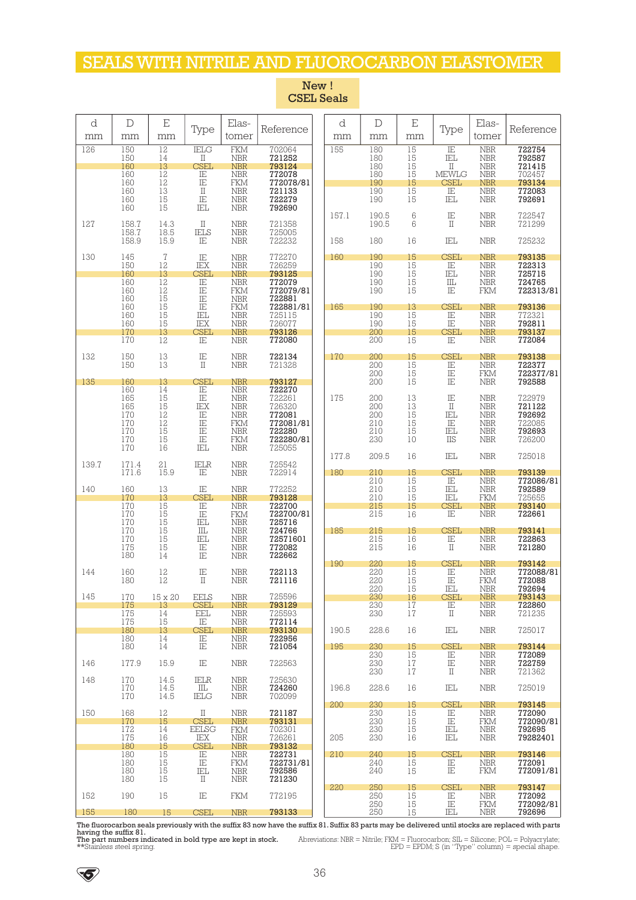# SEALS WITH NITRILE AND FLUOROCARBON ELASTOMER

**New ! CSEL Seals**

| d mm | D mm | E mm | Type | Elas-tomer | Reference |
|---|---|---|---|---|---|
| 126 | 150 | 12 | IELG | FKM | 702064 |
| | 150 | 14 | II | NBR | **721252** |
| | 160 | 13 | CSEL | NBR | **793124** |
| | 160 | 12 | IE | NBR | **772078** |
| | 160 | 12 | IE | FKM | **772078/81** |
| | 160 | 13 | II | NBR | **721133** |
| | 160 | 15 | IE | NBR | **722279** |
| | 160 | 15 | IEL | NBR | **792690** |
| 127 | 158.7 | 14.3 | II | NBR | 721358 |
| | 158.7 | 18.5 | IELS | NBR | 725005 |
| | 158.9 | 15.9 | IE | NBR | 722232 |
| 130 | 145 | 7 | IE | NBR | 772270 |
| | 150 | 12 | IEX | NBR | 726259 |
| | 160 | 13 | CSEL | NBR | **793125** |
| | 160 | 12 | IE | NBR | **772079** |
| | 160 | 12 | IE | FKM | **772079/81** |
| | 160 | 15 | IE | NBR | **722881** |
| | 160 | 15 | IE | FKM | **722881/81** |
| | 160 | 15 | IEL | NBR | 725115 |
| | 160 | 15 | IEX | NBR | 726077 |
| | 170 | 13 | CSEL | NBR | **793126** |
| | 170 | 12 | IE | NBR | **772080** |
| 132 | 150 | 13 | IE | NBR | **722134** |
| | 150 | 13 | II | NBR | 721328 |
| 135 | 160 | 13 | CSEL | NBR | **793127** |
| | 160 | 14 | IE | NBR | **722270** |
| | 165 | 15 | IE | NBR | 722261 |
| | 165 | 15 | IEX | NBR | 726320 |
| | 170 | 12 | IE | NBR | **772081** |
| | 170 | 12 | IE | FKM | **772081/81** |
| | 170 | 15 | IE | NBR | **722280** |
| | 170 | 15 | IE | FKM | **722280/81** |
| | 170 | 16 | IEL | NBR | 725055 |
| 139.7 | 171.4 | 21 | IELR | NBR | 725542 |
| | 171.6 | 15.9 | IE | NBR | 722914 |
| 140 | 160 | 13 | IE | NBR | 772252 |
| | 170 | 13 | CSEL | NBR | **793128** |
| | 170 | 15 | IE | NBR | **722700** |
| | 170 | 15 | IE | FKM | **722700/81** |
| | 170 | 15 | IEL | NBR | **725716** |
| | 170 | 15 | IIL | NBR | **724766** |
| | 170 | 15 | IEL | NBR | **72571601** |
| | 175 | 15 | IE | NBR | **772082** |
| | 180 | 14 | IE | NBR | **722662** |
| 144 | 160 | 12 | IE | NBR | **722113** |
| | 180 | 12 | II | NBR | **721116** |
| 145 | 170 | 15 x 20 | EELS | NBR | 725596 |
| | 175 | 13 | CSEL | NBR | **793129** |
| | 175 | 14 | EEL | NBR | 725593 |
| | 175 | 15 | IE | NBR | **772114** |
| | 180 | 13 | CSEL | NBR | **793130** |
| | 180 | 14 | IE | NBR | **722956** |
| | 180 | 14 | IE | NBR | **721054** |
| 146 | 177.9 | 15.9 | IE | NBR | 722563 |
| 148 | 170 | 14.5 | IELR | NBR | 725630 |
| | 170 | 14.5 | IIL | NBR | **724260** |
| | 170 | 14.5 | IELG | NBR | 702099 |
| 150 | 168 | 12 | II | NBR | **721187** |
| | 170 | 15 | CSEL | NBR | **793131** |
| | 172 | 14 | EELSG | FKM | 702301 |
| | 175 | 16 | IEX | NBR | 726261 |
| | 180 | 15 | CSEL | NBR | **793132** |
| | 180 | 15 | IE | NBR | **722731** |
| | 180 | 15 | IE | FKM | **722731/81** |
| | 180 | 15 | IEL | NBR | **792586** |
| | 180 | 15 | II | NBR | **721230** |
| 152 | 190 | 15 | IE | FKM | 772195 |
| 155 | 180 | 15 | CSEL | NBR | **793133** |
| 155 | 180 | 15 | IE | NBR | **722754** |
| | 180 | 15 | IEL | NBR | **792587** |
| | 180 | 15 | II | NBR | **721415** |
| | 180 | 15 | MEWLG | NBR | 702457 |
| | 190 | 15 | CSEL | NBR | **793134** |
| | 190 | 15 | IE | NBR | **772083** |
| | 190 | 15 | IEL | NBR | **792691** |
| 157.1 | 190.5 | 6 | IE | NBR | 722547 |
| | 190.5 | 6 | II | NBR | 721299 |
| 158 | 180 | 16 | IEL | NBR | 725232 |
| 160 | 190 | 15 | CSEL | NBR | **793135** |
| | 190 | 15 | IE | NBR | **722313** |
| | 190 | 15 | IEL | NBR | **725715** |
| | 190 | 15 | IIL | NBR | **724765** |
| | 190 | 15 | IE | FKM | **722313/81** |
| 165 | 190 | 13 | CSEL | NBR | **793136** |
| | 190 | 15 | IE | NBR | 772321 |
| | 190 | 15 | IE | NBR | **792811** |
| | 200 | 15 | CSEL | NBR | **793137** |
| | 200 | 15 | IE | NBR | **772084** |
| 170 | 200 | 15 | CSEL | NBR | **793138** |
| | 200 | 15 | IE | NBR | **722377** |
| | 200 | 15 | IE | FKM | **722377/81** |
| | 200 | 15 | IE | NBR | **792588** |
| 175 | 200 | 13 | IE | NBR | 722979 |
| | 200 | 13 | II | NBR | **721122** |
| | 200 | 15 | IEL | NBR | **792692** |
| | 210 | 15 | IE | NBR | 722085 |
| | 210 | 15 | IEL | NBR | **792693** |
| | 230 | 10 | IIS | NBR | 726200 |
| 177.8 | 209.5 | 16 | IEL | NBR | 725018 |
| 180 | 210 | 15 | CSEL | NBR | **793139** |
| | 210 | 15 | IE | NBR | **772086/81** |
| | 210 | 15 | IEL | NBR | **792589** |
| | 210 | 15 | IEL | FKM | 725655 |
| | 215 | 15 | CSEL | NBR | **793140** |
| | 215 | 16 | IE | NBR | **722661** |
| 185 | 215 | 15 | CSEL | NBR | **793141** |
| | 215 | 16 | IE | NBR | **722863** |
| | 215 | 16 | II | NBR | **721280** |
| 190 | 220 | 15 | CSEL | NBR | **793142** |
| | 220 | 15 | IE | NBR | **772088/81** |
| | 220 | 15 | IE | FKM | **772088** |
| | 220 | 15 | IEL | NBR | **792694** |
| | 230 | 16 | CSEL | NBR | **793143** |
| | 230 | 17 | IE | NBR | **722860** |
| | 230 | 17 | II | NBR | 721235 |
| 190.5 | 228.6 | 16 | IEL | NBR | 725017 |
| 195 | 230 | 15 | CSEL | NBR | **793144** |
| | 230 | 15 | IE | NBR | **772089** |
| | 230 | 17 | IE | NBR | **722759** |
| | 230 | 17 | II | NBR | 721362 |
| 196.8 | 228.6 | 16 | IEL | NBR | 725019 |
| 200 | 230 | 15 | CSEL | NBR | **793145** |
| | 230 | 15 | IE | NBR | **772090** |
| | 230 | 15 | IE | FKM | **772090/81** |
| | 230 | 15 | IEL | NBR | **792695** |
| 205 | 230 | 16 | IEL | NBR | **79282401** |
| 210 | 240 | 15 | CSEL | NBR | **793146** |
| | 240 | 15 | IE | NBR | **772091** |
| | 240 | 15 | IE | FKM | **772091/81** |
| 220 | 250 | 15 | CSEL | NBR | **793147** |
| | 250 | 15 | IE | NBR | **772092** |
| | 250 | 15 | IE | FKM | **772092/81** |
| | 250 | 15 | IEL | NBR | **792696** |

The fluorocarbon seals previously with the suffix 83 now have the suffix 81. Suffix 83 parts may be delivered until stocks are replaced with parts having the suffix 81.
The part numbers indicated in bold type are kept in stock.
**Stainless steel spring.

Abreviations: NBR = Nitrile; FKM = Fluorocarbon; SIL = Silicone; POL = Polyacrylate; EPD = EPDM; S (in "Type" column) = special shape.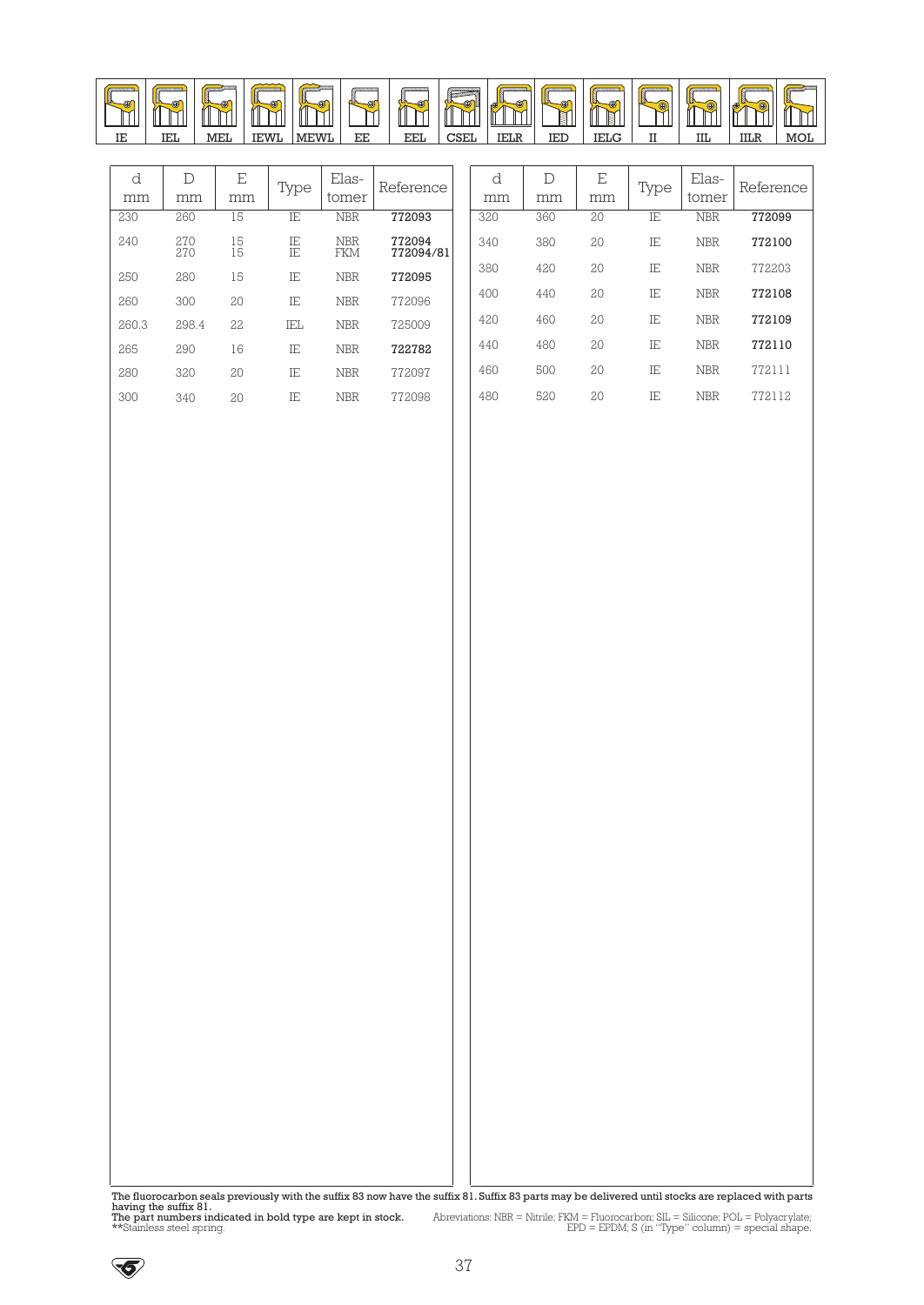| IE | IEL | MEL | IEWL | MEWL | EE | EEL | CSEL | IELR | IED | IELG | II | IIL | IILR | MOL |
|---|---|---|---|---|---|---|---|---|---|---|---|---|---|---|

| d mm | D mm | E mm | Type | Elas-tomer | Reference |
|---|---|---|---|---|---|
| 230 | 260 | 15 | IE | NBR | **772093** |
| 240 | 270 | 15 | IE | NBR | **772094** |
| | 270 | 15 | IE | FKM | **772094/81** |
| 250 | 280 | 15 | IE | NBR | **772095** |
| 260 | 300 | 20 | IE | NBR | 772096 |
| 260.3 | 298.4 | 22 | IEL | NBR | 725009 |
| 265 | 290 | 16 | IE | NBR | **722782** |
| 280 | 320 | 20 | IE | NBR | 772097 |
| 300 | 340 | 20 | IE | NBR | 772098 |
| 320 | 360 | 20 | IE | NBR | **772099** |
| 340 | 380 | 20 | IE | NBR | **772100** |
| 380 | 420 | 20 | IE | NBR | 772203 |
| 400 | 440 | 20 | IE | NBR | **772108** |
| 420 | 460 | 20 | IE | NBR | **772109** |
| 440 | 480 | 20 | IE | NBR | **772110** |
| 460 | 500 | 20 | IE | NBR | 772111 |
| 480 | 520 | 20 | IE | NBR | 772112 |

**The fluorocarbon seals previously with the suffix 83 now have the suffix 81. Suffix 83 parts may be delivered until stocks are replaced with parts having the suffix 81.**
**The part numbers indicated in bold type are kept in stock.**
**Stainless steel spring.

Abreviations: NBR = Nitrile; FKM = Fluorocarbon; SIL = Silicone; POL = Polyacrylate; EPD = EPDM; S (in "Type" column) = special shape.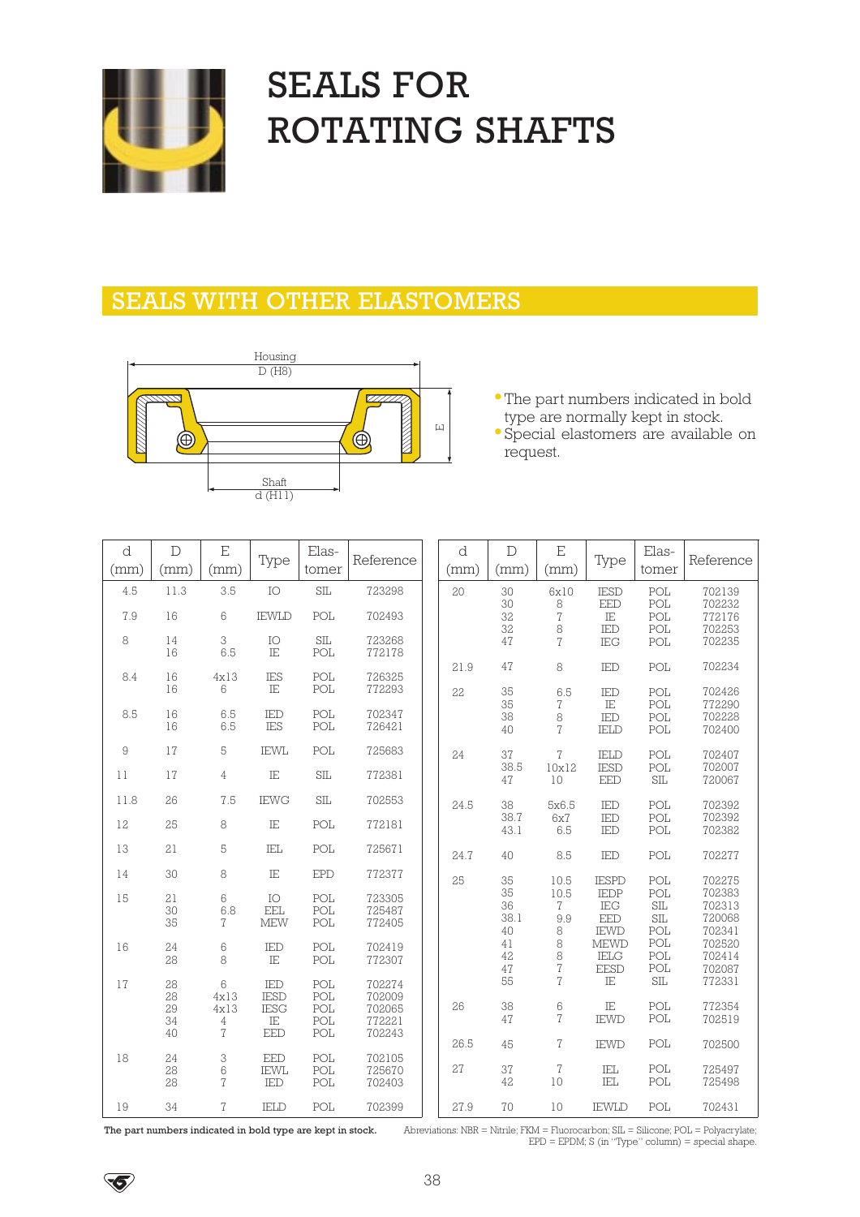# SEALS FOR ROTATING SHAFTS

## SEALS WITH OTHER ELASTOMERS

Housing D (H8)

Shaft d (H11)

E

- The part numbers indicated in bold type are normally kept in stock.
- Special elastomers are available on request.

| d (mm) | D (mm) | E (mm) | Type | Elas-tomer | Reference |
|---|---|---|---|---|---|
| 4.5 | 11.3 | 3.5 | IO | SIL | 723298 |
| 7.9 | 16 | 6 | IEWLD | POL | 702493 |
| 8 | 14 | 3 | IO | SIL | 723268 |
| | 16 | 6.5 | IE | POL | 772178 |
| 8.4 | 16 | 4x13 | IES | POL | 726325 |
| | 16 | 6 | IE | POL | 772293 |
| 8.5 | 16 | 6.5 | IED | POL | 702347 |
| | 16 | 6.5 | IES | POL | 726421 |
| 9 | 17 | 5 | IEWL | POL | 725683 |
| 11 | 17 | 4 | IE | SIL | 772381 |
| 11.8 | 26 | 7.5 | IEWG | SIL | 702553 |
| 12 | 25 | 8 | IE | POL | 772181 |
| 13 | 21 | 5 | IEL | POL | 725671 |
| 14 | 30 | 8 | IE | EPD | 772377 |
| 15 | 21 | 6 | IO | POL | 723305 |
| | 30 | 6.8 | EEL | POL | 725487 |
| | 35 | 7 | MEW | POL | 772405 |
| 16 | 24 | 6 | IED | POL | 702419 |
| | 28 | 8 | IE | POL | 772307 |
| 17 | 28 | 6 | IED | POL | 702274 |
| | 28 | 4x13 | IESD | POL | 702009 |
| | 29 | 4x13 | IESG | POL | 702065 |
| | 34 | 4 | IE | POL | 772221 |
| | 40 | 7 | EED | POL | 702243 |
| 18 | 24 | 3 | EED | POL | 702105 |
| | 28 | 6 | IEWL | POL | 725670 |
| | 28 | 7 | IED | POL | 702403 |
| 19 | 34 | 7 | IELD | POL | 702399 |
| 20 | 30 | 6x10 | IESD | POL | 702139 |
| | 30 | 8 | EED | POL | 702232 |
| | 32 | 7 | IE | POL | 772176 |
| | 32 | 8 | IED | POL | 702253 |
| | 47 | 7 | IEG | POL | 702235 |
| 21.9 | 47 | 8 | IED | POL | 702234 |
| 22 | 35 | 6.5 | IED | POL | 702426 |
| | 35 | 7 | IE | POL | 772290 |
| | 38 | 8 | IED | POL | 702228 |
| | 40 | 7 | IELD | POL | 702400 |
| 24 | 37 | 7 | IELD | POL | 702407 |
| | 38.5 | 10x12 | IESD | POL | 702007 |
| | 47 | 10 | EED | SIL | 720067 |
| 24.5 | 38 | 5x6.5 | IED | POL | 702392 |
| | 38.7 | 6x7 | IED | POL | 702392 |
| | 43.1 | 6.5 | IED | POL | 702382 |
| 24.7 | 40 | 8.5 | IED | POL | 702277 |
| 25 | 35 | 10.5 | IESPD | POL | 702275 |
| | 35 | 10.5 | IEDP | POL | 702383 |
| | 36 | 7 | IEG | SIL | 702313 |
| | 38.1 | 9.9 | EED | SIL | 720068 |
| | 40 | 8 | IEWD | POL | 702341 |
| | 41 | 8 | MEWD | POL | 702520 |
| | 42 | 8 | IELG | POL | 702414 |
| | 47 | 7 | EESD | POL | 702087 |
| | 55 | 7 | IE | SIL | 772331 |
| 26 | 38 | 6 | IE | POL | 772354 |
| | 47 | 7 | IEWD | POL | 702519 |
| 26.5 | 45 | 7 | IEWD | POL | 702500 |
| 27 | 37 | 7 | IEL | POL | 725497 |
| | 42 | 10 | IEL | POL | 725498 |
| 27.9 | 70 | 10 | IEWLD | POL | 702431 |

**The part numbers indicated in bold type are kept in stock.**

Abreviations: NBR = Nitrile; FKM = Fluorocarbon; SIL = Silicone; POL = Polyacrylate; EPD = EPDM; S (in "Type" column) = special shape.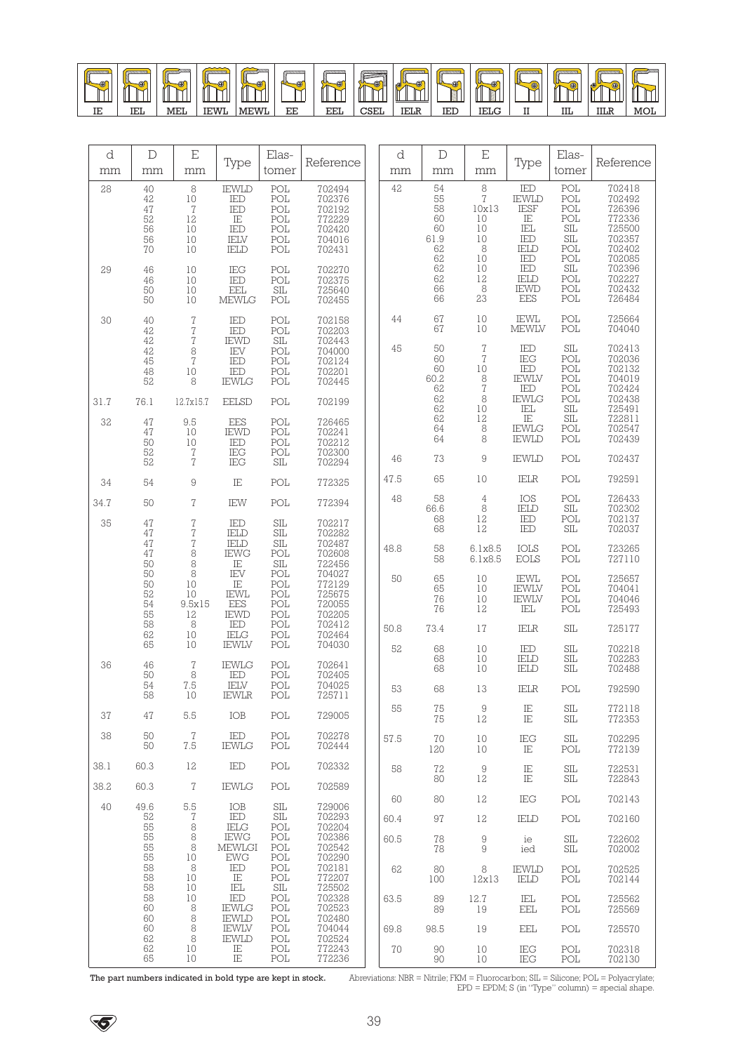| IE | IEL | MEL | IEWL | MEWL | EE | EEL | CSEL | IELR | IED | IELG | II | IIL | IILR | MOL |
|---|---|---|---|---|---|---|---|---|---|---|---|---|---|---|

| d mm | D mm | E mm | Type | Elastomer | Reference |
|---|---|---|---|---|---|
| 28 | 40 | 8 | IEWLD | POL | 702494 |
| | 42 | 10 | IED | POL | 702376 |
| | 47 | 7 | IED | POL | 702192 |
| | 52 | 12 | IE | POL | 772229 |
| | 56 | 10 | IED | POL | 702420 |
| | 56 | 10 | IELV | POL | 704016 |
| | 70 | 10 | IELD | POL | 702431 |
| 29 | 46 | 10 | IEG | POL | 702270 |
| | 46 | 10 | IED | POL | 702375 |
| | 50 | 10 | EEL | SIL | 725640 |
| | 50 | 10 | MEWLG | POL | 702455 |
| 30 | 40 | 7 | IED | POL | 702158 |
| | 42 | 7 | IED | POL | 702203 |
| | 42 | 7 | IEWD | SIL | 702443 |
| | 42 | 8 | IEV | POL | 704000 |
| | 45 | 7 | IED | POL | 702124 |
| | 48 | 10 | IED | POL | 702201 |
| | 52 | 8 | IEWLG | POL | 702445 |
| 31.7 | 76.1 | 12.7x15.7 | EELSD | POL | 702199 |
| 32 | 47 | 9.5 | EES | POL | 726465 |
| | 47 | 10 | IEWD | POL | 702241 |
| | 50 | 10 | IED | POL | 702212 |
| | 52 | 7 | IEG | POL | 702300 |
| | 52 | 7 | IEG | SIL | 702294 |
| 34 | 54 | 9 | IE | POL | 772325 |
| 34.7 | 50 | 7 | IEW | POL | 772394 |
| 35 | 47 | 7 | IED | SIL | 702217 |
| | 47 | 7 | IELD | SIL | 702282 |
| | 47 | 7 | IELD | SIL | 702487 |
| | 47 | 8 | IEWG | POL | 702608 |
| | 50 | 8 | IE | SIL | 722456 |
| | 50 | 8 | IEV | POL | 704027 |
| | 50 | 10 | IE | POL | 772129 |
| | 52 | 10 | IEWL | POL | 725675 |
| | 54 | 9.5x15 | EES | POL | 720055 |
| | 55 | 12 | IEWD | POL | 702205 |
| | 58 | 8 | IED | POL | 702412 |
| | 62 | 10 | IELG | POL | 702464 |
| | 65 | 10 | IEWLV | POL | 704030 |
| 36 | 46 | 7 | IEWLG | POL | 702641 |
| | 50 | 8 | IED | POL | 702405 |
| | 54 | 7.5 | IELV | POL | 704025 |
| | 58 | 10 | IEWLR | POL | 725711 |
| 37 | 47 | 5.5 | IOB | POL | 729005 |
| 38 | 50 | 7 | IED | POL | 702278 |
| | 50 | 7.5 | IEWLG | POL | 702444 |
| 38.1 | 60.3 | 12 | IED | POL | 702332 |
| 38.2 | 60.3 | 7 | IEWLG | POL | 702589 |
| 40 | 49.6 | 5.5 | IOB | SIL | 729006 |
| | 52 | 7 | IED | SIL | 702293 |
| | 55 | 8 | IELG | POL | 702204 |
| | 55 | 8 | IEWG | POL | 702386 |
| | 55 | 8 | MEWLGI | POL | 702542 |
| | 55 | 10 | EWG | POL | 702290 |
| | 58 | 8 | IED | POL | 702181 |
| | 58 | 10 | IE | POL | 772207 |
| | 58 | 10 | IEL | SIL | 725502 |
| | 58 | 10 | IED | POL | 702328 |
| | 60 | 8 | IEWLG | POL | 702523 |
| | 60 | 8 | IEWLD | POL | 702480 |
| | 60 | 8 | IEWLV | POL | 704044 |
| | 62 | 8 | IEWLD | POL | 702524 |
| | 62 | 10 | IE | POL | 772243 |
| | 65 | 10 | IE | POL | 772236 |
| 42 | 54 | 8 | IED | POL | 702418 |
| | 55 | 7 | IEWLD | POL | 702492 |
| | 58 | 10x13 | IESF | POL | 726396 |
| | 60 | 10 | IE | POL | 772336 |
| | 60 | 10 | IEL | SIL | 725500 |
| | 61.9 | 10 | IED | SIL | 702357 |
| | 62 | 8 | IELD | POL | 702402 |
| | 62 | 10 | IED | POL | 702085 |
| | 62 | 10 | IED | SIL | 702396 |
| | 62 | 12 | IELD | POL | 702227 |
| | 66 | 8 | IEWD | POL | 702432 |
| | 66 | 23 | EES | POL | 726484 |
| 44 | 67 | 10 | IEWL | POL | 725664 |
| | 67 | 10 | MEWLV | POL | 704040 |
| 45 | 50 | 7 | IED | SIL | 702413 |
| | 60 | 7 | IEG | POL | 702036 |
| | 60 | 10 | IED | POL | 702132 |
| | 60.2 | 8 | IEWLV | POL | 704019 |
| | 62 | 7 | IED | POL | 702424 |
| | 62 | 8 | IEWLG | POL | 702438 |
| | 62 | 10 | IEL | SIL | 725491 |
| | 62 | 12 | IE | SIL | 722811 |
| | 64 | 8 | IEWLG | POL | 702547 |
| | 64 | 8 | IEWLD | POL | 702439 |
| 46 | 73 | 9 | IEWLD | POL | 702437 |
| 47.5 | 65 | 10 | IELR | POL | 792591 |
| 48 | 58 | 4 | IOS | POL | 726433 |
| | 66.6 | 8 | IELD | SIL | 702302 |
| | 68 | 12 | IED | POL | 702137 |
| | 68 | 12 | IED | SIL | 702037 |
| 48.8 | 58 | 6.1x8.5 | IOLS | POL | 723265 |
| | 58 | 6.1x8.5 | EOLS | POL | 727110 |
| 50 | 65 | 10 | IEWL | POL | 725657 |
| | 65 | 10 | IEWLV | POL | 704041 |
| | 76 | 10 | IEWLV | POL | 704046 |
| | 76 | 12 | IEL | POL | 725493 |
| 50.8 | 73.4 | 17 | IELR | SIL | 725177 |
| 52 | 68 | 10 | IED | SIL | 702218 |
| | 68 | 10 | IELD | SIL | 702283 |
| | 68 | 10 | IELD | SIL | 702488 |
| 53 | 68 | 13 | IELR | POL | 792590 |
| 55 | 75 | 9 | IE | SIL | 772118 |
| | 75 | 12 | IE | SIL | 772353 |
| 57.5 | 70 | 10 | IEG | SIL | 702295 |
| | 120 | 10 | IE | POL | 772139 |
| 58 | 72 | 9 | IE | SIL | 722531 |
| | 80 | 12 | IE | SIL | 722843 |
| 60 | 80 | 12 | IEG | POL | 702143 |
| 60.4 | 97 | 12 | IELD | POL | 702160 |
| 60.5 | 78 | 9 | ie | SIL | 722602 |
| | 78 | 9 | ied | SIL | 702002 |
| 62 | 80 | 8 | IEWLD | POL | 702525 |
| | 100 | 12x13 | IELD | POL | 702144 |
| 63.5 | 89 | 12.7 | IEL | POL | 725562 |
| | 89 | 19 | EEL | POL | 725569 |
| 69.8 | 98.5 | 19 | EEL | POL | 725570 |
| 70 | 90 | 10 | IEG | POL | 702318 |
| | 90 | 10 | IEG | POL | 702130 |

**The part numbers indicated in bold type are kept in stock.**

Abreviations: NBR = Nitrile; FKM = Fluorocarbon; SIL = Silicone; POL = Polyacrylate; EPD = EPDM; S (in "Type" column) = special shape.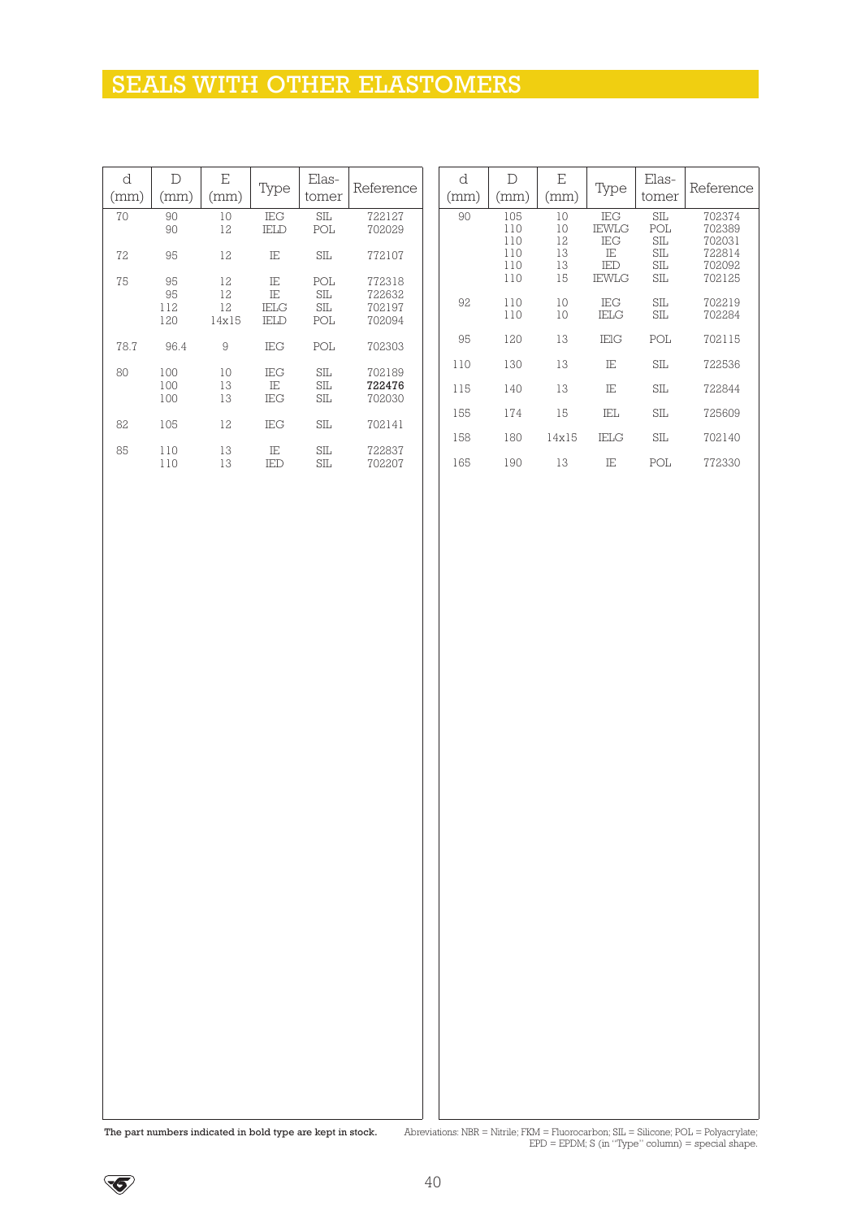# SEALS WITH OTHER ELASTOMERS

| d (mm) | D (mm) | E (mm) | Type | Elas-tomer | Reference |
|---|---|---|---|---|---|
| 70 | 90 | 10 | IEG | SIL | 722127 |
| | 90 | 12 | IELD | POL | 702029 |
| 72 | 95 | 12 | IE | SIL | 772107 |
| 75 | 95 | 12 | IE | POL | 772318 |
| | 95 | 12 | IE | SIL | 722632 |
| | 112 | 12 | IELG | SIL | 702197 |
| | 120 | 14x15 | IELD | POL | 702094 |
| 78.7 | 96.4 | 9 | IEG | POL | 702303 |
| 80 | 100 | 10 | IEG | SIL | 702189 |
| | 100 | 13 | IE | SIL | **722476** |
| | 100 | 13 | IEG | SIL | 702030 |
| 82 | 105 | 12 | IEG | SIL | 702141 |
| 85 | 110 | 13 | IE | SIL | 722837 |
| | 110 | 13 | IED | SIL | 702207 |
| 90 | 105 | 10 | IEG | SIL | 702374 |
| | 110 | 10 | IEWLG | POL | 702389 |
| | 110 | 12 | IEG | SIL | 702031 |
| | 110 | 13 | IE | SIL | 722814 |
| | 110 | 13 | IED | SIL | 702092 |
| | 110 | 15 | IEWLG | SIL | 702125 |
| 92 | 110 | 10 | IEG | SIL | 702219 |
| | 110 | 10 | IELG | SIL | 702284 |
| 95 | 120 | 13 | IEIG | POL | 702115 |
| 110 | 130 | 13 | IE | SIL | 722536 |
| 115 | 140 | 13 | IE | SIL | 722844 |
| 155 | 174 | 15 | IEL | SIL | 725609 |
| 158 | 180 | 14x15 | IELG | SIL | 702140 |
| 165 | 190 | 13 | IE | POL | 772330 |

**The part numbers indicated in bold type are kept in stock.**

Abreviations: NBR = Nitrile; FKM = Fluorocarbon; SIL = Silicone; POL = Polyacrylate; EPD = EPDM; S (in "Type" column) = special shape.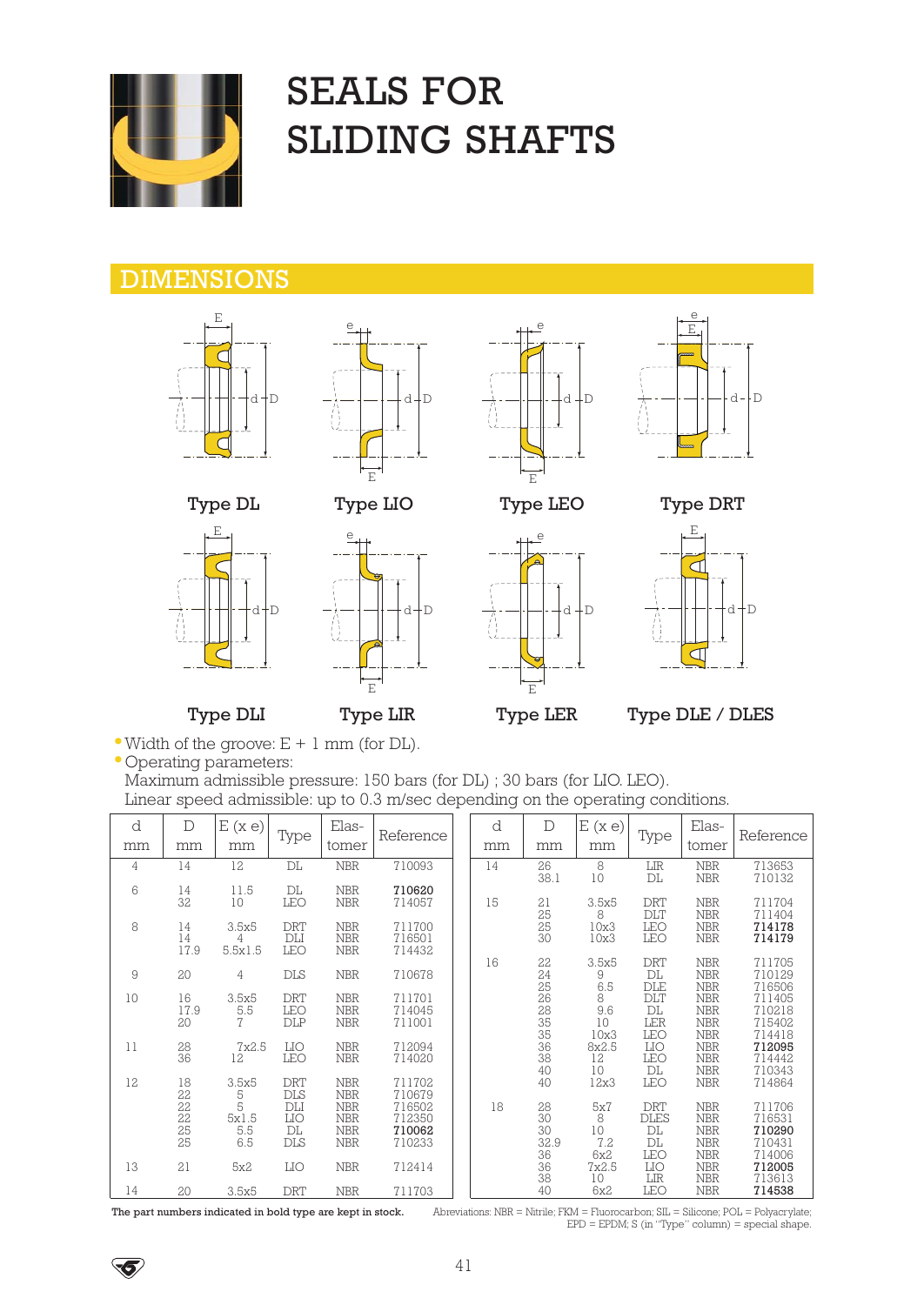# SEALS FOR SLIDING SHAFTS

## DIMENSIONS

Type DL　Type LIO　Type LEO　Type DRT

Type DLI　Type LIR　Type LER　Type DLE / DLES

- Width of the groove: E + 1 mm (for DL).
- Operating parameters:
  Maximum admissible pressure: 150 bars (for DL) ; 30 bars (for LIO. LEO).
  Linear speed admissible: up to 0.3 m/sec depending on the operating conditions.

| d mm | D mm | E (x e) mm | Type | Elas-tomer | Reference |
|---|---|---|---|---|---|
| 4 | 14 | 12 | DL | NBR | 710093 |
| 6 | 14 | 11.5 | DL | NBR | **710620** |
| | 32 | 10 | LEO | NBR | 714057 |
| 8 | 14 | 3.5x5 | DRT | NBR | 711700 |
| | 14 | 4 | DLI | NBR | 716501 |
| | 17.9 | 5.5x1.5 | LEO | NBR | 714432 |
| 9 | 20 | 4 | DLS | NBR | 710678 |
| 10 | 16 | 3.5x5 | DRT | NBR | 711701 |
| | 17.9 | 5.5 | LEO | NBR | 714045 |
| | 20 | 7 | DLP | NBR | 711001 |
| 11 | 28 | 7x2.5 | LIO | NBR | 712094 |
| | 36 | 12 | LEO | NBR | 714020 |
| 12 | 18 | 3.5x5 | DRT | NBR | 711702 |
| | 22 | 5 | DLS | NBR | 710679 |
| | 22 | 5 | DLI | NBR | 716502 |
| | 22 | 5x1.5 | LIO | NBR | 712350 |
| | 25 | 5.5 | DL | NBR | **710062** |
| | 25 | 6.5 | DLS | NBR | 710233 |
| 13 | 21 | 5x2 | LIO | NBR | 712414 |
| 14 | 20 | 3.5x5 | DRT | NBR | 711703 |

| d mm | D mm | E (x e) mm | Type | Elas-tomer | Reference |
|---|---|---|---|---|---|
| 14 | 26 | 8 | LIR | NBR | 713653 |
| | 38.1 | 10 | DL | NBR | 710132 |
| 15 | 21 | 3.5x5 | DRT | NBR | 711704 |
| | 25 | 8 | DLT | NBR | 711404 |
| | 25 | 10x3 | LEO | NBR | **714178** |
| | 30 | 10x3 | LEO | NBR | **714179** |
| 16 | 22 | 3.5x5 | DRT | NBR | 711705 |
| | 24 | 9 | DL | NBR | 710129 |
| | 25 | 6.5 | DLE | NBR | 716506 |
| | 26 | 8 | DLT | NBR | 711405 |
| | 28 | 9.6 | DL | NBR | 710218 |
| | 35 | 10 | LER | NBR | 715402 |
| | 35 | 10x3 | LEO | NBR | 714418 |
| | 36 | 8x2.5 | LIO | NBR | **712095** |
| | 38 | 12 | LEO | NBR | 714442 |
| | 40 | 10 | DL | NBR | 710343 |
| | 40 | 12x3 | LEO | NBR | 714864 |
| 18 | 28 | 5x7 | DRT | NBR | 711706 |
| | 30 | 8 | DLES | NBR | 716531 |
| | 30 | 10 | DL | NBR | **710290** |
| | 32.9 | 7.2 | DL | NBR | 710431 |
| | 36 | 6x2 | LEO | NBR | 714006 |
| | 36 | 7x2.5 | LIO | NBR | **712005** |
| | 38 | 10 | LIR | NBR | 713613 |
| | 40 | 6x2 | LEO | NBR | **714538** |

**The part numbers indicated in bold type are kept in stock.**

Abreviations: NBR = Nitrile; FKM = Fluorocarbon; SIL = Silicone; POL = Polyacrylate; EPD = EPDM; S (in "Type" column) = special shape.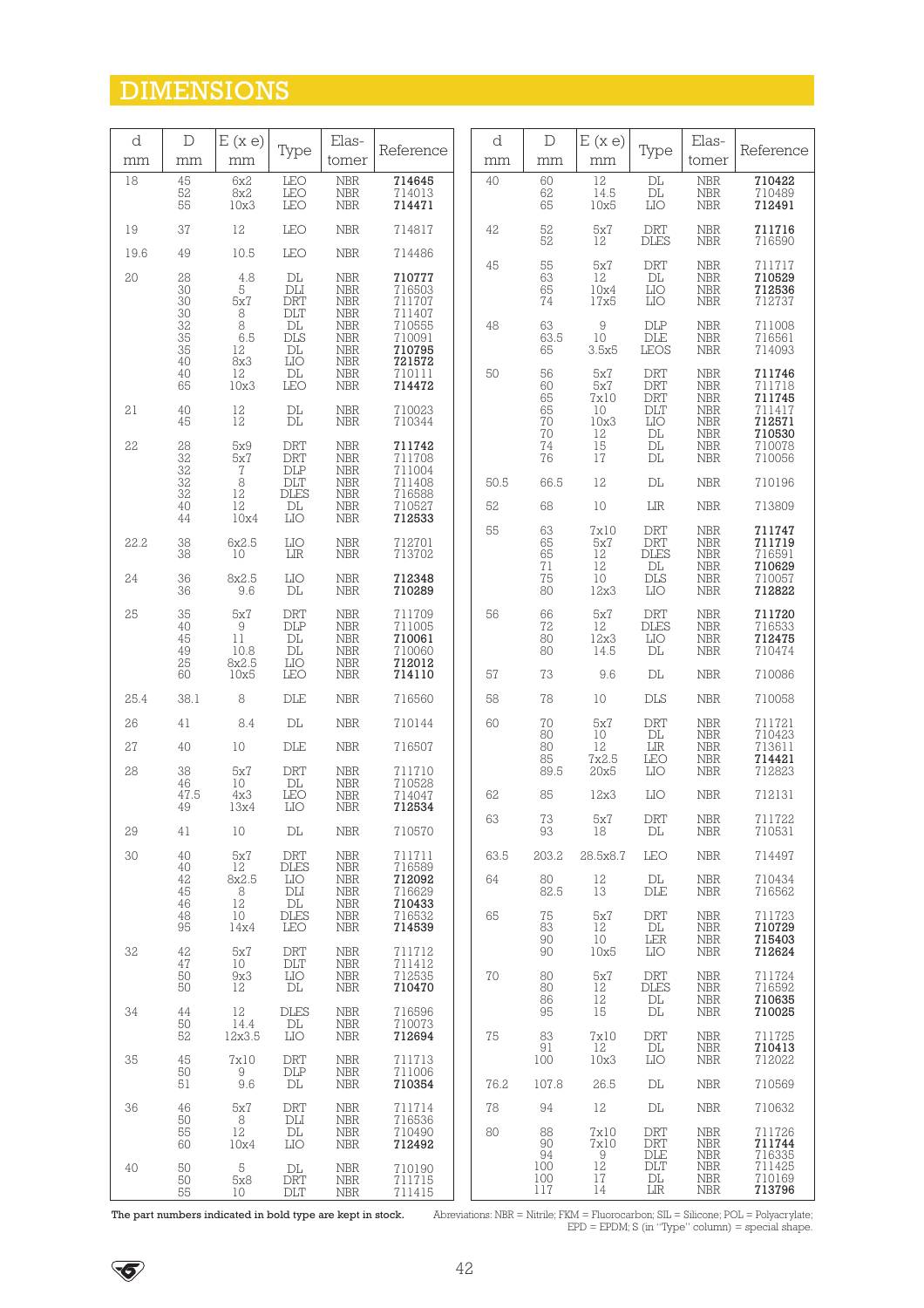# DIMENSIONS

| d mm | D mm | E (x e) mm | Type | Elas-tomer | Reference |
|---|---|---|---|---|---|
| 18 | 45 | 6x2 | LEO | NBR | **714645** |
| | 52 | 8x2 | LEO | NBR | 714013 |
| | 55 | 10x3 | LEO | NBR | **714471** |
| 19 | 37 | 12 | LEO | NBR | 714817 |
| 19.6 | 49 | 10.5 | LEO | NBR | 714486 |
| 20 | 28 | 4.8 | DL | NBR | **710777** |
| | 30 | 5 | DLI | NBR | 716503 |
| | 30 | 5x7 | DRT | NBR | 711707 |
| | 30 | 8 | DLT | NBR | 711407 |
| | 32 | 8 | DL | NBR | 710555 |
| | 35 | 6.5 | DLS | NBR | 710091 |
| | 35 | 12 | DL | NBR | **710795** |
| | 40 | 8x3 | LIO | NBR | **721572** |
| | 40 | 12 | DL | NBR | 710111 |
| | 65 | 10x3 | LEO | NBR | **714472** |
| 21 | 40 | 12 | DL | NBR | 710023 |
| | 45 | 12 | DL | NBR | 710344 |
| 22 | 28 | 5x9 | DRT | NBR | **711742** |
| | 32 | 5x7 | DRT | NBR | 711708 |
| | 32 | 7 | DLP | NBR | 711004 |
| | 32 | 8 | DLT | NBR | 711408 |
| | 32 | 12 | DLES | NBR | 716588 |
| | 40 | 12 | DL | NBR | 710527 |
| | 44 | 10x4 | LIO | NBR | **712533** |
| 22.2 | 38 | 6x2.5 | LIO | NBR | 712701 |
| | 38 | 10 | LIR | NBR | 713702 |
| 24 | 36 | 8x2.5 | LIO | NBR | **712348** |
| | 36 | 9.6 | DL | NBR | **710289** |
| 25 | 35 | 5x7 | DRT | NBR | 711709 |
| | 40 | 9 | DLP | NBR | 711005 |
| | 45 | 11 | DL | NBR | **710061** |
| | 49 | 10.8 | DL | NBR | 710060 |
| | 25 | 8x2.5 | LIO | NBR | **712012** |
| | 60 | 10x5 | LEO | NBR | **714110** |
| 25.4 | 38.1 | 8 | DLE | NBR | 716560 |
| 26 | 41 | 8.4 | DL | NBR | 710144 |
| 27 | 40 | 10 | DLE | NBR | 716507 |
| 28 | 38 | 5x7 | DRT | NBR | 711710 |
| | 46 | 10 | DL | NBR | 710528 |
| | 47.5 | 4x3 | LEO | NBR | 714047 |
| | 49 | 13x4 | LIO | NBR | **712534** |
| 29 | 41 | 10 | DL | NBR | 710570 |
| 30 | 40 | 5x7 | DRT | NBR | 711711 |
| | 40 | 12 | DLES | NBR | 716589 |
| | 42 | 8x2.5 | LIO | NBR | **712092** |
| | 45 | 8 | DLI | NBR | 716629 |
| | 46 | 12 | DL | NBR | **710433** |
| | 48 | 10 | DLES | NBR | 716532 |
| | 95 | 14x4 | LEO | NBR | **714539** |
| 32 | 42 | 5x7 | DRT | NBR | 711712 |
| | 47 | 10 | DLT | NBR | 711412 |
| | 50 | 9x3 | LIO | NBR | 712535 |
| | 50 | 12 | DL | NBR | **710470** |
| 34 | 44 | 12 | DLES | NBR | 716596 |
| | 50 | 14.4 | DL | NBR | 710073 |
| | 52 | 12x3.5 | LIO | NBR | **712694** |
| 35 | 45 | 7x10 | DRT | NBR | 711713 |
| | 50 | 9 | DLP | NBR | 711006 |
| | 51 | 9.6 | DL | NBR | **710354** |
| 36 | 46 | 5x7 | DRT | NBR | 711714 |
| | 50 | 8 | DLI | NBR | 716536 |
| | 55 | 12 | DL | NBR | 710490 |
| | 60 | 10x4 | LIO | NBR | **712492** |
| 40 | 50 | 5 | DL | NBR | 710190 |
| | 50 | 5x8 | DRT | NBR | 711715 |
| | 55 | 10 | DLT | NBR | 711415 |
| | 60 | 12 | DL | NBR | **710422** |
| | 62 | 14.5 | DL | NBR | 710489 |
| | 65 | 10x5 | LIO | NBR | **712491** |
| 42 | 52 | 5x7 | DRT | NBR | **711716** |
| | 52 | 12 | DLES | NBR | 716590 |
| 45 | 55 | 5x7 | DRT | NBR | 711717 |
| | 63 | 12 | DL | NBR | **710529** |
| | 65 | 10x4 | LIO | NBR | **712536** |
| | 74 | 17x5 | LIO | NBR | 712737 |
| 48 | 63 | 9 | DLP | NBR | 711008 |
| | 63.5 | 10 | DLE | NBR | 716561 |
| | 65 | 3.5x5 | LEOS | NBR | 714093 |
| 50 | 56 | 5x7 | DRT | NBR | **711746** |
| | 60 | 5x7 | DRT | NBR | 711718 |
| | 65 | 7x10 | DRT | NBR | **711745** |
| | 65 | 10 | DLT | NBR | 711417 |
| | 70 | 10x3 | LIO | NBR | **712571** |
| | 70 | 12 | DL | NBR | **710530** |
| | 74 | 15 | DL | NBR | 710078 |
| | 76 | 17 | DL | NBR | 710056 |
| 50.5 | 66.5 | 12 | DL | NBR | 710196 |
| 52 | 68 | 10 | LIR | NBR | 713809 |
| 55 | 63 | 7x10 | DRT | NBR | **711747** |
| | 65 | 5x7 | DRT | NBR | **711719** |
| | 65 | 12 | DLES | NBR | 716591 |
| | 71 | 12 | DL | NBR | **710629** |
| | 75 | 10 | DLS | NBR | 710057 |
| | 80 | 12x3 | LIO | NBR | **712822** |
| 56 | 66 | 5x7 | DRT | NBR | **711720** |
| | 72 | 12 | DLES | NBR | 716533 |
| | 80 | 12x3 | LIO | NBR | **712475** |
| | 80 | 14.5 | DL | NBR | 710474 |
| 57 | 73 | 9.6 | DL | NBR | 710086 |
| 58 | 78 | 10 | DLS | NBR | 710058 |
| 60 | 70 | 5x7 | DRT | NBR | 711721 |
| | 80 | 10 | DL | NBR | 710423 |
| | 80 | 12 | LIR | NBR | 713611 |
| | 85 | 7x2.5 | LEO | NBR | **714421** |
| | 89.5 | 20x5 | LIO | NBR | 712823 |
| 62 | 85 | 12x3 | LIO | NBR | 712131 |
| 63 | 73 | 5x7 | DRT | NBR | 711722 |
| | 93 | 18 | DL | NBR | 710531 |
| 63.5 | 203.2 | 28.5x8.7 | LEO | NBR | 714497 |
| 64 | 80 | 12 | DL | NBR | 710434 |
| | 82.5 | 13 | DLE | NBR | 716562 |
| 65 | 75 | 5x7 | DRT | NBR | 711723 |
| | 83 | 12 | DL | NBR | **710729** |
| | 90 | 10 | LER | NBR | **715403** |
| | 90 | 10x5 | LIO | NBR | **712624** |
| 70 | 80 | 5x7 | DRT | NBR | 711724 |
| | 80 | 12 | DLES | NBR | 716592 |
| | 86 | 12 | DL | NBR | **710635** |
| | 95 | 15 | DL | NBR | **710025** |
| 75 | 83 | 7x10 | DRT | NBR | 711725 |
| | 91 | 12 | DL | NBR | **710413** |
| | 100 | 10x3 | LIO | NBR | 712022 |
| 76.2 | 107.8 | 26.5 | DL | NBR | 710569 |
| 78 | 94 | 12 | DL | NBR | 710632 |
| 80 | 88 | 7x10 | DRT | NBR | 711726 |
| | 90 | 7x10 | DRT | NBR | **711744** |
| | 94 | 9 | DLE | NBR | 716335 |
| | 100 | 12 | DLT | NBR | 711425 |
| | 100 | 17 | DL | NBR | 710169 |
| | 117 | 14 | LIR | NBR | **713796** |

**The part numbers indicated in bold type are kept in stock.**

Abreviations: NBR = Nitrile; FKM = Fluorocarbon; SIL = Silicone; POL = Polyacrylate; EPD = EPDM; S (in "Type" column) = special shape.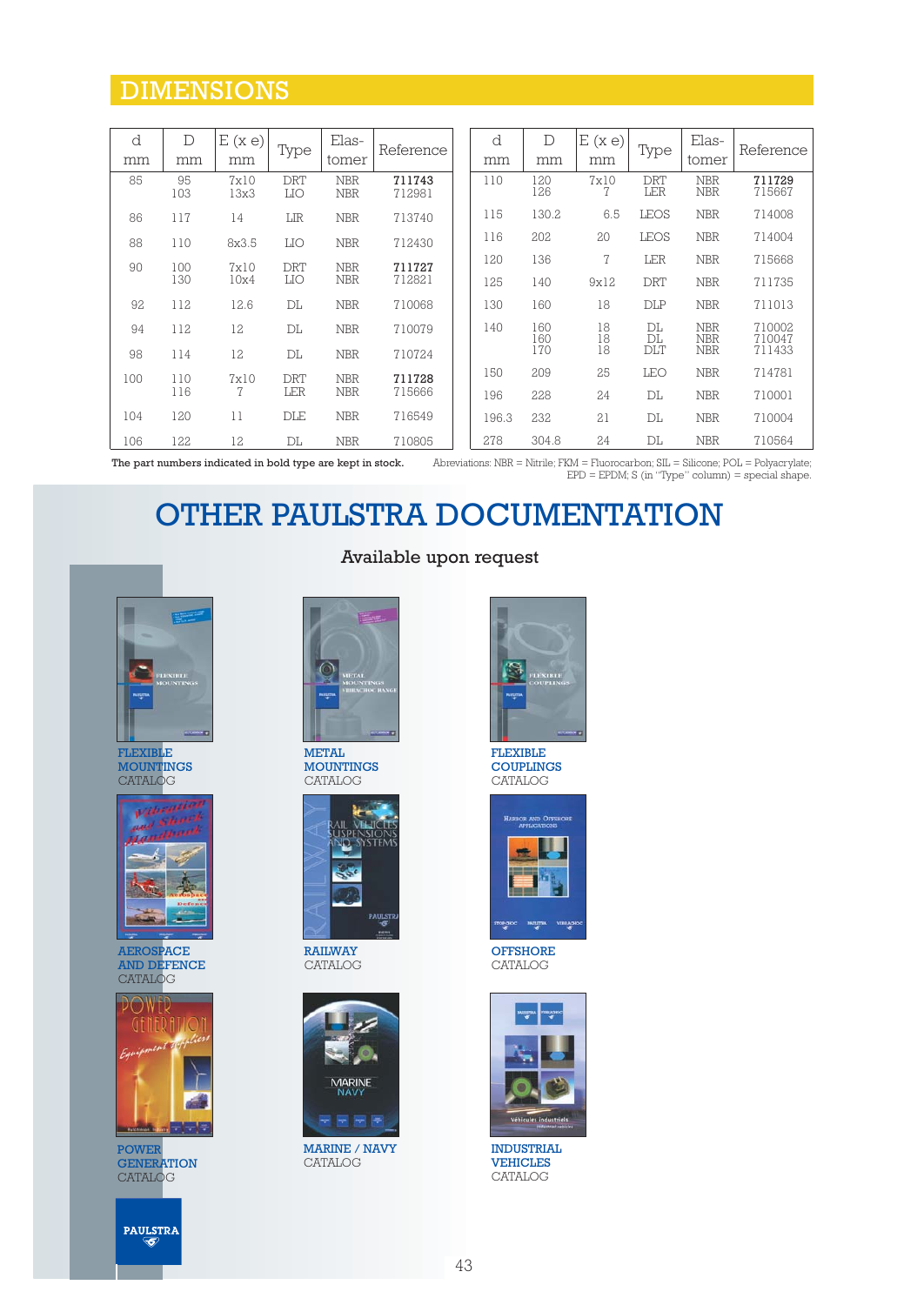# DIMENSIONS

| d mm | D mm | E (x e) mm | Type | Elas-tomer | Reference |
|---|---|---|---|---|---|
| 85 | 95<br>103 | 7x10<br>13x3 | DRT<br>LIO | NBR<br>NBR | **711743**<br>712981 |
| 86 | 117 | 14 | LIR | NBR | 713740 |
| 88 | 110 | 8x3.5 | LIO | NBR | 712430 |
| 90 | 100<br>130 | 7x10<br>10x4 | DRT<br>LIO | NBR<br>NBR | **711727**<br>712821 |
| 92 | 112 | 12.6 | DL | NBR | 710068 |
| 94 | 112 | 12 | DL | NBR | 710079 |
| 98 | 114 | 12 | DL | NBR | 710724 |
| 100 | 110<br>116 | 7x10<br>7 | DRT<br>LER | NBR<br>NBR | **711728**<br>715666 |
| 104 | 120 | 11 | DLE | NBR | 716549 |
| 106 | 122 | 12 | DL | NBR | 710805 |

| d mm | D mm | E (x e) mm | Type | Elas-tomer | Reference |
|---|---|---|---|---|---|
| 110 | 120<br>126 | 7x10<br>7 | DRT<br>LER | NBR<br>NBR | **711729**<br>715667 |
| 115 | 130.2 | 6.5 | LEOS | NBR | 714008 |
| 116 | 202 | 20 | LEOS | NBR | 714004 |
| 120 | 136 | 7 | LER | NBR | 715668 |
| 125 | 140 | 9x12 | DRT | NBR | 711735 |
| 130 | 160 | 18 | DLP | NBR | 711013 |
| 140 | 160<br>160<br>170 | 18<br>18<br>18 | DL<br>DL<br>DLT | NBR<br>NBR<br>NBR | 710002<br>710047<br>711433 |
| 150 | 209 | 25 | LEO | NBR | 714781 |
| 196 | 228 | 24 | DL | NBR | 710001 |
| 196.3 | 232 | 21 | DL | NBR | 710004 |
| 278 | 304.8 | 24 | DL | NBR | 710564 |

**The part numbers indicated in bold type are kept in stock.**

Abreviations: NBR = Nitrile; FKM = Fluorocarbon; SIL = Silicone; POL = Polyacrylate; EPD = EPDM; S (in "Type" column) = special shape.

# OTHER PAULSTRA DOCUMENTATION

## Available upon request

**FLEXIBLE MOUNTINGS** CATALOG

**METAL MOUNTINGS** CATALOG

**FLEXIBLE COUPLINGS** CATALOG

**AEROSPACE AND DEFENCE** CATALOG

**RAILWAY** CATALOG

**OFFSHORE** CATALOG

**POWER GENERATION** CATALOG

**MARINE / NAVY** CATALOG

**INDUSTRIAL VEHICLES** CATALOG

PAULSTRA